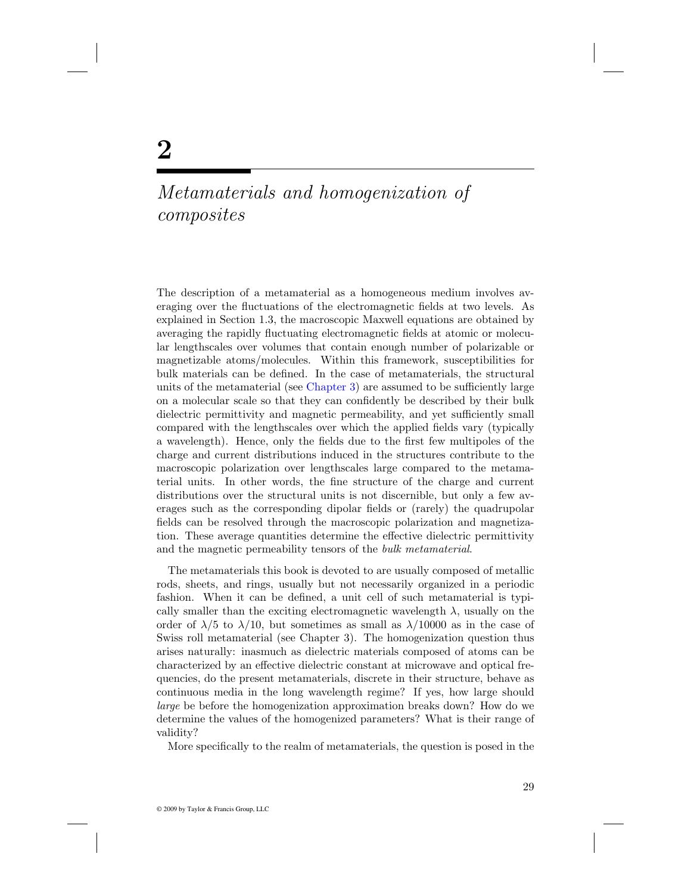# 2

## *Metamaterials and homogenization of composites*

The description of a metamaterial as a homogeneous medium involves averaging over the fluctuations of the electromagnetic fields at two levels. As explained in Section 1.3, the macroscopic Maxwell equations are obtained by averaging the rapidly fluctuating electromagnetic fields at atomic or molecular lengthscales over volumes that contain enough number of polarizable or magnetizable atoms/molecules. Within this framework, susceptibilities for bulk materials can be defined. In the case of metamaterials, the structural units of the metamaterial (see Chapter 3) are assumed to be sufficiently large on a molecular scale so that they can confidently be described by their bulk dielectric permittivity and magnetic permeability, and yet sufficiently small compared with the lengthscales over which the applied fields vary (typically a wavelength). Hence, only the fields due to the first few multipoles of the charge and current distributions induced in the structures contribute to the macroscopic polarization over lengthscales large compared to the metamaterial units. In other words, the fine structure of the charge and current distributions over the structural units is not discernible, but only a few averages such as the corresponding dipolar fields or (rarely) the quadrupolar fields can be resolved through the macroscopic polarization and magnetization. These average quantities determine the effective dielectric permittivity and the magnetic permeability tensors of the *bulk metamaterial*.

The metamaterials this book is devoted to are usually composed of metallic rods, sheets, and rings, usually but not necessarily organized in a periodic fashion. When it can be defined, a unit cell of such metamaterial is typically smaller than the exciting electromagnetic wavelength $\lambda$, usually on the order of $\lambda/5$ to $\lambda/10$, but sometimes as small as $\lambda/10000$ as in the case of Swiss roll metamaterial (see Chapter 3). The homogenization question thus arises naturally: inasmuch as dielectric materials composed of atoms can be characterized by an effective dielectric constant at microwave and optical frequencies, do the present metamaterials, discrete in their structure, behave as continuous media in the long wavelength regime? If yes, how large should *large* be before the homogenization approximation breaks down? How do we determine the values of the homogenized parameters? What is their range of validity?

More specifically to the realm of metamaterials, the question is posed in the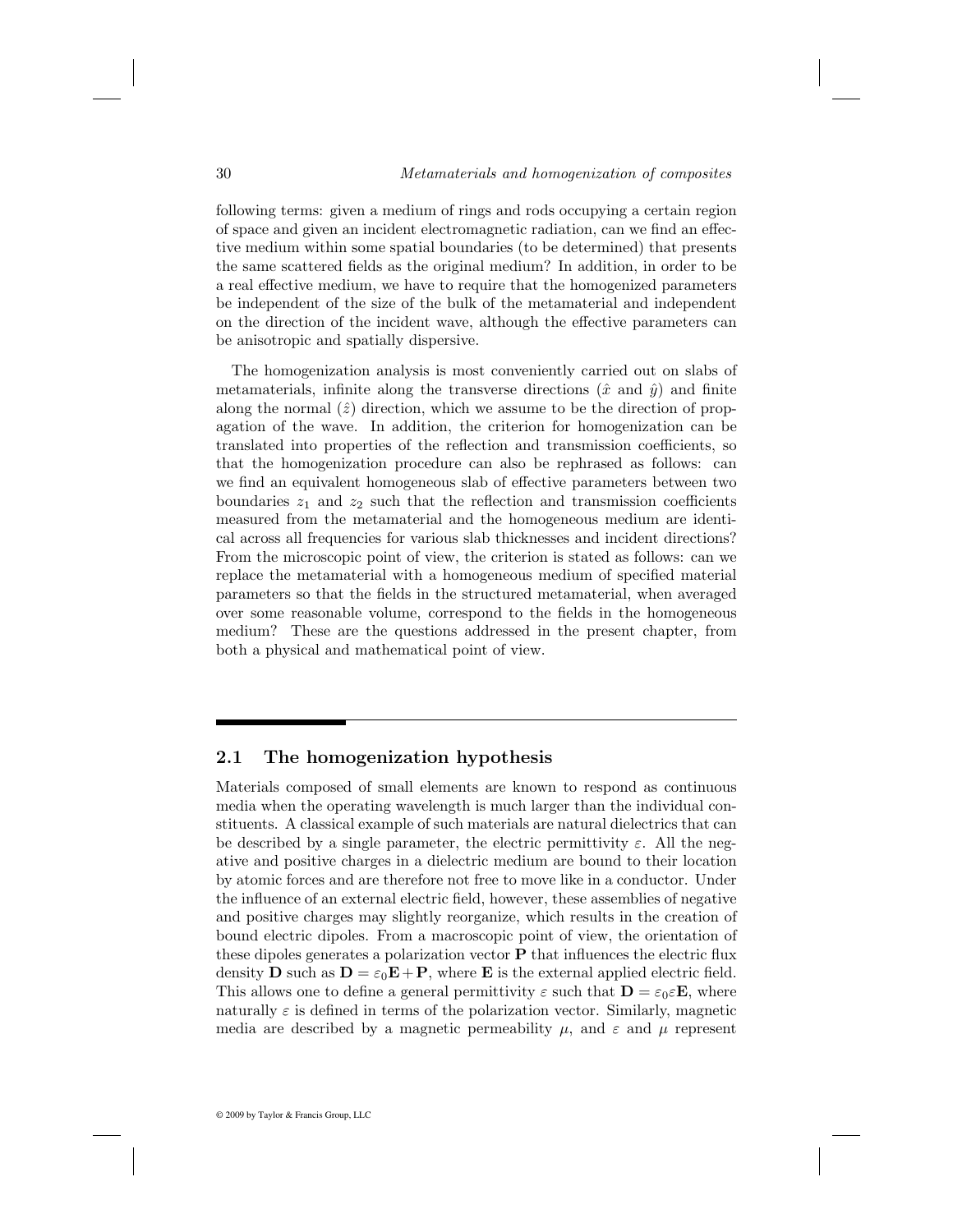following terms: given a medium of rings and rods occupying a certain region of space and given an incident electromagnetic radiation, can we find an effective medium within some spatial boundaries (to be determined) that presents the same scattered fields as the original medium? In addition, in order to be a real effective medium, we have to require that the homogenized parameters be independent of the size of the bulk of the metamaterial and independent on the direction of the incident wave, although the effective parameters can be anisotropic and spatially dispersive.

The homogenization analysis is most conveniently carried out on slabs of metamaterials, infinite along the transverse directions ($\hat{x}$ and $\hat{y}$) and finite along the normal ($\hat{z}$) direction, which we assume to be the direction of propagation of the wave. In addition, the criterion for homogenization can be translated into properties of the reflection and transmission coefficients, so that the homogenization procedure can also be rephrased as follows: can we find an equivalent homogeneous slab of effective parameters between two boundaries $z_1$ and $z_2$ such that the reflection and transmission coefficients measured from the metamaterial and the homogeneous medium are identical across all frequencies for various slab thicknesses and incident directions? From the microscopic point of view, the criterion is stated as follows: can we replace the metamaterial with a homogeneous medium of specified material parameters so that the fields in the structured metamaterial, when averaged over some reasonable volume, correspond to the fields in the homogeneous medium? These are the questions addressed in the present chapter, from both a physical and mathematical point of view.

## 2.1 The homogenization hypothesis

Materials composed of small elements are known to respond as continuous media when the operating wavelength is much larger than the individual constituents. A classical example of such materials are natural dielectrics that can be described by a single parameter, the electric permittivity $\varepsilon$. All the negative and positive charges in a dielectric medium are bound to their location by atomic forces and are therefore not free to move like in a conductor. Under the influence of an external electric field, however, these assemblies of negative and positive charges may slightly reorganize, which results in the creation of bound electric dipoles. From a macroscopic point of view, the orientation of these dipoles generates a polarization vector $\mathbf{P}$ that influences the electric flux density $\mathbf{D}$ such as $\mathbf{D} = \varepsilon_0 \mathbf{E} + \mathbf{P}$, where $\mathbf{E}$ is the external applied electric field. This allows one to define a general permittivity $\varepsilon$ such that $\mathbf{D} = \varepsilon_0 \varepsilon \mathbf{E}$, where naturally $\varepsilon$ is defined in terms of the polarization vector. Similarly, magnetic media are described by a magnetic permeability $\mu$, and $\varepsilon$ and $\mu$ represent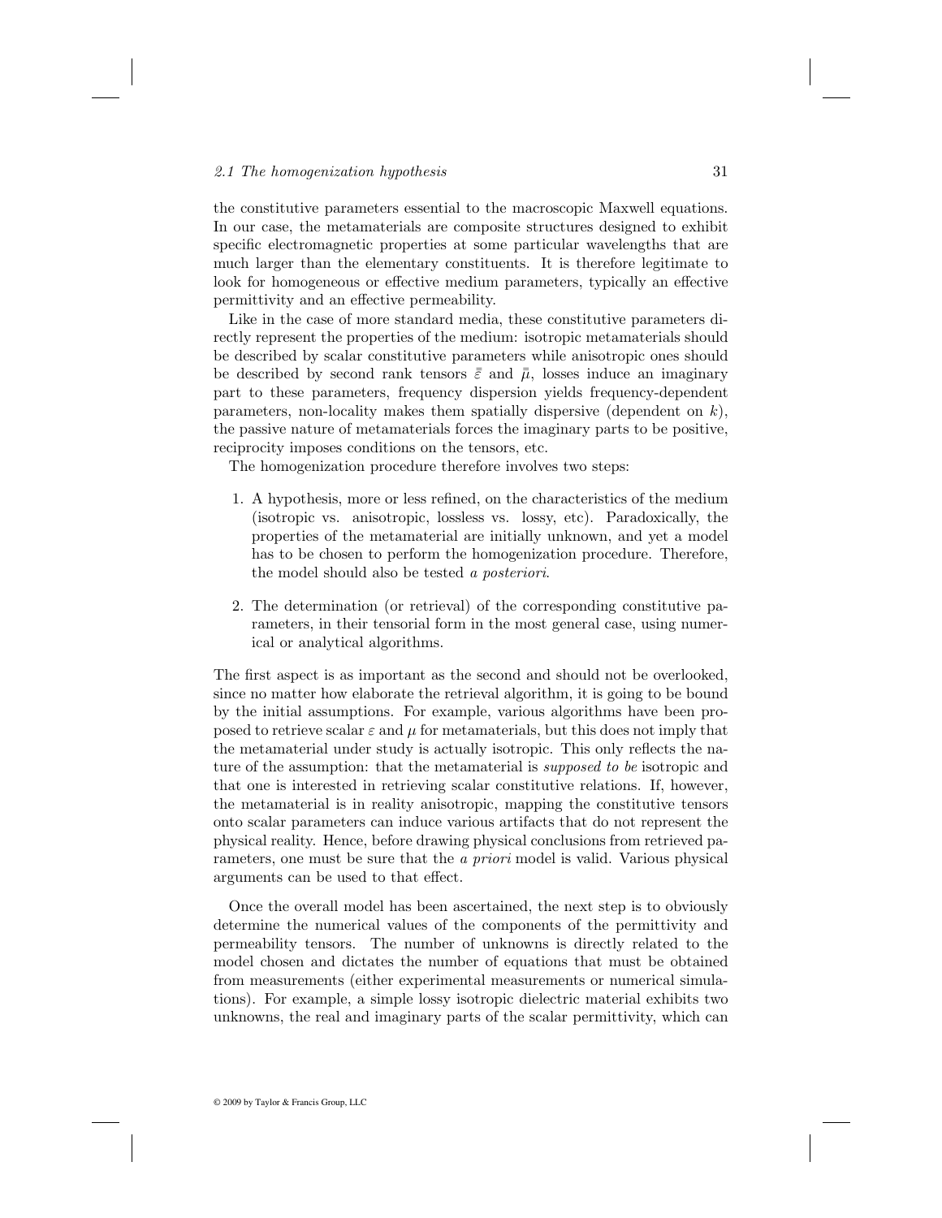the constitutive parameters essential to the macroscopic Maxwell equations. In our case, the metamaterials are composite structures designed to exhibit specific electromagnetic properties at some particular wavelengths that are much larger than the elementary constituents. It is therefore legitimate to look for homogeneous or effective medium parameters, typically an effective permittivity and an effective permeability.

Like in the case of more standard media, these constitutive parameters directly represent the properties of the medium: isotropic metamaterials should be described by scalar constitutive parameters while anisotropic ones should be described by second rank tensors $\bar{\bar{\varepsilon}}$ and $\bar{\bar{\mu}}$, losses induce an imaginary part to these parameters, frequency dispersion yields frequency-dependent parameters, non-locality makes them spatially dispersive (dependent on $k$), the passive nature of metamaterials forces the imaginary parts to be positive, reciprocity imposes conditions on the tensors, etc.

The homogenization procedure therefore involves two steps:

1. A hypothesis, more or less refined, on the characteristics of the medium (isotropic vs. anisotropic, lossless vs. lossy, etc). Paradoxically, the properties of the metamaterial are initially unknown, and yet a model has to be chosen to perform the homogenization procedure. Therefore, the model should also be tested *a posteriori*.
2. The determination (or retrieval) of the corresponding constitutive parameters, in their tensorial form in the most general case, using numerical or analytical algorithms.

The first aspect is as important as the second and should not be overlooked, since no matter how elaborate the retrieval algorithm, it is going to be bound by the initial assumptions. For example, various algorithms have been proposed to retrieve scalar $\varepsilon$ and $\mu$ for metamaterials, but this does not imply that the metamaterial under study is actually isotropic. This only reflects the nature of the assumption: that the metamaterial is *supposed to be* isotropic and that one is interested in retrieving scalar constitutive relations. If, however, the metamaterial is in reality anisotropic, mapping the constitutive tensors onto scalar parameters can induce various artifacts that do not represent the physical reality. Hence, before drawing physical conclusions from retrieved parameters, one must be sure that the *a priori* model is valid. Various physical arguments can be used to that effect.

Once the overall model has been ascertained, the next step is to obviously determine the numerical values of the components of the permittivity and permeability tensors. The number of unknowns is directly related to the model chosen and dictates the number of equations that must be obtained from measurements (either experimental measurements or numerical simulations). For example, a simple lossy isotropic dielectric material exhibits two unknowns, the real and imaginary parts of the scalar permittivity, which can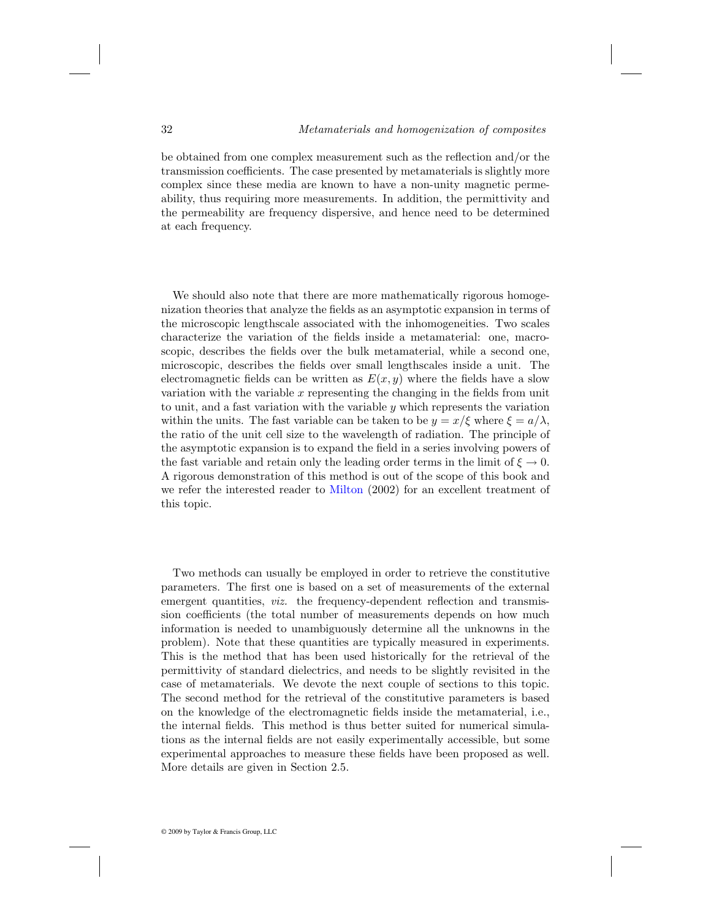be obtained from one complex measurement such as the reflection and/or the transmission coefficients. The case presented by metamaterials is slightly more complex since these media are known to have a non-unity magnetic permeability, thus requiring more measurements. In addition, the permittivity and the permeability are frequency dispersive, and hence need to be determined at each frequency.

We should also note that there are more mathematically rigorous homogenization theories that analyze the fields as an asymptotic expansion in terms of the microscopic lengthscale associated with the inhomogeneities. Two scales characterize the variation of the fields inside a metamaterial: one, macroscopic, describes the fields over the bulk metamaterial, while a second one, microscopic, describes the fields over small lengthscales inside a unit. The electromagnetic fields can be written as $E(x, y)$ where the fields have a slow variation with the variable $x$ representing the changing in the fields from unit to unit, and a fast variation with the variable $y$ which represents the variation within the units. The fast variable can be taken to be $y = x/\xi$ where $\xi = a/\lambda$, the ratio of the unit cell size to the wavelength of radiation. The principle of the asymptotic expansion is to expand the field in a series involving powers of the fast variable and retain only the leading order terms in the limit of $\xi \to 0$. A rigorous demonstration of this method is out of the scope of this book and we refer the interested reader to Milton (2002) for an excellent treatment of this topic.

Two methods can usually be employed in order to retrieve the constitutive parameters. The first one is based on a set of measurements of the external emergent quantities, *viz.* the frequency-dependent reflection and transmission coefficients (the total number of measurements depends on how much information is needed to unambiguously determine all the unknowns in the problem). Note that these quantities are typically measured in experiments. This is the method that has been used historically for the retrieval of the permittivity of standard dielectrics, and needs to be slightly revisited in the case of metamaterials. We devote the next couple of sections to this topic. The second method for the retrieval of the constitutive parameters is based on the knowledge of the electromagnetic fields inside the metamaterial, i.e., the internal fields. This method is thus better suited for numerical simulations as the internal fields are not easily experimentally accessible, but some experimental approaches to measure these fields have been proposed as well. More details are given in Section 2.5.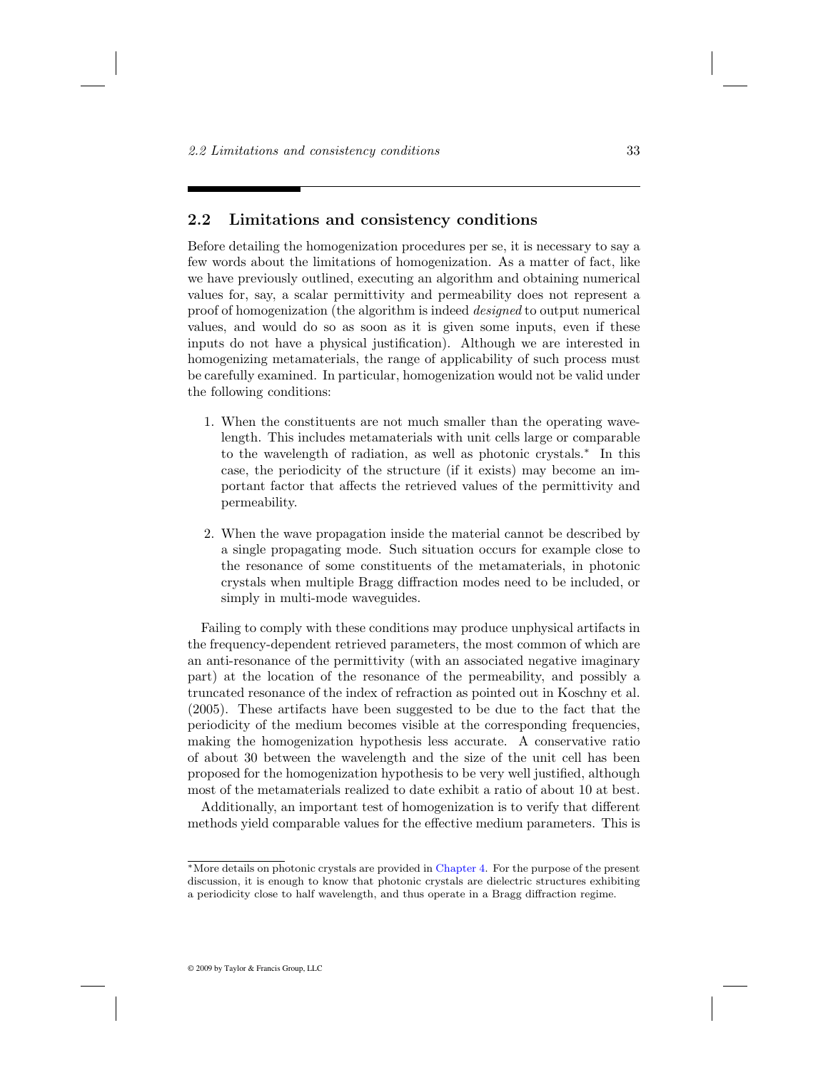## 2.2 Limitations and consistency conditions

Before detailing the homogenization procedures per se, it is necessary to say a few words about the limitations of homogenization. As a matter of fact, like we have previously outlined, executing an algorithm and obtaining numerical values for, say, a scalar permittivity and permeability does not represent a proof of homogenization (the algorithm is indeed *designed* to output numerical values, and would do so as soon as it is given some inputs, even if these inputs do not have a physical justification). Although we are interested in homogenizing metamaterials, the range of applicability of such process must be carefully examined. In particular, homogenization would not be valid under the following conditions:

1. When the constituents are not much smaller than the operating wavelength. This includes metamaterials with unit cells large or comparable to the wavelength of radiation, as well as photonic crystals.* In this case, the periodicity of the structure (if it exists) may become an important factor that affects the retrieved values of the permittivity and permeability.

2. When the wave propagation inside the material cannot be described by a single propagating mode. Such situation occurs for example close to the resonance of some constituents of the metamaterials, in photonic crystals when multiple Bragg diffraction modes need to be included, or simply in multi-mode waveguides.

Failing to comply with these conditions may produce unphysical artifacts in the frequency-dependent retrieved parameters, the most common of which are an anti-resonance of the permittivity (with an associated negative imaginary part) at the location of the resonance of the permeability, and possibly a truncated resonance of the index of refraction as pointed out in Koschny et al. (2005). These artifacts have been suggested to be due to the fact that the periodicity of the medium becomes visible at the corresponding frequencies, making the homogenization hypothesis less accurate. A conservative ratio of about 30 between the wavelength and the size of the unit cell has been proposed for the homogenization hypothesis to be very well justified, although most of the metamaterials realized to date exhibit a ratio of about 10 at best.

Additionally, an important test of homogenization is to verify that different methods yield comparable values for the effective medium parameters. This is

*More details on photonic crystals are provided in Chapter 4. For the purpose of the present discussion, it is enough to know that photonic crystals are dielectric structures exhibiting a periodicity close to half wavelength, and thus operate in a Bragg diffraction regime.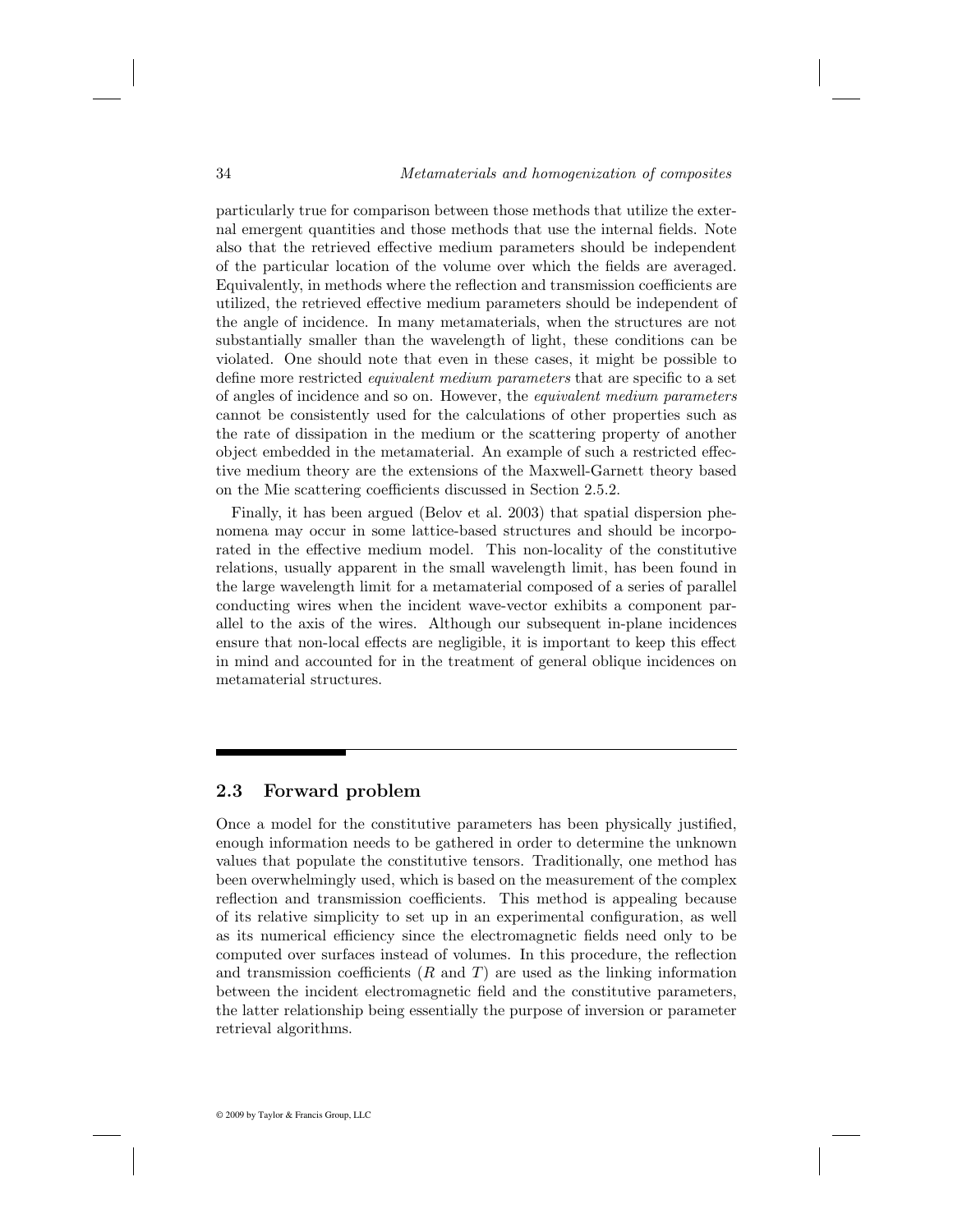particularly true for comparison between those methods that utilize the external emergent quantities and those methods that use the internal fields. Note also that the retrieved effective medium parameters should be independent of the particular location of the volume over which the fields are averaged. Equivalently, in methods where the reflection and transmission coefficients are utilized, the retrieved effective medium parameters should be independent of the angle of incidence. In many metamaterials, when the structures are not substantially smaller than the wavelength of light, these conditions can be violated. One should note that even in these cases, it might be possible to define more restricted *equivalent medium parameters* that are specific to a set of angles of incidence and so on. However, the *equivalent medium parameters* cannot be consistently used for the calculations of other properties such as the rate of dissipation in the medium or the scattering property of another object embedded in the metamaterial. An example of such a restricted effective medium theory are the extensions of the Maxwell-Garnett theory based on the Mie scattering coefficients discussed in Section 2.5.2.

Finally, it has been argued (Belov et al. 2003) that spatial dispersion phenomena may occur in some lattice-based structures and should be incorporated in the effective medium model. This non-locality of the constitutive relations, usually apparent in the small wavelength limit, has been found in the large wavelength limit for a metamaterial composed of a series of parallel conducting wires when the incident wave-vector exhibits a component parallel to the axis of the wires. Although our subsequent in-plane incidences ensure that non-local effects are negligible, it is important to keep this effect in mind and accounted for in the treatment of general oblique incidences on metamaterial structures.

## 2.3 Forward problem

Once a model for the constitutive parameters has been physically justified, enough information needs to be gathered in order to determine the unknown values that populate the constitutive tensors. Traditionally, one method has been overwhelmingly used, which is based on the measurement of the complex reflection and transmission coefficients. This method is appealing because of its relative simplicity to set up in an experimental configuration, as well as its numerical efficiency since the electromagnetic fields need only to be computed over surfaces instead of volumes. In this procedure, the reflection and transmission coefficients ($R$ and $T$) are used as the linking information between the incident electromagnetic field and the constitutive parameters, the latter relationship being essentially the purpose of inversion or parameter retrieval algorithms.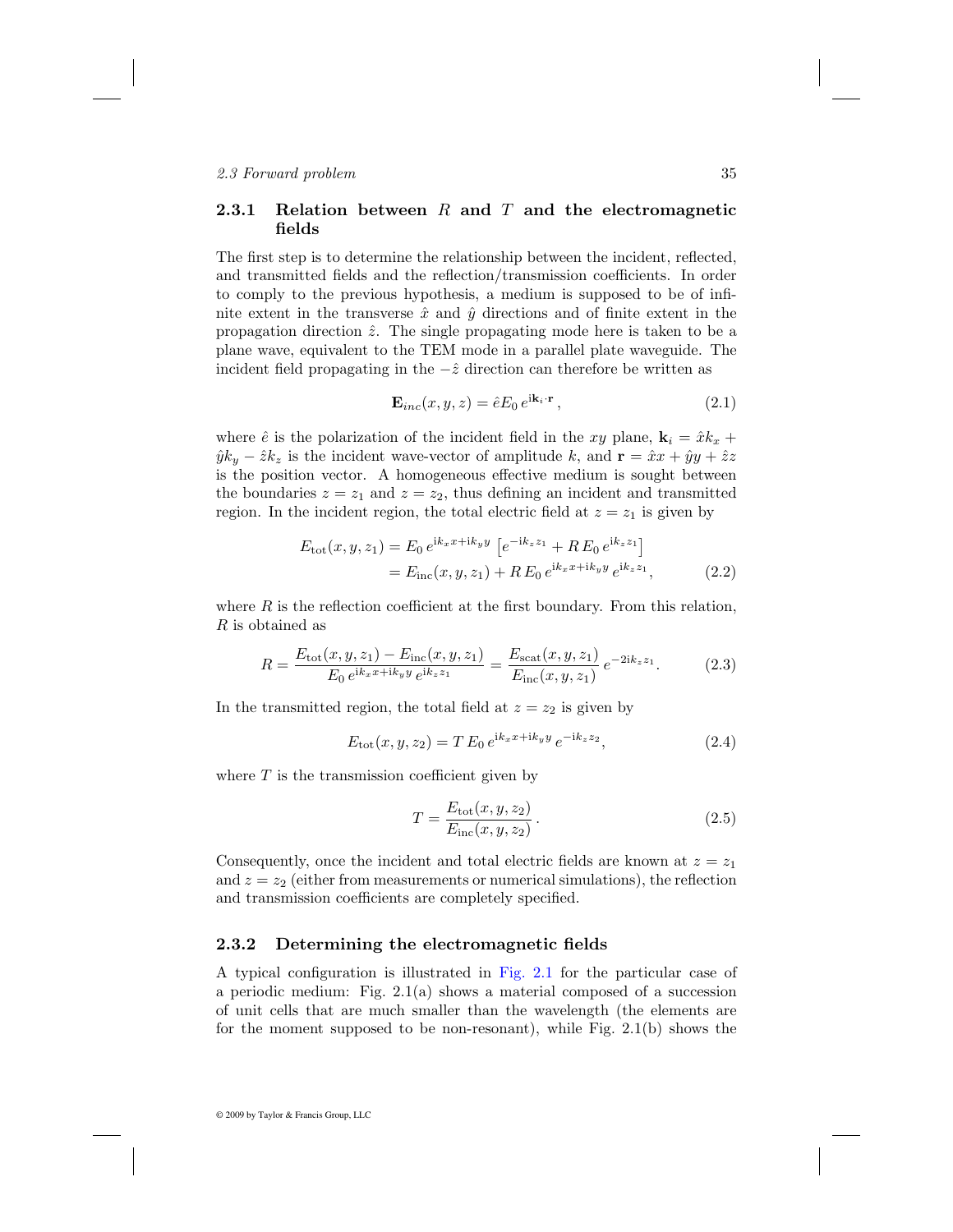### 2.3.1 Relation between $R$ and $T$ and the electromagnetic fields

The first step is to determine the relationship between the incident, reflected, and transmitted fields and the reflection/transmission coefficients. In order to comply to the previous hypothesis, a medium is supposed to be of infinite extent in the transverse $\hat{x}$ and $\hat{y}$ directions and of finite extent in the propagation direction $\hat{z}$. The single propagating mode here is taken to be a plane wave, equivalent to the TEM mode in a parallel plate waveguide. The incident field propagating in the $-\hat{z}$ direction can therefore be written as

$$\mathbf{E}_{inc}(x, y, z) = \hat{e} E_0 \, e^{\mathrm{i}\mathbf{k}_i \cdot \mathbf{r}}, \tag{2.1}$$

where $\hat{e}$ is the polarization of the incident field in the $xy$ plane, $\mathbf{k}_i = \hat{x}k_x + \hat{y}k_y - \hat{z}k_z$ is the incident wave-vector of amplitude $k$, and $\mathbf{r} = \hat{x}x + \hat{y}y + \hat{z}z$ is the position vector. A homogeneous effective medium is sought between the boundaries $z = z_1$ and $z = z_2$, thus defining an incident and transmitted region. In the incident region, the total electric field at $z = z_1$ is given by

$$\begin{aligned} E_{\mathrm{tot}}(x, y, z_1) &= E_0 \, e^{\mathrm{i}k_x x + \mathrm{i}k_y y} \left[ e^{-\mathrm{i}k_z z_1} + R \, E_0 \, e^{\mathrm{i}k_z z_1} \right] \\ &= E_{\mathrm{inc}}(x, y, z_1) + R \, E_0 \, e^{\mathrm{i}k_x x + \mathrm{i}k_y y} \, e^{\mathrm{i}k_z z_1}, \end{aligned} \tag{2.2}$$

where $R$ is the reflection coefficient at the first boundary. From this relation, $R$ is obtained as

$$R = \frac{E_{\mathrm{tot}}(x, y, z_1) - E_{\mathrm{inc}}(x, y, z_1)}{E_0 \, e^{\mathrm{i}k_x x + \mathrm{i}k_y y} \, e^{\mathrm{i}k_z z_1}} = \frac{E_{\mathrm{scat}}(x, y, z_1)}{E_{\mathrm{inc}}(x, y, z_1)} \, e^{-2\mathrm{i}k_z z_1}. \tag{2.3}$$

In the transmitted region, the total field at $z = z_2$ is given by

$$E_{\mathrm{tot}}(x, y, z_2) = T \, E_0 \, e^{\mathrm{i}k_x x + \mathrm{i}k_y y} \, e^{-\mathrm{i}k_z z_2}, \tag{2.4}$$

where $T$ is the transmission coefficient given by

$$T = \frac{E_{\mathrm{tot}}(x, y, z_2)}{E_{\mathrm{inc}}(x, y, z_2)}. \tag{2.5}$$

Consequently, once the incident and total electric fields are known at $z = z_1$ and $z = z_2$ (either from measurements or numerical simulations), the reflection and transmission coefficients are completely specified.

### 2.3.2 Determining the electromagnetic fields

A typical configuration is illustrated in Fig. 2.1 for the particular case of a periodic medium: Fig. 2.1(a) shows a material composed of a succession of unit cells that are much smaller than the wavelength (the elements are for the moment supposed to be non-resonant), while Fig. 2.1(b) shows the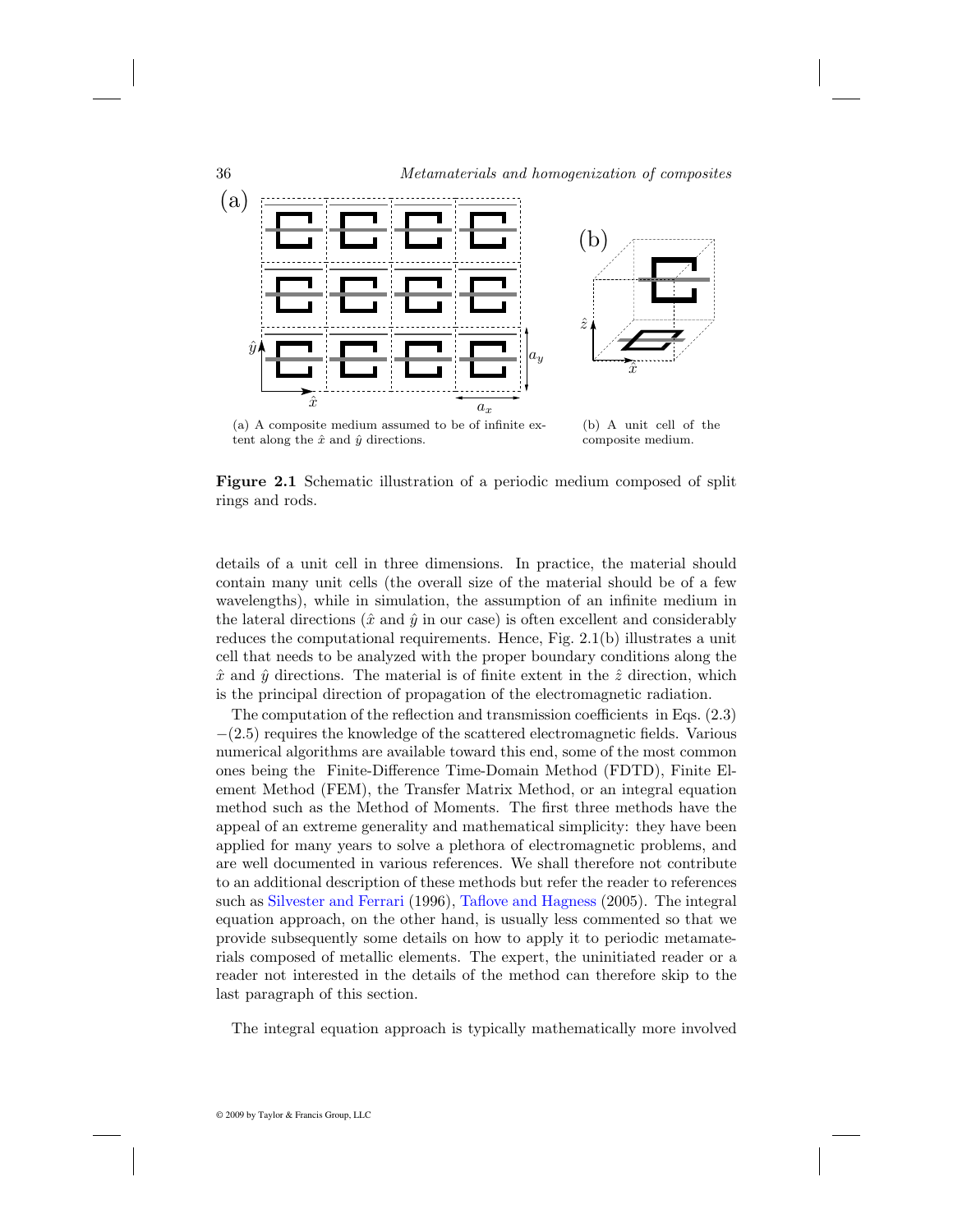(a) A composite medium assumed to be of infinite extent along the $\hat{x}$ and $\hat{y}$ directions.

(b) A unit cell of the composite medium.

**Figure 2.1** Schematic illustration of a periodic medium composed of split rings and rods.

details of a unit cell in three dimensions. In practice, the material should contain many unit cells (the overall size of the material should be of a few wavelengths), while in simulation, the assumption of an infinite medium in the lateral directions ($\hat{x}$ and $\hat{y}$ in our case) is often excellent and considerably reduces the computational requirements. Hence, Fig. 2.1(b) illustrates a unit cell that needs to be analyzed with the proper boundary conditions along the $\hat{x}$ and $\hat{y}$ directions. The material is of finite extent in the $\hat{z}$ direction, which is the principal direction of propagation of the electromagnetic radiation.

The computation of the reflection and transmission coefficients in Eqs. (2.3) −(2.5) requires the knowledge of the scattered electromagnetic fields. Various numerical algorithms are available toward this end, some of the most common ones being the Finite-Difference Time-Domain Method (FDTD), Finite Element Method (FEM), the Transfer Matrix Method, or an integral equation method such as the Method of Moments. The first three methods have the appeal of an extreme generality and mathematical simplicity: they have been applied for many years to solve a plethora of electromagnetic problems, and are well documented in various references. We shall therefore not contribute to an additional description of these methods but refer the reader to references such as Silvester and Ferrari (1996), Taflove and Hagness (2005). The integral equation approach, on the other hand, is usually less commented so that we provide subsequently some details on how to apply it to periodic metamaterials composed of metallic elements. The expert, the uninitiated reader or a reader not interested in the details of the method can therefore skip to the last paragraph of this section.

The integral equation approach is typically mathematically more involved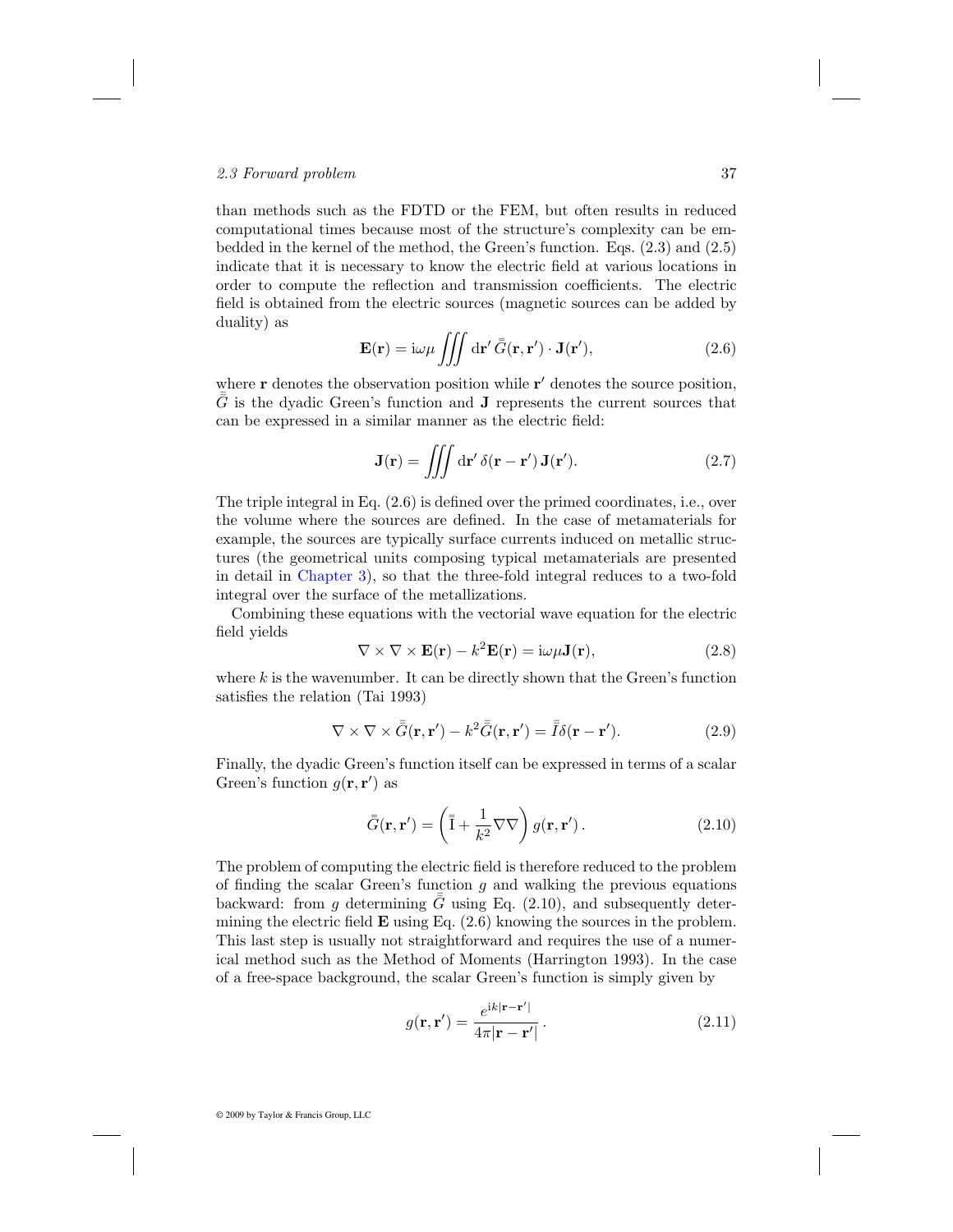than methods such as the FDTD or the FEM, but often results in reduced computational times because most of the structure's complexity can be embedded in the kernel of the method, the Green's function. Eqs. (2.3) and (2.5) indicate that it is necessary to know the electric field at various locations in order to compute the reflection and transmission coefficients. The electric field is obtained from the electric sources (magnetic sources can be added by duality) as

$$\mathbf{E}(\mathbf{r}) = \mathrm{i}\omega\mu \iiint \mathrm{d}\mathbf{r}' \, \bar{\bar{G}}(\mathbf{r}, \mathbf{r}') \cdot \mathbf{J}(\mathbf{r}'), \tag{2.6}$$

where $\mathbf{r}$ denotes the observation position while $\mathbf{r}'$ denotes the source position, $\bar{\bar{G}}$ is the dyadic Green's function and $\mathbf{J}$ represents the current sources that can be expressed in a similar manner as the electric field:

$$\mathbf{J}(\mathbf{r}) = \iiint \mathrm{d}\mathbf{r}' \, \delta(\mathbf{r} - \mathbf{r}') \, \mathbf{J}(\mathbf{r}'). \tag{2.7}$$

The triple integral in Eq. (2.6) is defined over the primed coordinates, i.e., over the volume where the sources are defined. In the case of metamaterials for example, the sources are typically surface currents induced on metallic structures (the geometrical units composing typical metamaterials are presented in detail in Chapter 3), so that the three-fold integral reduces to a two-fold integral over the surface of the metallizations.

Combining these equations with the vectorial wave equation for the electric field yields

$$\nabla \times \nabla \times \mathbf{E}(\mathbf{r}) - k^2 \mathbf{E}(\mathbf{r}) = \mathrm{i}\omega\mu \mathbf{J}(\mathbf{r}), \tag{2.8}$$

where $k$ is the wavenumber. It can be directly shown that the Green's function satisfies the relation (Tai 1993)

$$\nabla \times \nabla \times \bar{\bar{G}}(\mathbf{r}, \mathbf{r}') - k^2 \bar{\bar{G}}(\mathbf{r}, \mathbf{r}') = \bar{\bar{I}} \delta(\mathbf{r} - \mathbf{r}'). \tag{2.9}$$

Finally, the dyadic Green's function itself can be expressed in terms of a scalar Green's function $g(\mathbf{r}, \mathbf{r}')$ as

$$\bar{\bar{G}}(\mathbf{r}, \mathbf{r}') = \left( \bar{\bar{\mathrm{I}}} + \frac{1}{k^2} \nabla \nabla \right) g(\mathbf{r}, \mathbf{r}') \, . \tag{2.10}$$

The problem of computing the electric field is therefore reduced to the problem of finding the scalar Green's function $g$ and walking the previous equations backward: from $g$ determining $\bar{\bar{G}}$ using Eq. (2.10), and subsequently determining the electric field $\mathbf{E}$ using Eq. (2.6) knowing the sources in the problem. This last step is usually not straightforward and requires the use of a numerical method such as the Method of Moments (Harrington 1993). In the case of a free-space background, the scalar Green's function is simply given by

$$g(\mathbf{r}, \mathbf{r}') = \frac{e^{\mathrm{i}k|\mathbf{r} - \mathbf{r}'|}}{4\pi |\mathbf{r} - \mathbf{r}'|} \, . \tag{2.11}$$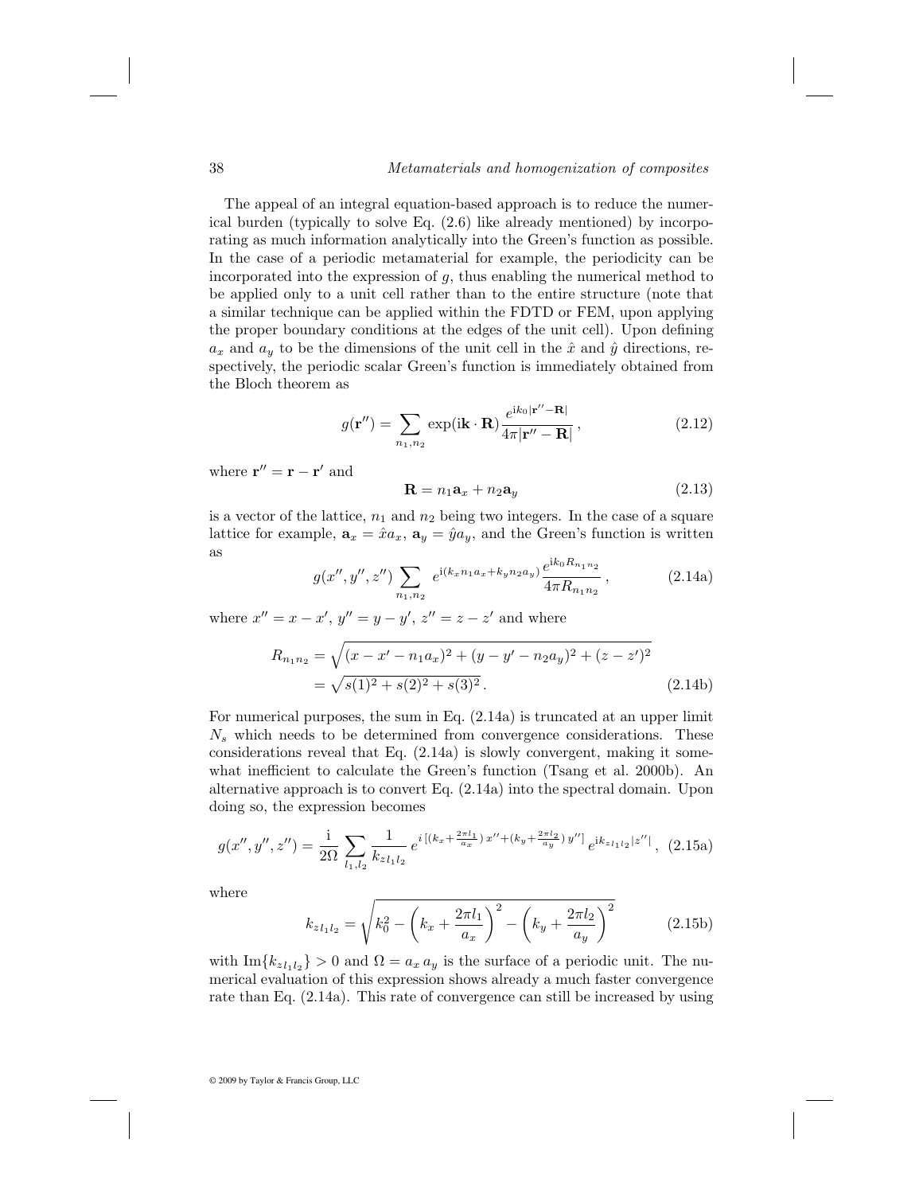The appeal of an integral equation-based approach is to reduce the numerical burden (typically to solve Eq. (2.6) like already mentioned) by incorporating as much information analytically into the Green's function as possible. In the case of a periodic metamaterial for example, the periodicity can be incorporated into the expression of $g$, thus enabling the numerical method to be applied only to a unit cell rather than to the entire structure (note that a similar technique can be applied within the FDTD or FEM, upon applying the proper boundary conditions at the edges of the unit cell). Upon defining $a_x$ and $a_y$ to be the dimensions of the unit cell in the $\hat{x}$ and $\hat{y}$ directions, respectively, the periodic scalar Green's function is immediately obtained from the Bloch theorem as

$$g(\mathbf{r}'') = \sum_{n_1, n_2} \exp(\mathrm{i}\mathbf{k} \cdot \mathbf{R}) \frac{e^{\mathrm{i}k_0|\mathbf{r}'' - \mathbf{R}|}}{4\pi|\mathbf{r}'' - \mathbf{R}|}, \tag{2.12}$$

where $\mathbf{r}'' = \mathbf{r} - \mathbf{r}'$ and

$$\mathbf{R} = n_1 \mathbf{a}_x + n_2 \mathbf{a}_y \tag{2.13}$$

is a vector of the lattice, $n_1$ and $n_2$ being two integers. In the case of a square lattice for example, $\mathbf{a}_x = \hat{x}a_x$, $\mathbf{a}_y = \hat{y}a_y$, and the Green's function is written as

$$g(x'', y'', z'') \sum_{n_1, n_2} e^{\mathrm{i}(k_x n_1 a_x + k_y n_2 a_y)} \frac{e^{\mathrm{i}k_0 R_{n_1 n_2}}}{4\pi R_{n_1 n_2}}, \tag{2.14a}$$

where $x'' = x - x'$, $y'' = y - y'$, $z'' = z - z'$ and where

$$\begin{aligned} R_{n_1 n_2} &= \sqrt{(x - x' - n_1 a_x)^2 + (y - y' - n_2 a_y)^2 + (z - z')^2} \\ &= \sqrt{s(1)^2 + s(2)^2 + s(3)^2}. \end{aligned} \tag{2.14b}$$

For numerical purposes, the sum in Eq. (2.14a) is truncated at an upper limit $N_s$ which needs to be determined from convergence considerations. These considerations reveal that Eq. (2.14a) is slowly convergent, making it somewhat inefficient to calculate the Green's function (Tsang et al. 2000b). An alternative approach is to convert Eq. (2.14a) into the spectral domain. Upon doing so, the expression becomes

$$g(x'', y'', z'') = \frac{\mathrm{i}}{2\Omega} \sum_{l_1, l_2} \frac{1}{k_{z l_1 l_2}} e^{i\left[(k_x + \frac{2\pi l_1}{a_x})\, x'' + (k_y + \frac{2\pi l_2}{a_y})\, y''\right]} e^{\mathrm{i}k_{z l_1 l_2}|z''|}, \tag{2.15a}$$

where

$$k_{z l_1 l_2} = \sqrt{k_0^2 - \left(k_x + \frac{2\pi l_1}{a_x}\right)^2 - \left(k_y + \frac{2\pi l_2}{a_y}\right)^2} \tag{2.15b}$$

with $\mathrm{Im}\{k_{z l_1 l_2}\} > 0$ and $\Omega = a_x\, a_y$ is the surface of a periodic unit. The numerical evaluation of this expression shows already a much faster convergence rate than Eq. (2.14a). This rate of convergence can still be increased by using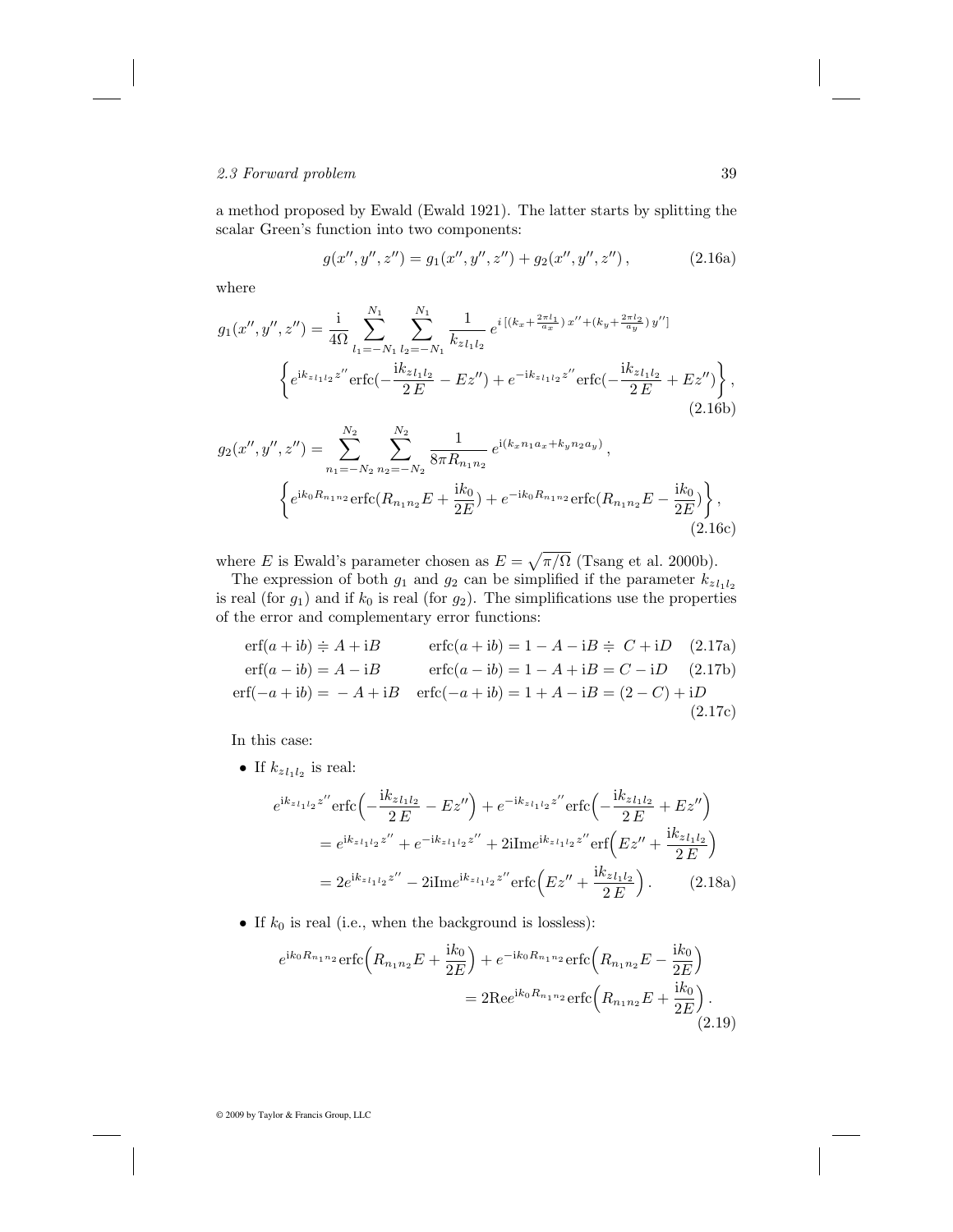a method proposed by Ewald (Ewald 1921). The latter starts by splitting the scalar Green's function into two components:

$$g(x'', y'', z'') = g_1(x'', y'', z'') + g_2(x'', y'', z''), \tag{2.16a}$$

where

$$g_1(x'', y'', z'') = \frac{\mathrm{i}}{4\Omega} \sum_{l_1=-N_1}^{N_1} \sum_{l_2=-N_1}^{N_1} \frac{1}{k_{z_{l_1 l_2}}} e^{i\left[(k_x + \frac{2\pi l_1}{a_x})\, x'' + (k_y + \frac{2\pi l_2}{a_y})\, y''\right]}$$
$$\left\{ e^{\mathrm{i}k_{z_{l_1 l_2}} z''} \mathrm{erfc}(-\frac{\mathrm{i}k_{z_{l_1 l_2}}}{2\,E} - Ez'') + e^{-\mathrm{i}k_{z_{l_1 l_2}} z''} \mathrm{erfc}(-\frac{\mathrm{i}k_{z_{l_1 l_2}}}{2\,E} + Ez'') \right\}, \tag{2.16b}$$

$$g_2(x'', y'', z'') = \sum_{n_1=-N_2}^{N_2} \sum_{n_2=-N_2}^{N_2} \frac{1}{8\pi R_{n_1 n_2}} e^{\mathrm{i}(k_x n_1 a_x + k_y n_2 a_y)},$$
$$\left\{ e^{\mathrm{i}k_0 R_{n_1 n_2}} \mathrm{erfc}(R_{n_1 n_2} E + \frac{\mathrm{i}k_0}{2E}) + e^{-\mathrm{i}k_0 R_{n_1 n_2}} \mathrm{erfc}(R_{n_1 n_2} E - \frac{\mathrm{i}k_0}{2E}) \right\}, \tag{2.16c}$$

where $E$ is Ewald's parameter chosen as $E = \sqrt{\pi/\Omega}$ (Tsang et al. 2000b).

The expression of both $g_1$ and $g_2$ can be simplified if the parameter $k_{z_{l_1 l_2}}$ is real (for $g_1$) and if $k_0$ is real (for $g_2$). The simplifications use the properties of the error and complementary error functions:

$$\mathrm{erf}(a + \mathrm{i}b) \doteq A + \mathrm{i}B \qquad \mathrm{erfc}(a + \mathrm{i}b) = 1 - A - \mathrm{i}B \doteq C + \mathrm{i}D \tag{2.17a}$$

$$\mathrm{erf}(a - \mathrm{i}b) = A - \mathrm{i}B \qquad \mathrm{erfc}(a - \mathrm{i}b) = 1 - A + \mathrm{i}B = C - \mathrm{i}D \tag{2.17b}$$

$$\mathrm{erf}(-a + \mathrm{i}b) = -A + \mathrm{i}B \quad \mathrm{erfc}(-a + \mathrm{i}b) = 1 + A - \mathrm{i}B = (2 - C) + \mathrm{i}D \tag{2.17c}$$

In this case:

- If $k_{z_{l_1 l_2}}$ is real:

$$e^{\mathrm{i}k_{z_{l_1 l_2}} z''} \mathrm{erfc}\Big(-\frac{\mathrm{i}k_{z_{l_1 l_2}}}{2\,E} - Ez''\Big) + e^{-\mathrm{i}k_{z_{l_1 l_2}} z''} \mathrm{erfc}\Big(-\frac{\mathrm{i}k_{z_{l_1 l_2}}}{2\,E} + Ez''\Big)$$
$$= e^{\mathrm{i}k_{z_{l_1 l_2}} z''} + e^{-\mathrm{i}k_{z_{l_1 l_2}} z''} + 2\mathrm{i}\mathrm{Im} e^{\mathrm{i}k_{z_{l_1 l_2}} z''} \mathrm{erf}\Big(Ez'' + \frac{\mathrm{i}k_{z_{l_1 l_2}}}{2\,E}\Big)$$
$$= 2e^{\mathrm{i}k_{z_{l_1 l_2}} z''} - 2\mathrm{i}\mathrm{Im} e^{\mathrm{i}k_{z_{l_1 l_2}} z''} \mathrm{erfc}\Big(Ez'' + \frac{\mathrm{i}k_{z_{l_1 l_2}}}{2\,E}\Big). \tag{2.18a}$$

- If $k_0$ is real (i.e., when the background is lossless):

$$e^{\mathrm{i}k_0 R_{n_1 n_2}} \mathrm{erfc}\Big(R_{n_1 n_2} E + \frac{\mathrm{i}k_0}{2E}\Big) + e^{-\mathrm{i}k_0 R_{n_1 n_2}} \mathrm{erfc}\Big(R_{n_1 n_2} E - \frac{\mathrm{i}k_0}{2E}\Big)$$
$$= 2\mathrm{Re} e^{\mathrm{i}k_0 R_{n_1 n_2}} \mathrm{erfc}\Big(R_{n_1 n_2} E + \frac{\mathrm{i}k_0}{2E}\Big). \tag{2.19}$$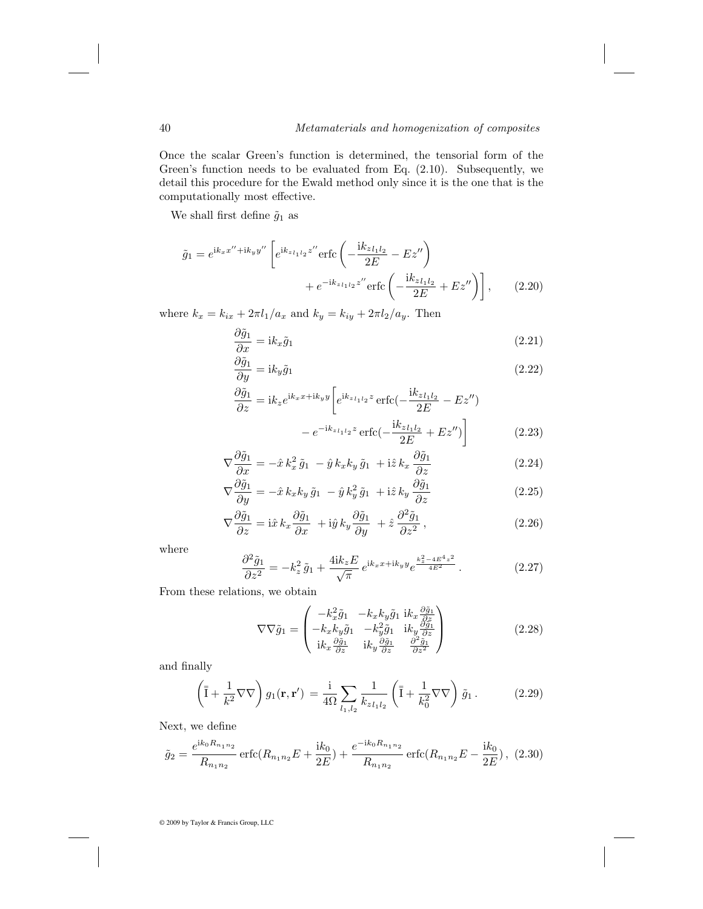Once the scalar Green's function is determined, the tensorial form of the Green's function needs to be evaluated from Eq. (2.10). Subsequently, we detail this procedure for the Ewald method only since it is the one that is the computationally most effective.

We shall first define $\tilde{g}_1$ as

$$\tilde{g}_1 = e^{\mathrm{i}k_x x'' + \mathrm{i}k_y y''} \left[ e^{\mathrm{i}k_{z_{l_1 l_2}} z''} \mathrm{erfc}\left( -\frac{\mathrm{i}k_{z_{l_1 l_2}}}{2E} - Ez'' \right) + e^{-\mathrm{i}k_{z_{l_1 l_2}} z''} \mathrm{erfc}\left( -\frac{\mathrm{i}k_{z_{l_1 l_2}}}{2E} + Ez'' \right) \right], \qquad (2.20)$$

where $k_x = k_{ix} + 2\pi l_1 / a_x$ and $k_y = k_{iy} + 2\pi l_2 / a_y$. Then

$$\frac{\partial \tilde{g}_1}{\partial x} = \mathrm{i}k_x \tilde{g}_1 \qquad (2.21)$$

$$\frac{\partial \tilde{g}_1}{\partial y} = \mathrm{i}k_y \tilde{g}_1 \qquad (2.22)$$

$$\frac{\partial \tilde{g}_1}{\partial z} = \mathrm{i}k_z e^{\mathrm{i}k_x x + \mathrm{i}k_y y} \left[ e^{\mathrm{i}k_{z_{l_1 l_2}} z} \,\mathrm{erfc}(-\frac{\mathrm{i}k_{z_{l_1 l_2}}}{2E} - Ez'') - e^{-\mathrm{i}k_{z_{l_1 l_2}} z} \,\mathrm{erfc}(-\frac{\mathrm{i}k_{z_{l_1 l_2}}}{2E} + Ez'') \right] \qquad (2.23)$$

$$\nabla \frac{\partial \tilde{g}_1}{\partial x} = -\hat{x}\, k_x^2\, \tilde{g}_1 \; - \hat{y}\, k_x k_y\, \tilde{g}_1 \; + \mathrm{i}\hat{z}\, k_x\, \frac{\partial \tilde{g}_1}{\partial z} \qquad (2.24)$$

$$\nabla \frac{\partial \tilde{g}_1}{\partial y} = -\hat{x}\, k_x k_y\, \tilde{g}_1 \; - \hat{y}\, k_y^2\, \tilde{g}_1 \; + \mathrm{i}\hat{z}\, k_y\, \frac{\partial \tilde{g}_1}{\partial z} \qquad (2.25)$$

$$\nabla \frac{\partial \tilde{g}_1}{\partial z} = \mathrm{i}\hat{x}\, k_x \frac{\partial \tilde{g}_1}{\partial x} \; + \mathrm{i}\hat{y}\, k_y \frac{\partial \tilde{g}_1}{\partial y} \; + \hat{z}\, \frac{\partial^2 \tilde{g}_1}{\partial z^2}\,, \qquad (2.26)$$

where

$$\frac{\partial^2 \tilde{g}_1}{\partial z^2} = -k_z^2\, \tilde{g}_1 + \frac{4\mathrm{i}k_z E}{\sqrt{\pi}}\, e^{\mathrm{i}k_x x + \mathrm{i}k_y y} e^{\frac{k_z^2 - 4E^4 z^2}{4E^2}}\,. \qquad (2.27)$$

From these relations, we obtain

$$\nabla\nabla \tilde{g}_1 = \begin{pmatrix} -k_x^2 \tilde{g}_1 & -k_x k_y \tilde{g}_1 & \mathrm{i}k_x \frac{\partial \tilde{g}_1}{\partial z} \\ -k_x k_y \tilde{g}_1 & -k_y^2 \tilde{g}_1 & \mathrm{i}k_y \frac{\partial \tilde{g}_1}{\partial z} \\ \mathrm{i}k_x \frac{\partial \tilde{g}_1}{\partial z} & \mathrm{i}k_y \frac{\partial \tilde{g}_1}{\partial z} & \frac{\partial^2 \tilde{g}_1}{\partial z^2} \end{pmatrix} \qquad (2.28)$$

and finally

$$\left( \bar{\bar{\mathrm{I}}} + \frac{1}{k^2} \nabla\nabla \right) g_1(\mathbf{r}, \mathbf{r}') = \frac{\mathrm{i}}{4\Omega} \sum_{l_1, l_2} \frac{1}{k_{z_{l_1 l_2}}} \left( \bar{\bar{\mathrm{I}}} + \frac{1}{k_0^2} \nabla\nabla \right) \tilde{g}_1\,. \qquad (2.29)$$

Next, we define

$$\tilde{g}_2 = \frac{e^{\mathrm{i}k_0 R_{n_1 n_2}}}{R_{n_1 n_2}}\, \mathrm{erfc}(R_{n_1 n_2} E + \frac{\mathrm{i}k_0}{2E}) + \frac{e^{-\mathrm{i}k_0 R_{n_1 n_2}}}{R_{n_1 n_2}}\, \mathrm{erfc}(R_{n_1 n_2} E - \frac{\mathrm{i}k_0}{2E})\,, \quad (2.30)$$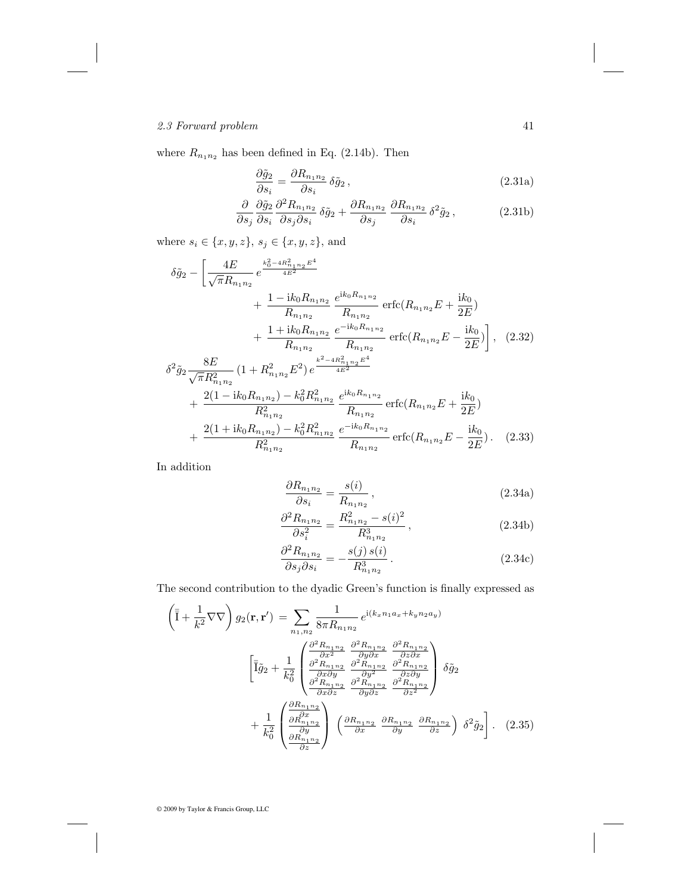where $R_{n_1 n_2}$ has been defined in Eq. (2.14b). Then

$$\frac{\partial \tilde{g}_2}{\partial s_i} = \frac{\partial R_{n_1 n_2}}{\partial s_i}\,\delta\tilde{g}_2\,, \tag{2.31a}$$

$$\frac{\partial}{\partial s_j}\,\frac{\partial \tilde{g}_2}{\partial s_i}\,\frac{\partial^2 R_{n_1 n_2}}{\partial s_j \partial s_i}\,\delta\tilde{g}_2 + \frac{\partial R_{n_1 n_2}}{\partial s_j}\,\frac{\partial R_{n_1 n_2}}{\partial s_i}\,\delta^2\tilde{g}_2\,, \tag{2.31b}$$

where $s_i \in \{x, y, z\}$, $s_j \in \{x, y, z\}$, and

$$\begin{aligned}
\delta\tilde{g}_2 - \Bigg[ & \frac{4E}{\sqrt{\pi} R_{n_1 n_2}}\, e^{\frac{k_0^2 - 4R_{n_1 n_2}^2 E^4}{4E^2}} \\
& + \frac{1 - \mathrm{i}k_0 R_{n_1 n_2}}{R_{n_1 n_2}}\,\frac{e^{\mathrm{i}k_0 R_{n_1 n_2}}}{R_{n_1 n_2}}\,\mathrm{erfc}(R_{n_1 n_2} E + \frac{\mathrm{i}k_0}{2E}) \\
& + \frac{1 + \mathrm{i}k_0 R_{n_1 n_2}}{R_{n_1 n_2}}\,\frac{e^{-\mathrm{i}k_0 R_{n_1 n_2}}}{R_{n_1 n_2}}\,\mathrm{erfc}(R_{n_1 n_2} E - \frac{\mathrm{i}k_0}{2E})\Bigg]\,,
\end{aligned} \tag{2.32}$$

$$\begin{aligned}
\delta^2\tilde{g}_2 & \frac{8E}{\sqrt{\pi} R_{n_1 n_2}^2}\,(1 + R_{n_1 n_2}^2 E^2)\, e^{\frac{k^2 - 4R_{n_1 n_2}^2 E^4}{4E^2}} \\
& + \frac{2(1 - \mathrm{i}k_0 R_{n_1 n_2}) - k_0^2 R_{n_1 n_2}^2}{R_{n_1 n_2}^2}\,\frac{e^{\mathrm{i}k_0 R_{n_1 n_2}}}{R_{n_1 n_2}}\,\mathrm{erfc}(R_{n_1 n_2} E + \frac{\mathrm{i}k_0}{2E}) \\
& + \frac{2(1 + \mathrm{i}k_0 R_{n_1 n_2}) - k_0^2 R_{n_1 n_2}^2}{R_{n_1 n_2}^2}\,\frac{e^{-\mathrm{i}k_0 R_{n_1 n_2}}}{R_{n_1 n_2}}\,\mathrm{erfc}(R_{n_1 n_2} E - \frac{\mathrm{i}k_0}{2E})\,.
\end{aligned} \tag{2.33}$$

In addition

$$\frac{\partial R_{n_1 n_2}}{\partial s_i} = \frac{s(i)}{R_{n_1 n_2}}\,, \tag{2.34a}$$

$$\frac{\partial^2 R_{n_1 n_2}}{\partial s_i^2} = \frac{R_{n_1 n_2}^2 - s(i)^2}{R_{n_1 n_2}^3}\,, \tag{2.34b}$$

$$\frac{\partial^2 R_{n_1 n_2}}{\partial s_j \partial s_i} = -\frac{s(j)\,s(i)}{R_{n_1 n_2}^3}\,. \tag{2.34c}$$

The second contribution to the dyadic Green's function is finally expressed as

$$\begin{aligned}
\left(\bar{\bar{\mathrm{I}}} + \frac{1}{k^2}\nabla\nabla\right) g_2(\mathbf{r}, \mathbf{r}') = & \sum_{n_1, n_2} \frac{1}{8\pi R_{n_1 n_2}}\, e^{\mathrm{i}(k_x n_1 a_x + k_y n_2 a_y)} \\
& \Bigg[\bar{\bar{\mathrm{I}}}\tilde{g}_2 + \frac{1}{k_0^2}\begin{pmatrix} \frac{\partial^2 R_{n_1 n_2}}{\partial x^2} & \frac{\partial^2 R_{n_1 n_2}}{\partial y \partial x} & \frac{\partial^2 R_{n_1 n_2}}{\partial z \partial x} \\ \frac{\partial^2 R_{n_1 n_2}}{\partial x \partial y} & \frac{\partial^2 R_{n_1 n_2}}{\partial y^2} & \frac{\partial^2 R_{n_1 n_2}}{\partial z \partial y} \\ \frac{\partial^2 R_{n_1 n_2}}{\partial x \partial z} & \frac{\partial^2 R_{n_1 n_2}}{\partial y \partial z} & \frac{\partial^2 R_{n_1 n_2}}{\partial z^2} \end{pmatrix} \delta\tilde{g}_2 \\
& + \frac{1}{k_0^2}\begin{pmatrix} \frac{\partial R_{n_1 n_2}}{\partial x} \\ \frac{\partial R_{n_1 n_2}}{\partial y} \\ \frac{\partial R_{n_1 n_2}}{\partial z} \end{pmatrix} \begin{pmatrix} \frac{\partial R_{n_1 n_2}}{\partial x} & \frac{\partial R_{n_1 n_2}}{\partial y} & \frac{\partial R_{n_1 n_2}}{\partial z} \end{pmatrix} \delta^2\tilde{g}_2\Bigg]\,.
\end{aligned} \tag{2.35}$$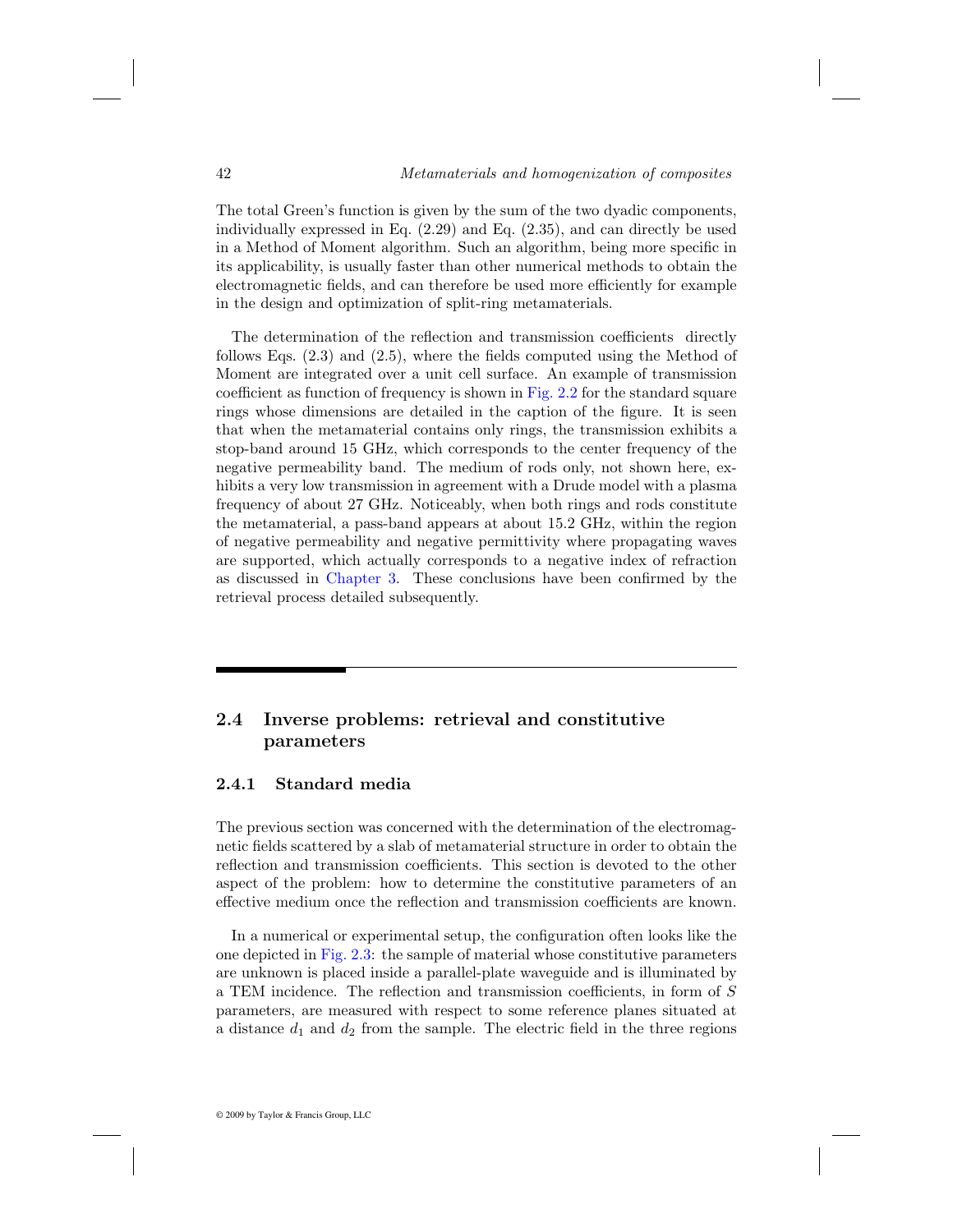The total Green's function is given by the sum of the two dyadic components, individually expressed in Eq. (2.29) and Eq. (2.35), and can directly be used in a Method of Moment algorithm. Such an algorithm, being more specific in its applicability, is usually faster than other numerical methods to obtain the electromagnetic fields, and can therefore be used more efficiently for example in the design and optimization of split-ring metamaterials.

The determination of the reflection and transmission coefficients directly follows Eqs. (2.3) and (2.5), where the fields computed using the Method of Moment are integrated over a unit cell surface. An example of transmission coefficient as function of frequency is shown in Fig. 2.2 for the standard square rings whose dimensions are detailed in the caption of the figure. It is seen that when the metamaterial contains only rings, the transmission exhibits a stop-band around 15 GHz, which corresponds to the center frequency of the negative permeability band. The medium of rods only, not shown here, exhibits a very low transmission in agreement with a Drude model with a plasma frequency of about 27 GHz. Noticeably, when both rings and rods constitute the metamaterial, a pass-band appears at about 15.2 GHz, within the region of negative permeability and negative permittivity where propagating waves are supported, which actually corresponds to a negative index of refraction as discussed in Chapter 3. These conclusions have been confirmed by the retrieval process detailed subsequently.

## 2.4 Inverse problems: retrieval and constitutive parameters

### 2.4.1 Standard media

The previous section was concerned with the determination of the electromagnetic fields scattered by a slab of metamaterial structure in order to obtain the reflection and transmission coefficients. This section is devoted to the other aspect of the problem: how to determine the constitutive parameters of an effective medium once the reflection and transmission coefficients are known.

In a numerical or experimental setup, the configuration often looks like the one depicted in Fig. 2.3: the sample of material whose constitutive parameters are unknown is placed inside a parallel-plate waveguide and is illuminated by a TEM incidence. The reflection and transmission coefficients, in form of $S$ parameters, are measured with respect to some reference planes situated at a distance $d_1$ and $d_2$ from the sample. The electric field in the three regions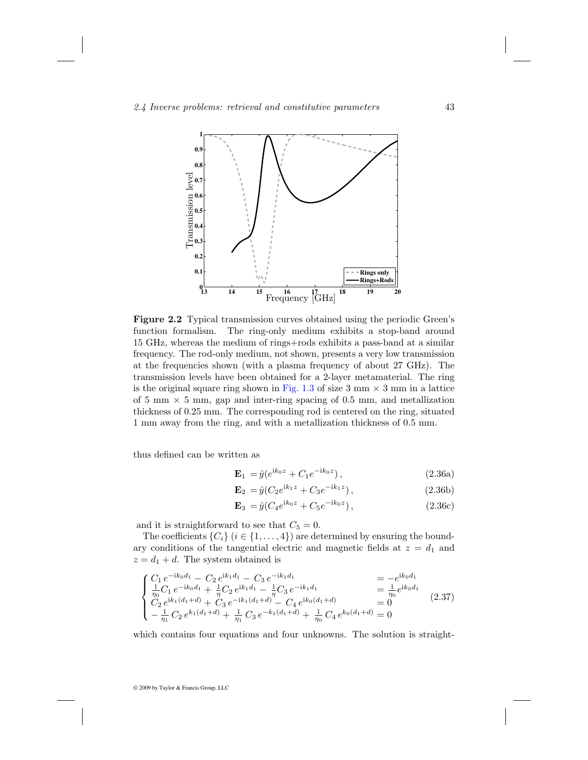**Figure 2.2** Typical transmission curves obtained using the periodic Green's function formalism. The ring-only medium exhibits a stop-band around 15 GHz, whereas the medium of rings+rods exhibits a pass-band at a similar frequency. The rod-only medium, not shown, presents a very low transmission at the frequencies shown (with a plasma frequency of about 27 GHz). The transmission levels have been obtained for a 2-layer metamaterial. The ring is the original square ring shown in Fig. 1.3 of size 3 mm × 3 mm in a lattice of 5 mm × 5 mm, gap and inter-ring spacing of 0.5 mm, and metallization thickness of 0.25 mm. The corresponding rod is centered on the ring, situated 1 mm away from the ring, and with a metallization thickness of 0.5 mm.

thus defined can be written as

$$\mathbf{E}_1 = \hat{y}(e^{\mathrm{i}k_0 z} + C_1 e^{-\mathrm{i}k_0 z}), \tag{2.36a}$$

$$\mathbf{E}_2 = \hat{y}(C_2 e^{\mathrm{i}k_1 z} + C_3 e^{-\mathrm{i}k_1 z}), \tag{2.36b}$$

$$\mathbf{E}_3 = \hat{y}(C_4 e^{\mathrm{i}k_0 z} + C_5 e^{-\mathrm{i}k_0 z}), \tag{2.36c}$$

and it is straightforward to see that $C_5 = 0$.

The coefficients $\{C_i\}$ $(i \in \{1, \ldots, 4\})$ are determined by ensuring the boundary conditions of the tangential electric and magnetic fields at $z = d_1$ and $z = d_1 + d$. The system obtained is

$$\begin{cases} C_1 \, e^{-\mathrm{i}k_0 d_1} - C_2 \, e^{\mathrm{i}k_1 d_1} - C_3 \, e^{-\mathrm{i}k_1 d_1} & = -e^{\mathrm{i}k_0 d_1} \\ \frac{1}{\eta_0} C_1 \, e^{-\mathrm{i}k_0 d_1} + \frac{1}{\eta} C_2 \, e^{\mathrm{i}k_1 d_1} - \frac{1}{\eta} C_3 \, e^{-\mathrm{i}k_1 d_1} & = \frac{1}{\eta_0} e^{\mathrm{i}k_0 d_1} \\ C_2 \, e^{\mathrm{i}k_1 (d_1 + d)} + C_3 \, e^{-\mathrm{i}k_1 (d_1 + d)} - C_4 \, e^{\mathrm{i}k_0 (d_1 + d)} & = 0 \\ -\frac{1}{\eta_1} \, C_2 \, e^{k_1 (d_1 + d)} + \frac{1}{\eta_1} \, C_3 \, e^{-k_1 (d_1 + d)} + \frac{1}{\eta_0} \, C_4 \, e^{k_0 (d_1 + d)} & = 0 \end{cases} \tag{2.37}$$

which contains four equations and four unknowns. The solution is straight-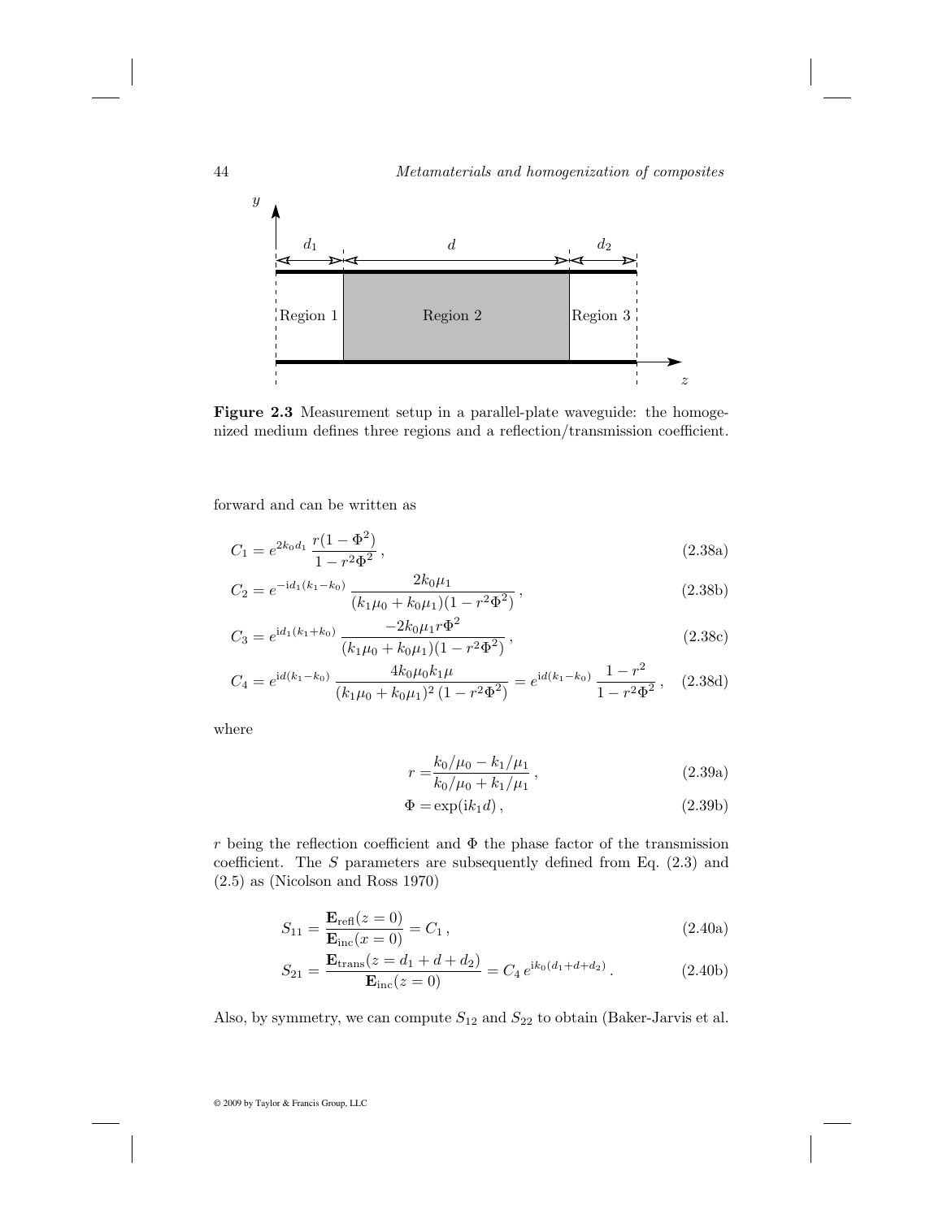**Figure 2.3** Measurement setup in a parallel-plate waveguide: the homogenized medium defines three regions and a reflection/transmission coefficient.

forward and can be written as

$$C_1 = e^{2k_0 d_1} \, \frac{r(1-\Phi^2)}{1-r^2\Phi^2} \,, \tag{2.38a}$$

$$C_2 = e^{-\mathrm{i}d_1(k_1-k_0)} \, \frac{2k_0\mu_1}{(k_1\mu_0+k_0\mu_1)(1-r^2\Phi^2)} \,, \tag{2.38b}$$

$$C_3 = e^{\mathrm{i}d_1(k_1+k_0)} \, \frac{-2k_0\mu_1 r\Phi^2}{(k_1\mu_0+k_0\mu_1)(1-r^2\Phi^2)} \,, \tag{2.38c}$$

$$C_4 = e^{\mathrm{i}d(k_1-k_0)} \, \frac{4k_0\mu_0 k_1\mu}{(k_1\mu_0+k_0\mu_1)^2\,(1-r^2\Phi^2)} = e^{\mathrm{i}d(k_1-k_0)} \, \frac{1-r^2}{1-r^2\Phi^2} \,, \tag{2.38d}$$

where

$$r = \frac{k_0/\mu_0 - k_1/\mu_1}{k_0/\mu_0 + k_1/\mu_1} \,, \tag{2.39a}$$

$$\Phi = \exp(\mathrm{i}k_1 d) \,, \tag{2.39b}$$

$r$ being the reflection coefficient and $\Phi$ the phase factor of the transmission coefficient. The $S$ parameters are subsequently defined from Eq. (2.3) and (2.5) as (Nicolson and Ross 1970)

$$S_{11} = \frac{\mathbf{E}_{\mathrm{refl}}(z=0)}{\mathbf{E}_{\mathrm{inc}}(x=0)} = C_1 \,, \tag{2.40a}$$

$$S_{21} = \frac{\mathbf{E}_{\mathrm{trans}}(z=d_1+d+d_2)}{\mathbf{E}_{\mathrm{inc}}(z=0)} = C_4 \, e^{\mathrm{i}k_0(d_1+d+d_2)} \,. \tag{2.40b}$$

Also, by symmetry, we can compute $S_{12}$ and $S_{22}$ to obtain (Baker-Jarvis et al.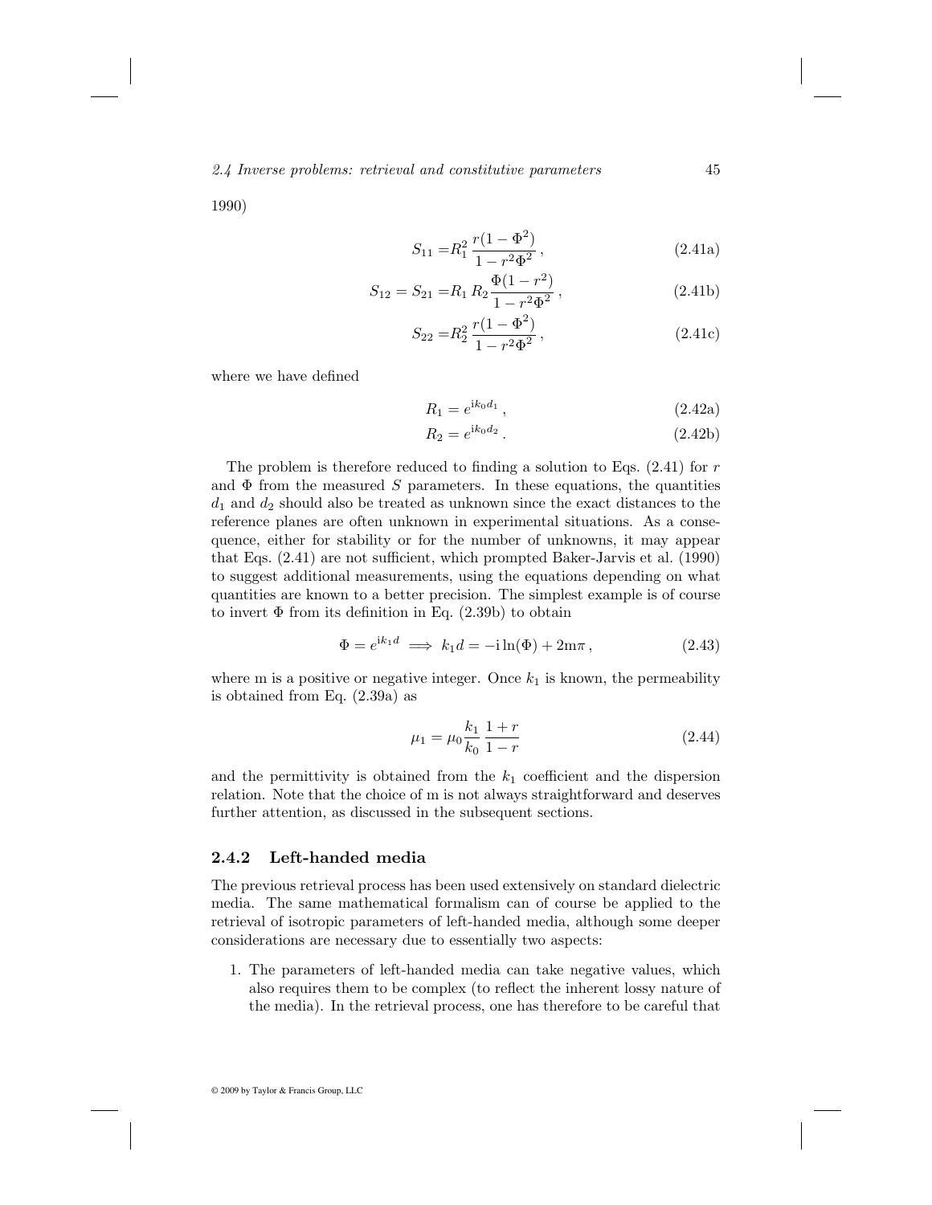1990)

$$S_{11} = R_1^2 \, \frac{r(1-\Phi^2)}{1-r^2\Phi^2}\,, \tag{2.41a}$$

$$S_{12} = S_{21} = R_1 \, R_2 \frac{\Phi(1-r^2)}{1-r^2\Phi^2}\,, \tag{2.41b}$$

$$S_{22} = R_2^2 \, \frac{r(1-\Phi^2)}{1-r^2\Phi^2}\,, \tag{2.41c}$$

where we have defined

$$R_1 = e^{\mathrm{i}k_0 d_1}\,, \tag{2.42a}$$

$$R_2 = e^{\mathrm{i}k_0 d_2}\,. \tag{2.42b}$$

The problem is therefore reduced to finding a solution to Eqs. (2.41) for $r$ and $\Phi$ from the measured $S$ parameters. In these equations, the quantities $d_1$ and $d_2$ should also be treated as unknown since the exact distances to the reference planes are often unknown in experimental situations. As a consequence, either for stability or for the number of unknowns, it may appear that Eqs. (2.41) are not sufficient, which prompted Baker-Jarvis et al. (1990) to suggest additional measurements, using the equations depending on what quantities are known to a better precision. The simplest example is of course to invert $\Phi$ from its definition in Eq. (2.39b) to obtain

$$\Phi = e^{\mathrm{i}k_1 d} \implies k_1 d = -\mathrm{i}\ln(\Phi) + 2\mathrm{m}\pi\,, \tag{2.43}$$

where m is a positive or negative integer. Once $k_1$ is known, the permeability is obtained from Eq. (2.39a) as

$$\mu_1 = \mu_0 \frac{k_1}{k_0} \frac{1+r}{1-r} \tag{2.44}$$

and the permittivity is obtained from the $k_1$ coefficient and the dispersion relation. Note that the choice of m is not always straightforward and deserves further attention, as discussed in the subsequent sections.

### 2.4.2 Left-handed media

The previous retrieval process has been used extensively on standard dielectric media. The same mathematical formalism can of course be applied to the retrieval of isotropic parameters of left-handed media, although some deeper considerations are necessary due to essentially two aspects:

1. The parameters of left-handed media can take negative values, which also requires them to be complex (to reflect the inherent lossy nature of the media). In the retrieval process, one has therefore to be careful that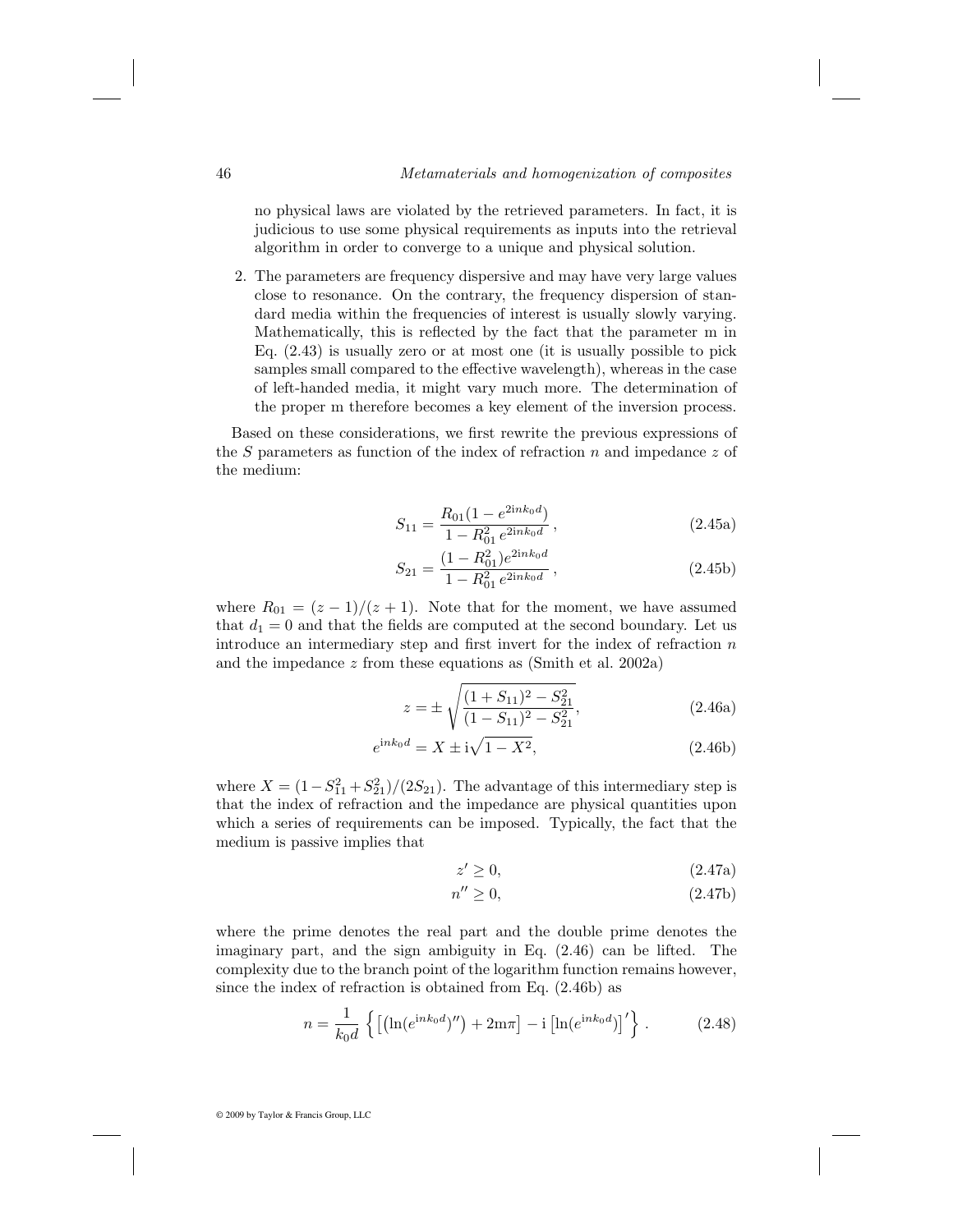no physical laws are violated by the retrieved parameters. In fact, it is judicious to use some physical requirements as inputs into the retrieval algorithm in order to converge to a unique and physical solution.

2. The parameters are frequency dispersive and may have very large values close to resonance. On the contrary, the frequency dispersion of standard media within the frequencies of interest is usually slowly varying. Mathematically, this is reflected by the fact that the parameter m in Eq. (2.43) is usually zero or at most one (it is usually possible to pick samples small compared to the effective wavelength), whereas in the case of left-handed media, it might vary much more. The determination of the proper m therefore becomes a key element of the inversion process.

Based on these considerations, we first rewrite the previous expressions of the $S$ parameters as function of the index of refraction $n$ and impedance $z$ of the medium:

$$S_{11} = \frac{R_{01}(1 - e^{2ink_0 d})}{1 - R_{01}^2 \, e^{2ink_0 d}} \,, \tag{2.45a}$$

$$S_{21} = \frac{(1 - R_{01}^2)e^{2ink_0 d}}{1 - R_{01}^2 \, e^{2ink_0 d}} \,, \tag{2.45b}$$

where $R_{01} = (z-1)/(z+1)$. Note that for the moment, we have assumed that $d_1 = 0$ and that the fields are computed at the second boundary. Let us introduce an intermediary step and first invert for the index of refraction $n$ and the impedance $z$ from these equations as (Smith et al. 2002a)

$$z = \pm \sqrt{\frac{(1+S_{11})^2 - S_{21}^2}{(1-S_{11})^2 - S_{21}^2}}, \tag{2.46a}$$

$$e^{\mathrm{i}nk_0 d} = X \pm \mathrm{i}\sqrt{1 - X^2}, \tag{2.46b}$$

where $X = (1 - S_{11}^2 + S_{21}^2)/(2S_{21})$. The advantage of this intermediary step is that the index of refraction and the impedance are physical quantities upon which a series of requirements can be imposed. Typically, the fact that the medium is passive implies that

$$z' \geq 0, \tag{2.47a}$$

$$n'' \geq 0, \tag{2.47b}$$

where the prime denotes the real part and the double prime denotes the imaginary part, and the sign ambiguity in Eq. (2.46) can be lifted. The complexity due to the branch point of the logarithm function remains however, since the index of refraction is obtained from Eq. (2.46b) as

$$n = \frac{1}{k_0 d} \left\{ \left[ \left( \ln(e^{\mathrm{i}nk_0 d})'' \right) + 2\mathrm{m}\pi \right] - \mathrm{i} \left[ \ln(e^{\mathrm{i}nk_0 d}) \right]' \right\} . \tag{2.48}$$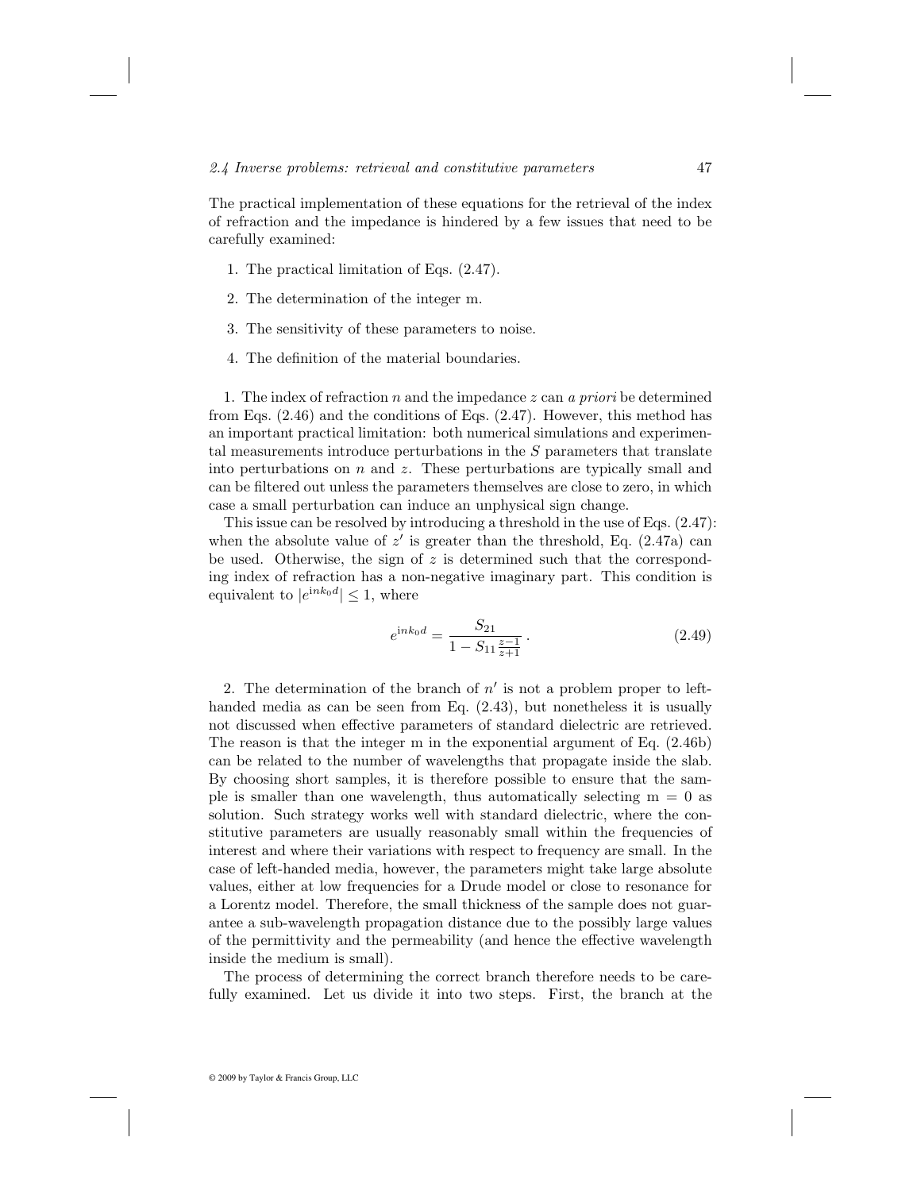The practical implementation of these equations for the retrieval of the index of refraction and the impedance is hindered by a few issues that need to be carefully examined:

1. The practical limitation of Eqs. (2.47).
2. The determination of the integer m.
3. The sensitivity of these parameters to noise.
4. The definition of the material boundaries.

1. The index of refraction $n$ and the impedance $z$ can *a priori* be determined from Eqs. (2.46) and the conditions of Eqs. (2.47). However, this method has an important practical limitation: both numerical simulations and experimental measurements introduce perturbations in the $S$ parameters that translate into perturbations on $n$ and $z$. These perturbations are typically small and can be filtered out unless the parameters themselves are close to zero, in which case a small perturbation can induce an unphysical sign change.

This issue can be resolved by introducing a threshold in the use of Eqs. (2.47): when the absolute value of $z'$ is greater than the threshold, Eq. (2.47a) can be used. Otherwise, the sign of $z$ is determined such that the corresponding index of refraction has a non-negative imaginary part. This condition is equivalent to $|e^{ink_0d}| \leq 1$, where

$$e^{ink_0d} = \frac{S_{21}}{1 - S_{11}\frac{z-1}{z+1}} \,. \tag{2.49}$$

2. The determination of the branch of $n'$ is not a problem proper to left-handed media as can be seen from Eq. (2.43), but nonetheless it is usually not discussed when effective parameters of standard dielectric are retrieved. The reason is that the integer m in the exponential argument of Eq. (2.46b) can be related to the number of wavelengths that propagate inside the slab. By choosing short samples, it is therefore possible to ensure that the sample is smaller than one wavelength, thus automatically selecting m = 0 as solution. Such strategy works well with standard dielectric, where the constitutive parameters are usually reasonably small within the frequencies of interest and where their variations with respect to frequency are small. In the case of left-handed media, however, the parameters might take large absolute values, either at low frequencies for a Drude model or close to resonance for a Lorentz model. Therefore, the small thickness of the sample does not guarantee a sub-wavelength propagation distance due to the possibly large values of the permittivity and the permeability (and hence the effective wavelength inside the medium is small).

The process of determining the correct branch therefore needs to be carefully examined. Let us divide it into two steps. First, the branch at the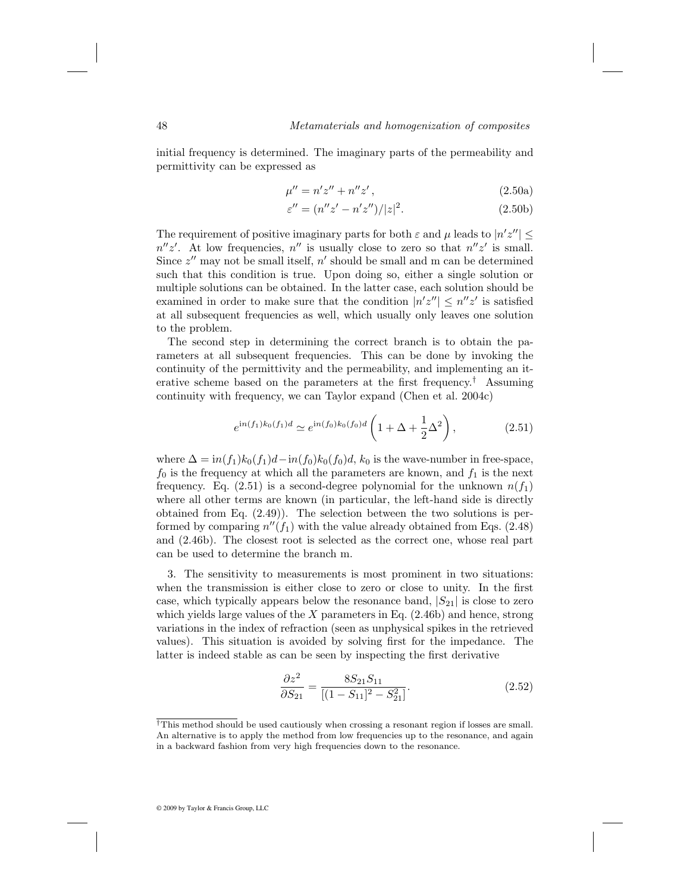initial frequency is determined. The imaginary parts of the permeability and permittivity can be expressed as

$$\mu'' = n'z'' + n''z' \,, \tag{2.50a}$$

$$\varepsilon'' = (n''z' - n'z'')/|z|^2. \tag{2.50b}$$

The requirement of positive imaginary parts for both $\varepsilon$ and $\mu$ leads to $|n'z''| \leq n''z'$. At low frequencies, $n''$ is usually close to zero so that $n''z'$ is small. Since $z''$ may not be small itself, $n'$ should be small and m can be determined such that this condition is true. Upon doing so, either a single solution or multiple solutions can be obtained. In the latter case, each solution should be examined in order to make sure that the condition $|n'z''| \leq n''z'$ is satisfied at all subsequent frequencies as well, which usually only leaves one solution to the problem.

The second step in determining the correct branch is to obtain the parameters at all subsequent frequencies. This can be done by invoking the continuity of the permittivity and the permeability, and implementing an iterative scheme based on the parameters at the first frequency.[†] Assuming continuity with frequency, we can Taylor expand (Chen et al. 2004c)

$$e^{in(f_1)k_0(f_1)d} \simeq e^{in(f_0)k_0(f_0)d}\left(1 + \Delta + \frac{1}{2}\Delta^2\right), \tag{2.51}$$

where $\Delta = in(f_1)k_0(f_1)d - in(f_0)k_0(f_0)d$, $k_0$ is the wave-number in free-space, $f_0$ is the frequency at which all the parameters are known, and $f_1$ is the next frequency. Eq. (2.51) is a second-degree polynomial for the unknown $n(f_1)$ where all other terms are known (in particular, the left-hand side is directly obtained from Eq. (2.49)). The selection between the two solutions is performed by comparing $n''(f_1)$ with the value already obtained from Eqs. (2.48) and (2.46b). The closest root is selected as the correct one, whose real part can be used to determine the branch m.

3. The sensitivity to measurements is most prominent in two situations: when the transmission is either close to zero or close to unity. In the first case, which typically appears below the resonance band, $|S_{21}|$ is close to zero which yields large values of the $X$ parameters in Eq. (2.46b) and hence, strong variations in the index of refraction (seen as unphysical spikes in the retrieved values). This situation is avoided by solving first for the impedance. The latter is indeed stable as can be seen by inspecting the first derivative

$$\frac{\partial z^2}{\partial S_{21}} = \frac{8S_{21}S_{11}}{[(1 - S_{11}]^2 - S_{21}^2]}. \tag{2.52}$$

---

[†] This method should be used cautiously when crossing a resonant region if losses are small. An alternative is to apply the method from low frequencies up to the resonance, and again in a backward fashion from very high frequencies down to the resonance.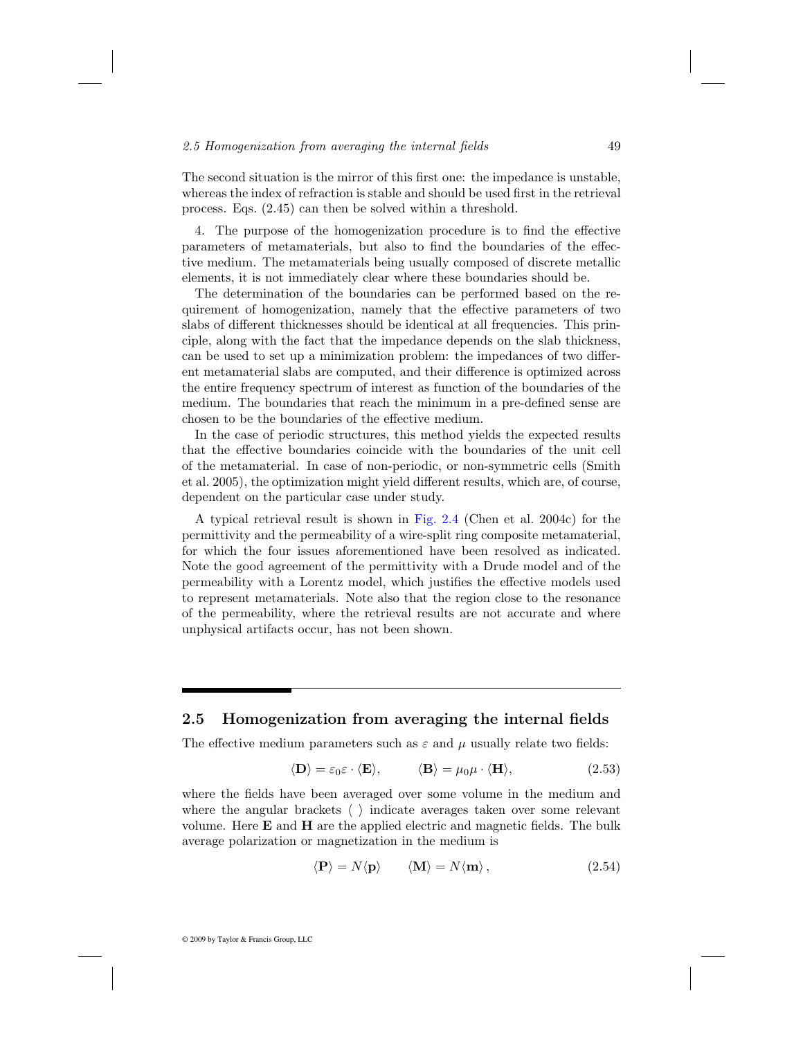The second situation is the mirror of this first one: the impedance is unstable, whereas the index of refraction is stable and should be used first in the retrieval process. Eqs. (2.45) can then be solved within a threshold.

4. The purpose of the homogenization procedure is to find the effective parameters of metamaterials, but also to find the boundaries of the effective medium. The metamaterials being usually composed of discrete metallic elements, it is not immediately clear where these boundaries should be.

The determination of the boundaries can be performed based on the requirement of homogenization, namely that the effective parameters of two slabs of different thicknesses should be identical at all frequencies. This principle, along with the fact that the impedance depends on the slab thickness, can be used to set up a minimization problem: the impedances of two different metamaterial slabs are computed, and their difference is optimized across the entire frequency spectrum of interest as function of the boundaries of the medium. The boundaries that reach the minimum in a pre-defined sense are chosen to be the boundaries of the effective medium.

In the case of periodic structures, this method yields the expected results that the effective boundaries coincide with the boundaries of the unit cell of the metamaterial. In case of non-periodic, or non-symmetric cells (Smith et al. 2005), the optimization might yield different results, which are, of course, dependent on the particular case under study.

A typical retrieval result is shown in Fig. 2.4 (Chen et al. 2004c) for the permittivity and the permeability of a wire-split ring composite metamaterial, for which the four issues aforementioned have been resolved as indicated. Note the good agreement of the permittivity with a Drude model and of the permeability with a Lorentz model, which justifies the effective models used to represent metamaterials. Note also that the region close to the resonance of the permeability, where the retrieval results are not accurate and where unphysical artifacts occur, has not been shown.

## 2.5 Homogenization from averaging the internal fields

The effective medium parameters such as $\varepsilon$ and $\mu$ usually relate two fields:

$$\langle \mathbf{D} \rangle = \varepsilon_0 \varepsilon \cdot \langle \mathbf{E} \rangle, \qquad \langle \mathbf{B} \rangle = \mu_0 \mu \cdot \langle \mathbf{H} \rangle, \tag{2.53}$$

where the fields have been averaged over some volume in the medium and where the angular brackets $\langle \ \rangle$ indicate averages taken over some relevant volume. Here $\mathbf{E}$ and $\mathbf{H}$ are the applied electric and magnetic fields. The bulk average polarization or magnetization in the medium is

$$\langle \mathbf{P} \rangle = N \langle \mathbf{p} \rangle \qquad \langle \mathbf{M} \rangle = N \langle \mathbf{m} \rangle \,, \tag{2.54}$$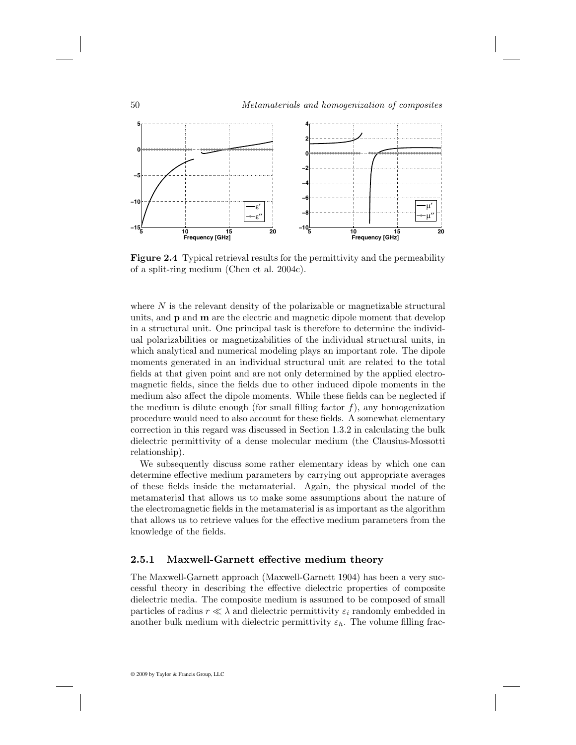**Figure 2.4** Typical retrieval results for the permittivity and the permeability of a split-ring medium (Chen et al. 2004c).

where $N$ is the relevant density of the polarizable or magnetizable structural units, and $\mathbf{p}$ and $\mathbf{m}$ are the electric and magnetic dipole moment that develop in a structural unit. One principal task is therefore to determine the individual polarizabilities or magnetizabilities of the individual structural units, in which analytical and numerical modeling plays an important role. The dipole moments generated in an individual structural unit are related to the total fields at that given point and are not only determined by the applied electromagnetic fields, since the fields due to other induced dipole moments in the medium also affect the dipole moments. While these fields can be neglected if the medium is dilute enough (for small filling factor $f$), any homogenization procedure would need to also account for these fields. A somewhat elementary correction in this regard was discussed in Section 1.3.2 in calculating the bulk dielectric permittivity of a dense molecular medium (the Clausius-Mossotti relationship).

We subsequently discuss some rather elementary ideas by which one can determine effective medium parameters by carrying out appropriate averages of these fields inside the metamaterial. Again, the physical model of the metamaterial that allows us to make some assumptions about the nature of the electromagnetic fields in the metamaterial is as important as the algorithm that allows us to retrieve values for the effective medium parameters from the knowledge of the fields.

### 2.5.1 Maxwell-Garnett effective medium theory

The Maxwell-Garnett approach (Maxwell-Garnett 1904) has been a very successful theory in describing the effective dielectric properties of composite dielectric media. The composite medium is assumed to be composed of small particles of radius $r \ll \lambda$ and dielectric permittivity $\varepsilon_i$ randomly embedded in another bulk medium with dielectric permittivity $\varepsilon_h$. The volume filling frac-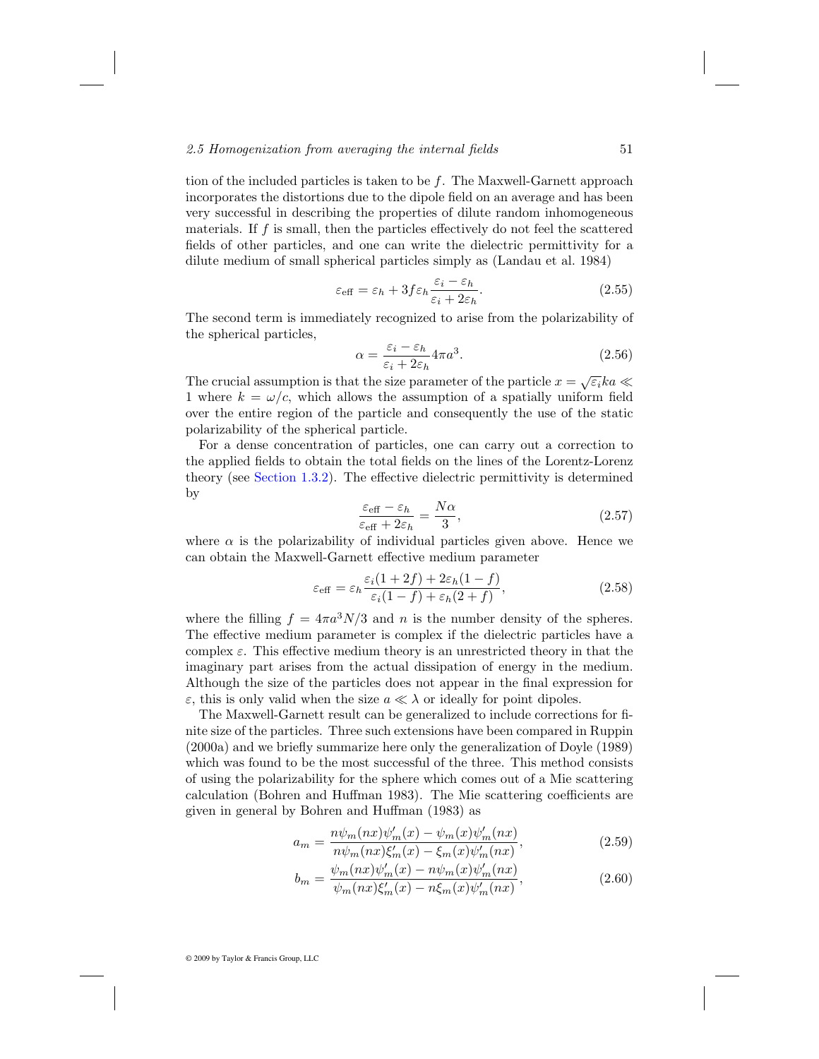tion of the included particles is taken to be $f$. The Maxwell-Garnett approach incorporates the distortions due to the dipole field on an average and has been very successful in describing the properties of dilute random inhomogeneous materials. If $f$ is small, then the particles effectively do not feel the scattered fields of other particles, and one can write the dielectric permittivity for a dilute medium of small spherical particles simply as (Landau et al. 1984)

$$\varepsilon_{\text{eff}} = \varepsilon_h + 3f\varepsilon_h \frac{\varepsilon_i - \varepsilon_h}{\varepsilon_i + 2\varepsilon_h}. \tag{2.55}$$

The second term is immediately recognized to arise from the polarizability of the spherical particles,

$$\alpha = \frac{\varepsilon_i - \varepsilon_h}{\varepsilon_i + 2\varepsilon_h} 4\pi a^3. \tag{2.56}$$

The crucial assumption is that the size parameter of the particle $x = \sqrt{\varepsilon_i} ka \ll 1$ where $k = \omega/c$, which allows the assumption of a spatially uniform field over the entire region of the particle and consequently the use of the static polarizability of the spherical particle.

For a dense concentration of particles, one can carry out a correction to the applied fields to obtain the total fields on the lines of the Lorentz-Lorenz theory (see Section 1.3.2). The effective dielectric permittivity is determined by

$$\frac{\varepsilon_{\text{eff}} - \varepsilon_h}{\varepsilon_{\text{eff}} + 2\varepsilon_h} = \frac{N\alpha}{3}, \tag{2.57}$$

where $\alpha$ is the polarizability of individual particles given above. Hence we can obtain the Maxwell-Garnett effective medium parameter

$$\varepsilon_{\text{eff}} = \varepsilon_h \frac{\varepsilon_i(1 + 2f) + 2\varepsilon_h(1 - f)}{\varepsilon_i(1 - f) + \varepsilon_h(2 + f)}, \tag{2.58}$$

where the filling $f = 4\pi a^3 N/3$ and $n$ is the number density of the spheres. The effective medium parameter is complex if the dielectric particles have a complex $\varepsilon$. This effective medium theory is an unrestricted theory in that the imaginary part arises from the actual dissipation of energy in the medium. Although the size of the particles does not appear in the final expression for $\varepsilon$, this is only valid when the size $a \ll \lambda$ or ideally for point dipoles.

The Maxwell-Garnett result can be generalized to include corrections for finite size of the particles. Three such extensions have been compared in Ruppin (2000a) and we briefly summarize here only the generalization of Doyle (1989) which was found to be the most successful of the three. This method consists of using the polarizability for the sphere which comes out of a Mie scattering calculation (Bohren and Huffman 1983). The Mie scattering coefficients are given in general by Bohren and Huffman (1983) as

$$a_m = \frac{n\psi_m(nx)\psi'_m(x) - \psi_m(x)\psi'_m(nx)}{n\psi_m(nx)\xi'_m(x) - \xi_m(x)\psi'_m(nx)}, \tag{2.59}$$

$$b_m = \frac{\psi_m(nx)\psi'_m(x) - n\psi_m(x)\psi'_m(nx)}{\psi_m(nx)\xi'_m(x) - n\xi_m(x)\psi'_m(nx)}, \tag{2.60}$$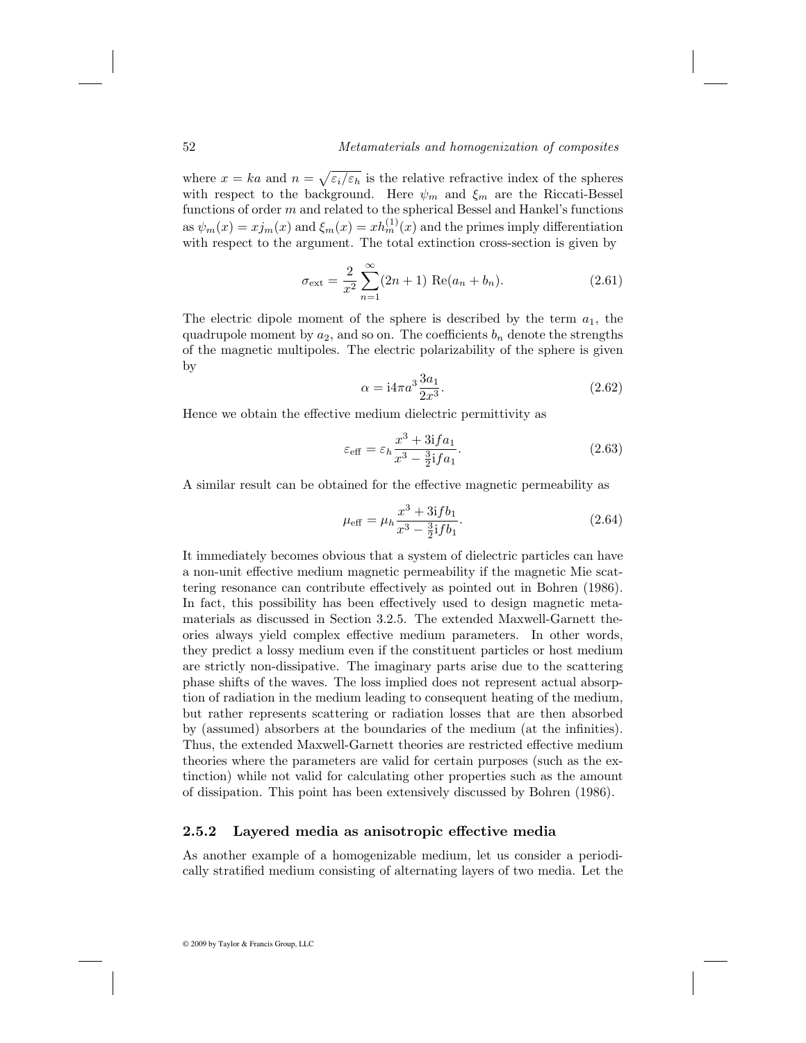where $x = ka$ and $n = \sqrt{\varepsilon_i/\varepsilon_h}$ is the relative refractive index of the spheres with respect to the background. Here $\psi_m$ and $\xi_m$ are the Riccati-Bessel functions of order $m$ and related to the spherical Bessel and Hankel's functions as $\psi_m(x) = xj_m(x)$ and $\xi_m(x) = xh_m^{(1)}(x)$ and the primes imply differentiation with respect to the argument. The total extinction cross-section is given by

$$\sigma_{\text{ext}} = \frac{2}{x^2} \sum_{n=1}^{\infty} (2n+1) \ \text{Re}(a_n + b_n). \tag{2.61}$$

The electric dipole moment of the sphere is described by the term $a_1$, the quadrupole moment by $a_2$, and so on. The coefficients $b_n$ denote the strengths of the magnetic multipoles. The electric polarizability of the sphere is given by

$$\alpha = \mathrm{i}4\pi a^3 \frac{3a_1}{2x^3}. \tag{2.62}$$

Hence we obtain the effective medium dielectric permittivity as

$$\varepsilon_{\text{eff}} = \varepsilon_h \frac{x^3 + 3\mathrm{i}fa_1}{x^3 - \frac{3}{2}\mathrm{i}fa_1}. \tag{2.63}$$

A similar result can be obtained for the effective magnetic permeability as

$$\mu_{\text{eff}} = \mu_h \frac{x^3 + 3\mathrm{i}fb_1}{x^3 - \frac{3}{2}\mathrm{i}fb_1}. \tag{2.64}$$

It immediately becomes obvious that a system of dielectric particles can have a non-unit effective medium magnetic permeability if the magnetic Mie scattering resonance can contribute effectively as pointed out in Bohren (1986). In fact, this possibility has been effectively used to design magnetic metamaterials as discussed in Section 3.2.5. The extended Maxwell-Garnett theories always yield complex effective medium parameters. In other words, they predict a lossy medium even if the constituent particles or host medium are strictly non-dissipative. The imaginary parts arise due to the scattering phase shifts of the waves. The loss implied does not represent actual absorption of radiation in the medium leading to consequent heating of the medium, but rather represents scattering or radiation losses that are then absorbed by (assumed) absorbers at the boundaries of the medium (at the infinities). Thus, the extended Maxwell-Garnett theories are restricted effective medium theories where the parameters are valid for certain purposes (such as the extinction) while not valid for calculating other properties such as the amount of dissipation. This point has been extensively discussed by Bohren (1986).

### 2.5.2 Layered media as anisotropic effective media

As another example of a homogenizable medium, let us consider a periodically stratified medium consisting of alternating layers of two media. Let the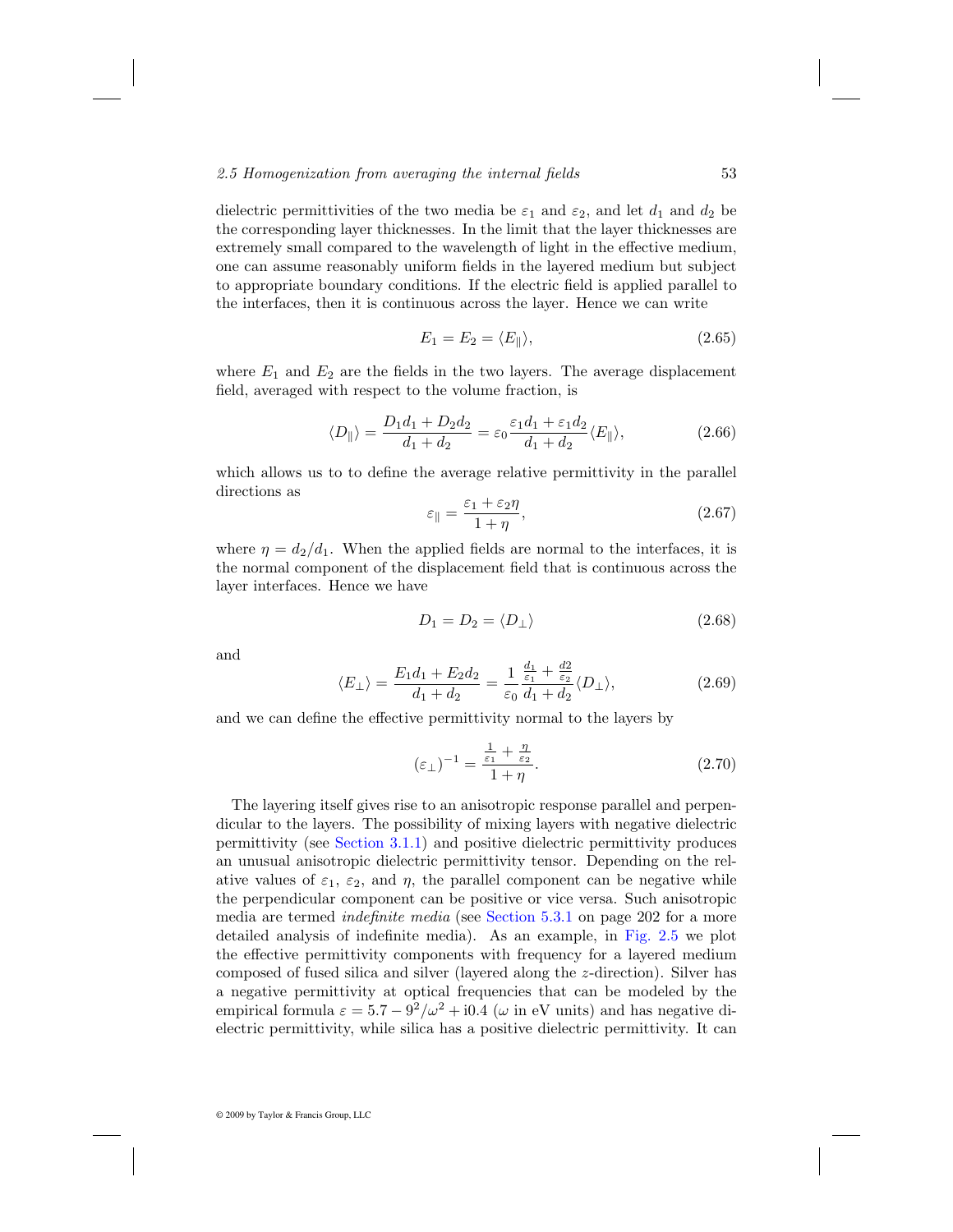dielectric permittivities of the two media be $\varepsilon_1$ and $\varepsilon_2$, and let $d_1$ and $d_2$ be the corresponding layer thicknesses. In the limit that the layer thicknesses are extremely small compared to the wavelength of light in the effective medium, one can assume reasonably uniform fields in the layered medium but subject to appropriate boundary conditions. If the electric field is applied parallel to the interfaces, then it is continuous across the layer. Hence we can write

$$E_1 = E_2 = \langle E_\parallel \rangle, \tag{2.65}$$

where $E_1$ and $E_2$ are the fields in the two layers. The average displacement field, averaged with respect to the volume fraction, is

$$\langle D_\parallel \rangle = \frac{D_1 d_1 + D_2 d_2}{d_1 + d_2} = \varepsilon_0 \frac{\varepsilon_1 d_1 + \varepsilon_1 d_2}{d_1 + d_2} \langle E_\parallel \rangle, \tag{2.66}$$

which allows us to to define the average relative permittivity in the parallel directions as

$$\varepsilon_\parallel = \frac{\varepsilon_1 + \varepsilon_2 \eta}{1 + \eta}, \tag{2.67}$$

where $\eta = d_2/d_1$. When the applied fields are normal to the interfaces, it is the normal component of the displacement field that is continuous across the layer interfaces. Hence we have

$$D_1 = D_2 = \langle D_\perp \rangle \tag{2.68}$$

and

$$\langle E_\perp \rangle = \frac{E_1 d_1 + E_2 d_2}{d_1 + d_2} = \frac{1}{\varepsilon_0} \frac{\frac{d_1}{\varepsilon_1} + \frac{d2}{\varepsilon_2}}{d_1 + d_2} \langle D_\perp \rangle, \tag{2.69}$$

and we can define the effective permittivity normal to the layers by

$$(\varepsilon_\perp)^{-1} = \frac{\frac{1}{\varepsilon_1} + \frac{\eta}{\varepsilon_2}}{1 + \eta}. \tag{2.70}$$

The layering itself gives rise to an anisotropic response parallel and perpendicular to the layers. The possibility of mixing layers with negative dielectric permittivity (see Section 3.1.1) and positive dielectric permittivity produces an unusual anisotropic dielectric permittivity tensor. Depending on the relative values of $\varepsilon_1$, $\varepsilon_2$, and $\eta$, the parallel component can be negative while the perpendicular component can be positive or vice versa. Such anisotropic media are termed *indefinite media* (see Section 5.3.1 on page 202 for a more detailed analysis of indefinite media). As an example, in Fig. 2.5 we plot the effective permittivity components with frequency for a layered medium composed of fused silica and silver (layered along the $z$-direction). Silver has a negative permittivity at optical frequencies that can be modeled by the empirical formula $\varepsilon = 5.7 - 9^2/\omega^2 + \mathrm{i}0.4$ ($\omega$ in eV units) and has negative dielectric permittivity, while silica has a positive dielectric permittivity. It can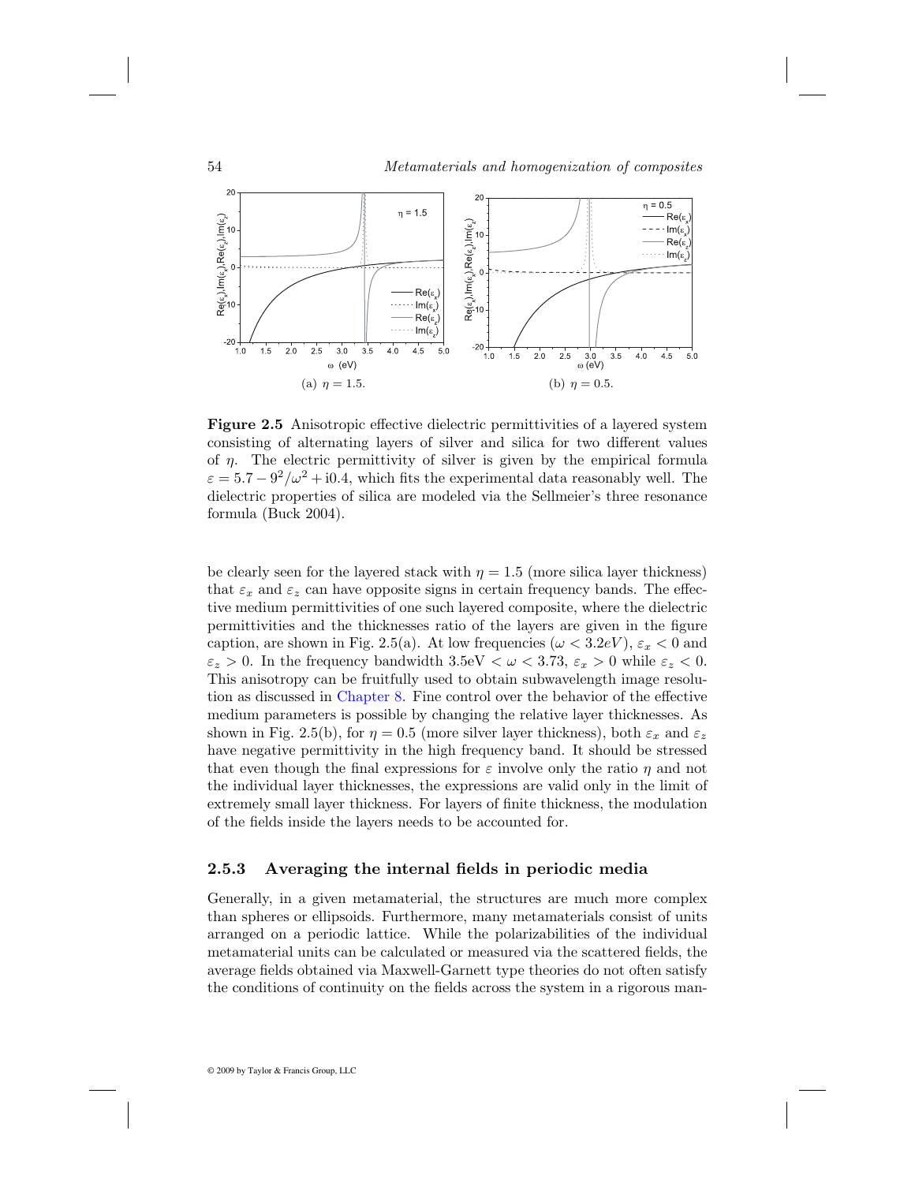(a) $\eta = 1.5$.

(b) $\eta = 0.5$.

**Figure 2.5** Anisotropic effective dielectric permittivities of a layered system consisting of alternating layers of silver and silica for two different values of $\eta$. The electric permittivity of silver is given by the empirical formula $\varepsilon = 5.7 - 9^2/\omega^2 + i0.4$, which fits the experimental data reasonably well. The dielectric properties of silica are modeled via the Sellmeier's three resonance formula (Buck 2004).

be clearly seen for the layered stack with $\eta = 1.5$ (more silica layer thickness) that $\varepsilon_x$ and $\varepsilon_z$ can have opposite signs in certain frequency bands. The effective medium permittivities of one such layered composite, where the dielectric permittivities and the thicknesses ratio of the layers are given in the figure caption, are shown in Fig. 2.5(a). At low frequencies ($\omega < 3.2eV$), $\varepsilon_x < 0$ and $\varepsilon_z > 0$. In the frequency bandwidth 3.5eV $< \omega <$ 3.73, $\varepsilon_x > 0$ while $\varepsilon_z < 0$. This anisotropy can be fruitfully used to obtain subwavelength image resolution as discussed in Chapter 8. Fine control over the behavior of the effective medium parameters is possible by changing the relative layer thicknesses. As shown in Fig. 2.5(b), for $\eta = 0.5$ (more silver layer thickness), both $\varepsilon_x$ and $\varepsilon_z$ have negative permittivity in the high frequency band. It should be stressed that even though the final expressions for $\varepsilon$ involve only the ratio $\eta$ and not the individual layer thicknesses, the expressions are valid only in the limit of extremely small layer thickness. For layers of finite thickness, the modulation of the fields inside the layers needs to be accounted for.

### 2.5.3 Averaging the internal fields in periodic media

Generally, in a given metamaterial, the structures are much more complex than spheres or ellipsoids. Furthermore, many metamaterials consist of units arranged on a periodic lattice. While the polarizabilities of the individual metamaterial units can be calculated or measured via the scattered fields, the average fields obtained via Maxwell-Garnett type theories do not often satisfy the conditions of continuity on the fields across the system in a rigorous man-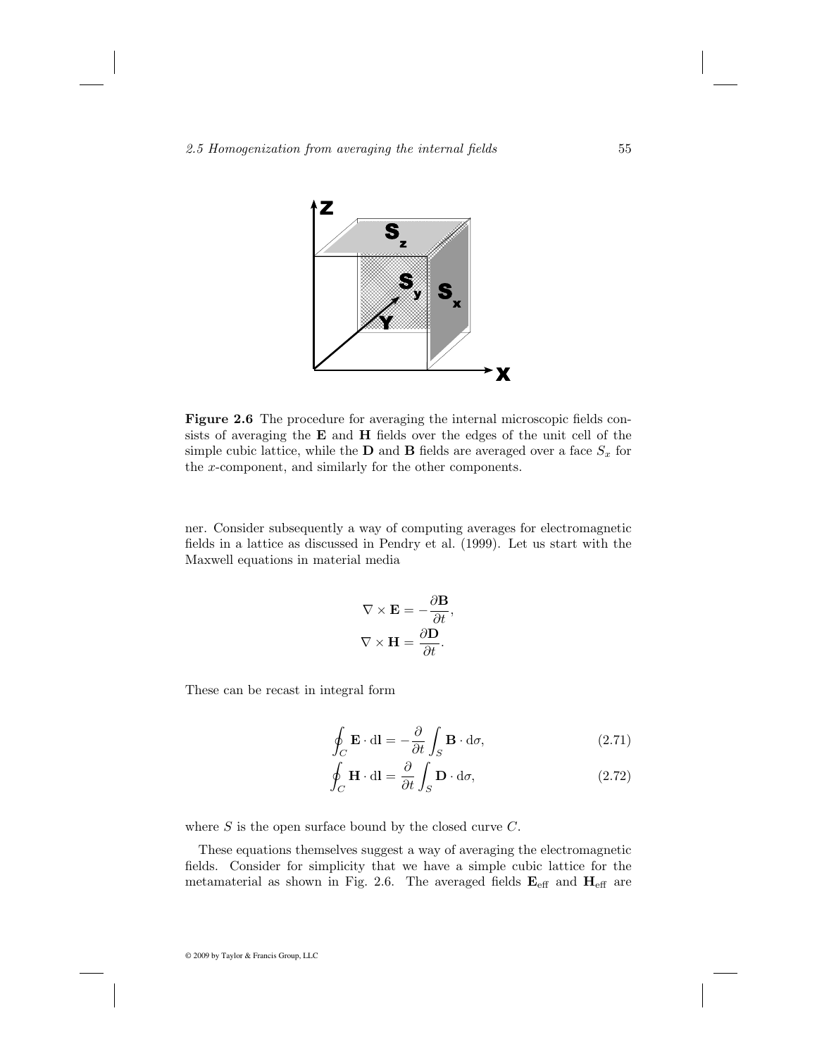**Figure 2.6** The procedure for averaging the internal microscopic fields consists of averaging the **E** and **H** fields over the edges of the unit cell of the simple cubic lattice, while the **D** and **B** fields are averaged over a face $S_x$ for the $x$-component, and similarly for the other components.

ner. Consider subsequently a way of computing averages for electromagnetic fields in a lattice as discussed in Pendry et al. (1999). Let us start with the Maxwell equations in material media

$$\nabla \times \mathbf{E} = -\frac{\partial \mathbf{B}}{\partial t},$$
$$\nabla \times \mathbf{H} = \frac{\partial \mathbf{D}}{\partial t}.$$

These can be recast in integral form

$$\oint_C \mathbf{E} \cdot \mathrm{d}\mathbf{l} = -\frac{\partial}{\partial t} \int_S \mathbf{B} \cdot \mathrm{d}\sigma, \tag{2.71}$$

$$\oint_C \mathbf{H} \cdot \mathrm{d}\mathbf{l} = \frac{\partial}{\partial t} \int_S \mathbf{D} \cdot \mathrm{d}\sigma, \tag{2.72}$$

where $S$ is the open surface bound by the closed curve $C$.

These equations themselves suggest a way of averaging the electromagnetic fields. Consider for simplicity that we have a simple cubic lattice for the metamaterial as shown in Fig. 2.6. The averaged fields $\mathbf{E}_{\text{eff}}$ and $\mathbf{H}_{\text{eff}}$ are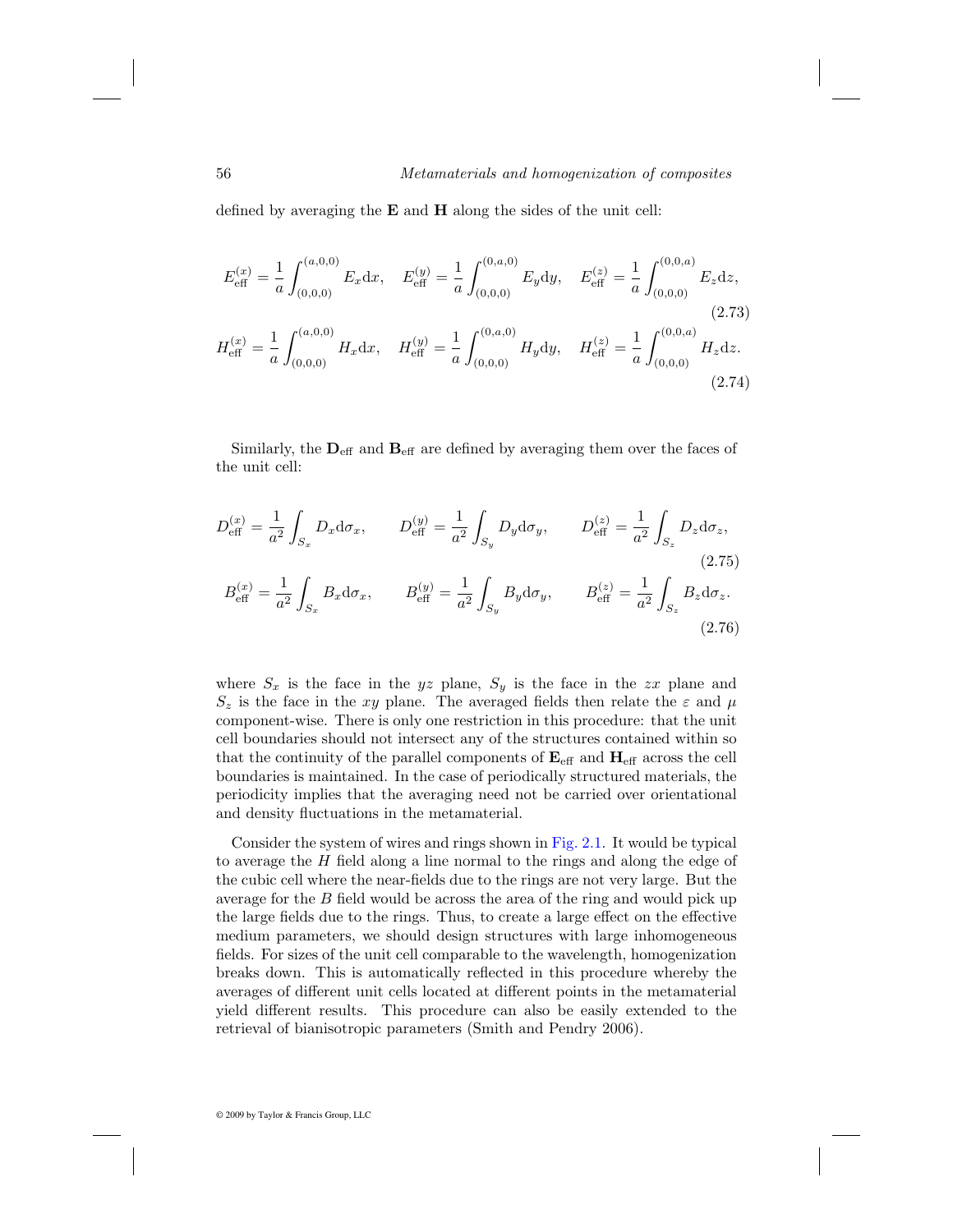defined by averaging the $\mathbf{E}$ and $\mathbf{H}$ along the sides of the unit cell:

$$E_{\text{eff}}^{(x)} = \frac{1}{a}\int_{(0,0,0)}^{(a,0,0)} E_x \mathrm{d}x, \quad E_{\text{eff}}^{(y)} = \frac{1}{a}\int_{(0,0,0)}^{(0,a,0)} E_y \mathrm{d}y, \quad E_{\text{eff}}^{(z)} = \frac{1}{a}\int_{(0,0,0)}^{(0,0,a)} E_z \mathrm{d}z, \tag{2.73}$$

$$H_{\text{eff}}^{(x)} = \frac{1}{a}\int_{(0,0,0)}^{(a,0,0)} H_x \mathrm{d}x, \quad H_{\text{eff}}^{(y)} = \frac{1}{a}\int_{(0,0,0)}^{(0,a,0)} H_y \mathrm{d}y, \quad H_{\text{eff}}^{(z)} = \frac{1}{a}\int_{(0,0,0)}^{(0,0,a)} H_z \mathrm{d}z. \tag{2.74}$$

Similarly, the $\mathbf{D}_{\text{eff}}$ and $\mathbf{B}_{\text{eff}}$ are defined by averaging them over the faces of the unit cell:

$$D_{\text{eff}}^{(x)} = \frac{1}{a^2}\int_{S_x} D_x \mathrm{d}\sigma_x, \qquad D_{\text{eff}}^{(y)} = \frac{1}{a^2}\int_{S_y} D_y \mathrm{d}\sigma_y, \qquad D_{\text{eff}}^{(z)} = \frac{1}{a^2}\int_{S_z} D_z \mathrm{d}\sigma_z, \tag{2.75}$$

$$B_{\text{eff}}^{(x)} = \frac{1}{a^2}\int_{S_x} B_x \mathrm{d}\sigma_x, \qquad B_{\text{eff}}^{(y)} = \frac{1}{a^2}\int_{S_y} B_y \mathrm{d}\sigma_y, \qquad B_{\text{eff}}^{(z)} = \frac{1}{a^2}\int_{S_z} B_z \mathrm{d}\sigma_z. \tag{2.76}$$

where $S_x$ is the face in the $yz$ plane, $S_y$ is the face in the $zx$ plane and $S_z$ is the face in the $xy$ plane. The averaged fields then relate the $\varepsilon$ and $\mu$ component-wise. There is only one restriction in this procedure: that the unit cell boundaries should not intersect any of the structures contained within so that the continuity of the parallel components of $\mathbf{E}_{\text{eff}}$ and $\mathbf{H}_{\text{eff}}$ across the cell boundaries is maintained. In the case of periodically structured materials, the periodicity implies that the averaging need not be carried over orientational and density fluctuations in the metamaterial.

Consider the system of wires and rings shown in Fig. 2.1. It would be typical to average the $H$ field along a line normal to the rings and along the edge of the cubic cell where the near-fields due to the rings are not very large. But the average for the $B$ field would be across the area of the ring and would pick up the large fields due to the rings. Thus, to create a large effect on the effective medium parameters, we should design structures with large inhomogeneous fields. For sizes of the unit cell comparable to the wavelength, homogenization breaks down. This is automatically reflected in this procedure whereby the averages of different unit cells located at different points in the metamaterial yield different results. This procedure can also be easily extended to the retrieval of bianisotropic parameters (Smith and Pendry 2006).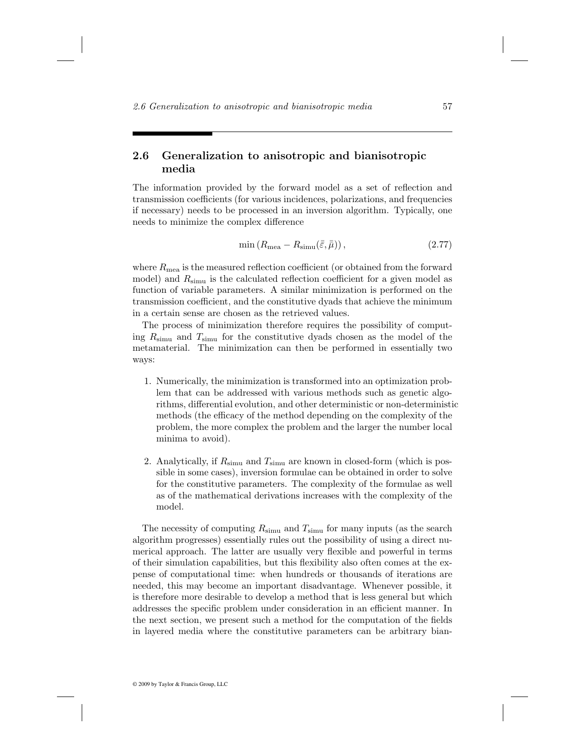## 2.6 Generalization to anisotropic and bianisotropic media

The information provided by the forward model as a set of reflection and transmission coefficients (for various incidences, polarizations, and frequencies if necessary) needs to be processed in an inversion algorithm. Typically, one needs to minimize the complex difference

$$\min\left(R_{\text{mea}} - R_{\text{simu}}(\bar{\bar{\varepsilon}}, \bar{\bar{\mu}})\right), \tag{2.77}$$

where $R_{\text{mea}}$ is the measured reflection coefficient (or obtained from the forward model) and $R_{\text{simu}}$ is the calculated reflection coefficient for a given model as function of variable parameters. A similar minimization is performed on the transmission coefficient, and the constitutive dyads that achieve the minimum in a certain sense are chosen as the retrieved values.

The process of minimization therefore requires the possibility of computing $R_{\text{simu}}$ and $T_{\text{simu}}$ for the constitutive dyads chosen as the model of the metamaterial. The minimization can then be performed in essentially two ways:

1. Numerically, the minimization is transformed into an optimization problem that can be addressed with various methods such as genetic algorithms, differential evolution, and other deterministic or non-deterministic methods (the efficacy of the method depending on the complexity of the problem, the more complex the problem and the larger the number local minima to avoid).

2. Analytically, if $R_{\text{simu}}$ and $T_{\text{simu}}$ are known in closed-form (which is possible in some cases), inversion formulae can be obtained in order to solve for the constitutive parameters. The complexity of the formulae as well as of the mathematical derivations increases with the complexity of the model.

The necessity of computing $R_{\text{simu}}$ and $T_{\text{simu}}$ for many inputs (as the search algorithm progresses) essentially rules out the possibility of using a direct numerical approach. The latter are usually very flexible and powerful in terms of their simulation capabilities, but this flexibility also often comes at the expense of computational time: when hundreds or thousands of iterations are needed, this may become an important disadvantage. Whenever possible, it is therefore more desirable to develop a method that is less general but which addresses the specific problem under consideration in an efficient manner. In the next section, we present such a method for the computation of the fields in layered media where the constitutive parameters can be arbitrary bian-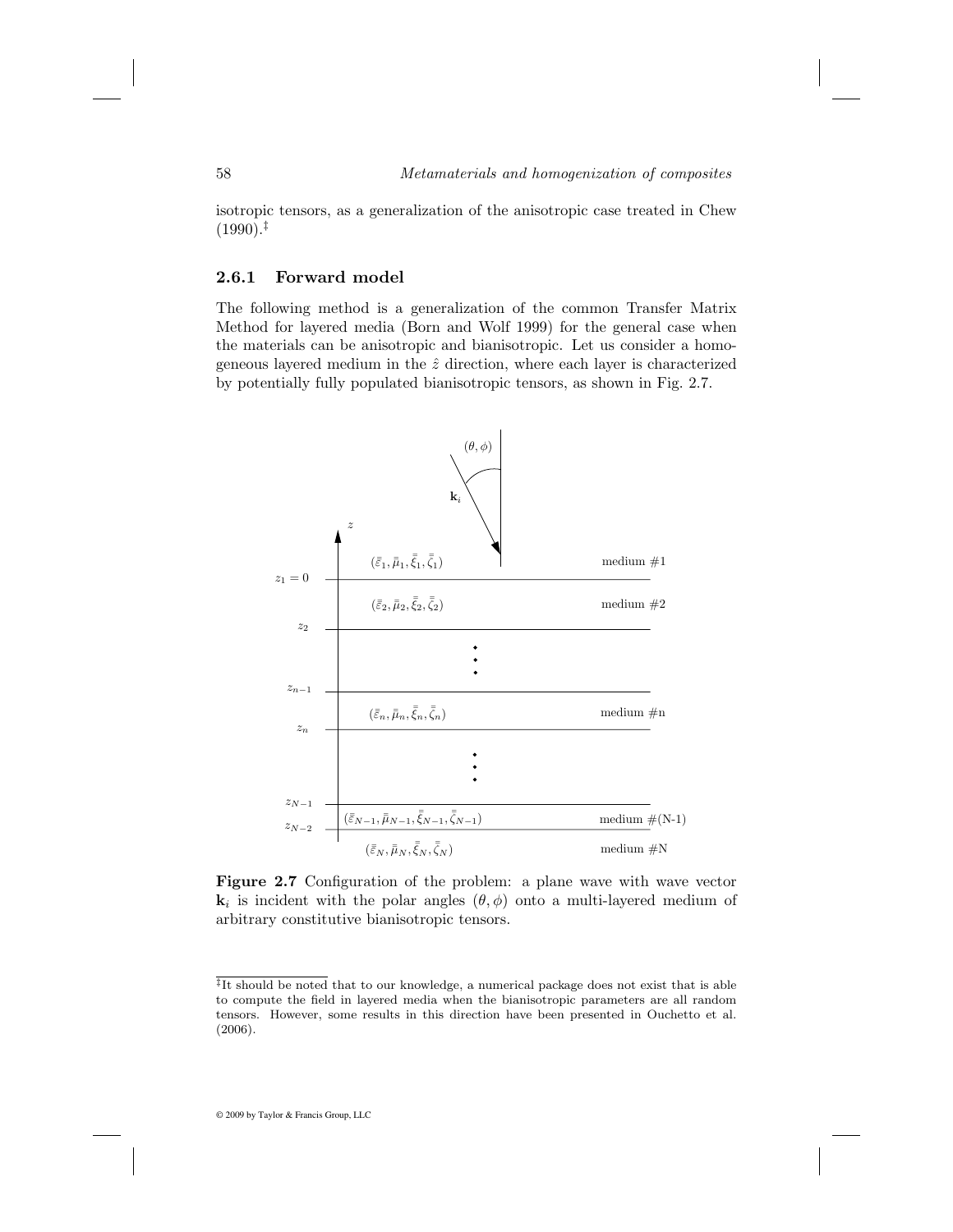isotropic tensors, as a generalization of the anisotropic case treated in Chew (1990).[‡]

### 2.6.1 Forward model

The following method is a generalization of the common Transfer Matrix Method for layered media (Born and Wolf 1999) for the general case when the materials can be anisotropic and bianisotropic. Let us consider a homogeneous layered medium in the $\hat{z}$ direction, where each layer is characterized by potentially fully populated bianisotropic tensors, as shown in Fig. 2.7.

**Figure 2.7** Configuration of the problem: a plane wave with wave vector $\mathbf{k}_i$ is incident with the polar angles $(\theta, \phi)$ onto a multi-layered medium of arbitrary constitutive bianisotropic tensors.

[‡]It should be noted that to our knowledge, a numerical package does not exist that is able to compute the field in layered media when the bianisotropic parameters are all random tensors. However, some results in this direction have been presented in Ouchetto et al. (2006).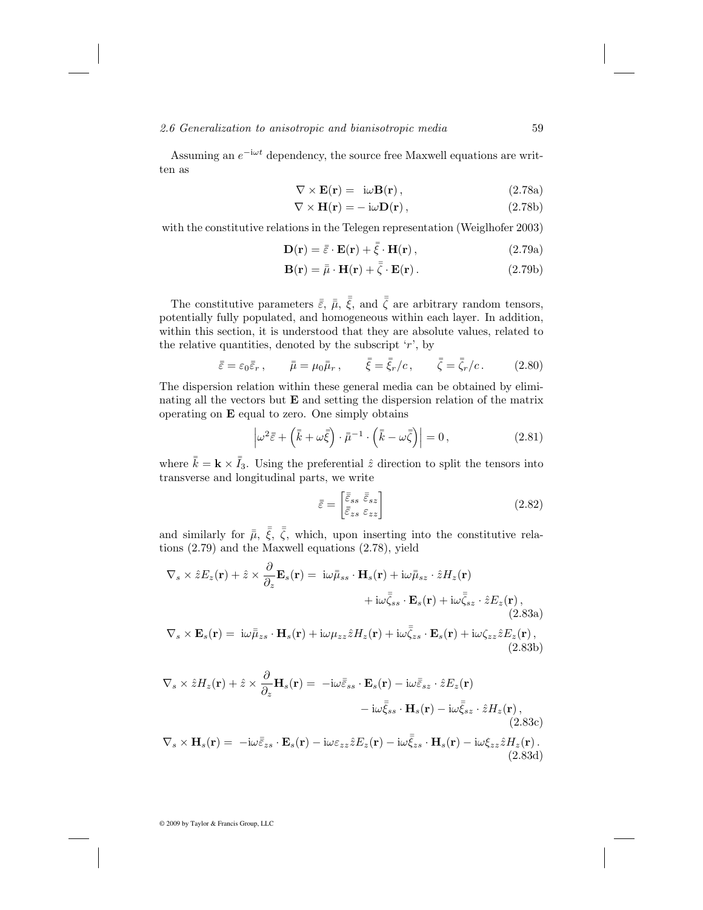Assuming an $e^{-\mathrm{i}\omega t}$ dependency, the source free Maxwell equations are written as

$$\nabla \times \mathbf{E}(\mathbf{r}) = \ \mathrm{i}\omega \mathbf{B}(\mathbf{r}) , \tag{2.78a}$$

$$\nabla \times \mathbf{H}(\mathbf{r}) = -\,\mathrm{i}\omega \mathbf{D}(\mathbf{r}) , \tag{2.78b}$$

with the constitutive relations in the Telegen representation (Weiglhofer 2003)

$$\mathbf{D}(\mathbf{r}) = \bar{\bar{\varepsilon}} \cdot \mathbf{E}(\mathbf{r}) + \bar{\bar{\xi}} \cdot \mathbf{H}(\mathbf{r}) , \tag{2.79a}$$

$$\mathbf{B}(\mathbf{r}) = \bar{\bar{\mu}} \cdot \mathbf{H}(\mathbf{r}) + \bar{\bar{\zeta}} \cdot \mathbf{E}(\mathbf{r}) . \tag{2.79b}$$

The constitutive parameters $\bar{\bar{\varepsilon}}$, $\bar{\bar{\mu}}$, $\bar{\bar{\xi}}$, and $\bar{\bar{\zeta}}$ are arbitrary random tensors, potentially fully populated, and homogeneous within each layer. In addition, within this section, it is understood that they are absolute values, related to the relative quantities, denoted by the subscript '$r$', by

$$\bar{\bar{\varepsilon}} = \varepsilon_0 \bar{\bar{\varepsilon}}_r , \qquad \bar{\bar{\mu}} = \mu_0 \bar{\bar{\mu}}_r , \qquad \bar{\bar{\xi}} = \bar{\bar{\xi}}_r / c , \qquad \bar{\bar{\zeta}} = \bar{\bar{\zeta}}_r / c . \tag{2.80}$$

The dispersion relation within these general media can be obtained by eliminating all the vectors but $\mathbf{E}$ and setting the dispersion relation of the matrix operating on $\mathbf{E}$ equal to zero. One simply obtains

$$\left| \omega^2 \bar{\bar{\varepsilon}} + \left( \bar{\bar{k}} + \omega \bar{\bar{\xi}} \right) \cdot \bar{\bar{\mu}}^{-1} \cdot \left( \bar{\bar{k}} - \omega \bar{\bar{\zeta}} \right) \right| = 0 , \tag{2.81}$$

where $\bar{\bar{k}} = \mathbf{k} \times \bar{\bar{I}}_3$. Using the preferential $\hat{z}$ direction to split the tensors into transverse and longitudinal parts, we write

$$\bar{\bar{\varepsilon}} = \begin{bmatrix} \bar{\bar{\varepsilon}}_{ss} & \bar{\bar{\varepsilon}}_{sz} \\ \bar{\bar{\varepsilon}}_{zs} & \varepsilon_{zz} \end{bmatrix} \tag{2.82}$$

and similarly for $\bar{\bar{\mu}}$, $\bar{\bar{\xi}}$, $\bar{\bar{\zeta}}$, which, upon inserting into the constitutive relations (2.79) and the Maxwell equations (2.78), yield

$$\nabla_s \times \hat{z} E_z(\mathbf{r}) + \hat{z} \times \frac{\partial}{\partial_z} \mathbf{E}_s(\mathbf{r}) = \ \mathrm{i}\omega \bar{\bar{\mu}}_{ss} \cdot \mathbf{H}_s(\mathbf{r}) + \mathrm{i}\omega \bar{\bar{\mu}}_{sz} \cdot \hat{z} H_z(\mathbf{r}) + \mathrm{i}\omega \bar{\bar{\zeta}}_{ss} \cdot \mathbf{E}_s(\mathbf{r}) + \mathrm{i}\omega \bar{\bar{\zeta}}_{sz} \cdot \hat{z} E_z(\mathbf{r}) , \tag{2.83a}$$

$$\nabla_s \times \mathbf{E}_s(\mathbf{r}) = \ \mathrm{i}\omega \bar{\bar{\mu}}_{zs} \cdot \mathbf{H}_s(\mathbf{r}) + \mathrm{i}\omega \mu_{zz} \hat{z} H_z(\mathbf{r}) + \mathrm{i}\omega \bar{\bar{\zeta}}_{zs} \cdot \mathbf{E}_s(\mathbf{r}) + \mathrm{i}\omega \zeta_{zz} \hat{z} E_z(\mathbf{r}) , \tag{2.83b}$$

$$\nabla_s \times \hat{z} H_z(\mathbf{r}) + \hat{z} \times \frac{\partial}{\partial_z} \mathbf{H}_s(\mathbf{r}) = \ -\mathrm{i}\omega \bar{\bar{\varepsilon}}_{ss} \cdot \mathbf{E}_s(\mathbf{r}) - \mathrm{i}\omega \bar{\bar{\varepsilon}}_{sz} \cdot \hat{z} E_z(\mathbf{r}) - \mathrm{i}\omega \bar{\bar{\xi}}_{ss} \cdot \mathbf{H}_s(\mathbf{r}) - \mathrm{i}\omega \bar{\bar{\xi}}_{sz} \cdot \hat{z} H_z(\mathbf{r}) , \tag{2.83c}$$

$$\nabla_s \times \mathbf{H}_s(\mathbf{r}) = \ -\mathrm{i}\omega \bar{\bar{\varepsilon}}_{zs} \cdot \mathbf{E}_s(\mathbf{r}) - \mathrm{i}\omega \varepsilon_{zz} \hat{z} E_z(\mathbf{r}) - \mathrm{i}\omega \bar{\bar{\xi}}_{zs} \cdot \mathbf{H}_s(\mathbf{r}) - \mathrm{i}\omega \xi_{zz} \hat{z} H_z(\mathbf{r}) . \tag{2.83d}$$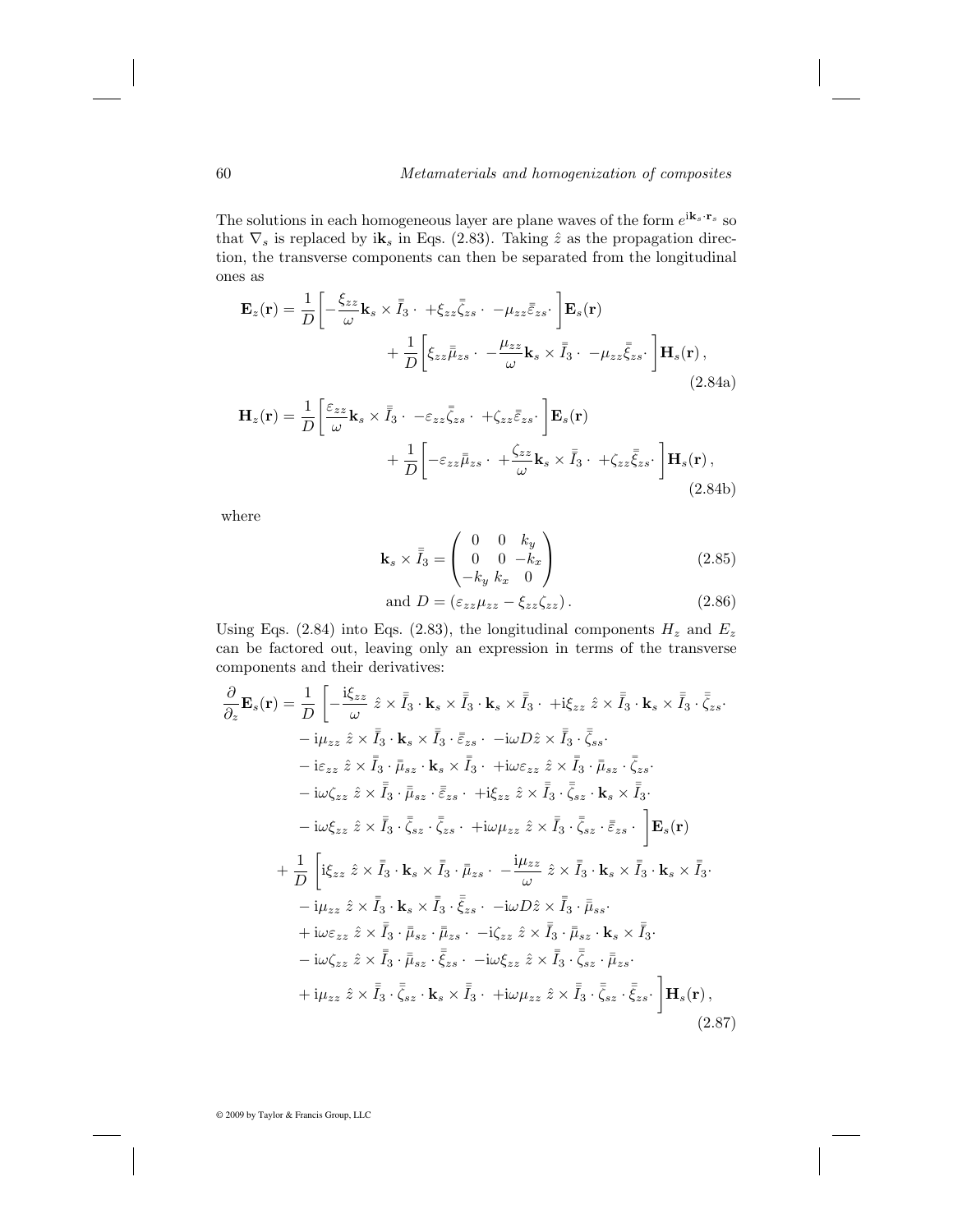The solutions in each homogeneous layer are plane waves of the form $e^{\mathrm{i}\mathbf{k}_s\cdot\mathbf{r}_s}$ so that $\nabla_s$ is replaced by $\mathrm{i}\mathbf{k}_s$ in Eqs. (2.83). Taking $\hat{z}$ as the propagation direction, the transverse components can then be separated from the longitudinal ones as

$$
\begin{aligned}
\mathbf{E}_z(\mathbf{r}) = \frac{1}{D}\left[-\frac{\xi_{zz}}{\omega}\mathbf{k}_s\times\bar{\bar{I}}_3\cdot\ +\xi_{zz}\bar{\bar{\zeta}}_{zs}\cdot\ -\mu_{zz}\bar{\bar{\varepsilon}}_{zs}\cdot\ \right]\mathbf{E}_s(\mathbf{r}) \\
+\frac{1}{D}\left[\xi_{zz}\bar{\bar{\mu}}_{zs}\cdot\ -\frac{\mu_{zz}}{\omega}\mathbf{k}_s\times\bar{\bar{I}}_3\cdot\ -\mu_{zz}\bar{\bar{\xi}}_{zs}\cdot\ \right]\mathbf{H}_s(\mathbf{r}),
\end{aligned}
\tag{2.84a}
$$

$$
\begin{aligned}
\mathbf{H}_z(\mathbf{r}) = \frac{1}{D}\left[\frac{\varepsilon_{zz}}{\omega}\mathbf{k}_s\times\bar{\bar{I}}_3\cdot\ -\varepsilon_{zz}\bar{\bar{\zeta}}_{zs}\cdot\ +\zeta_{zz}\bar{\bar{\varepsilon}}_{zs}\cdot\ \right]\mathbf{E}_s(\mathbf{r}) \\
+\frac{1}{D}\left[-\varepsilon_{zz}\bar{\bar{\mu}}_{zs}\cdot\ +\frac{\zeta_{zz}}{\omega}\mathbf{k}_s\times\bar{\bar{I}}_3\cdot\ +\zeta_{zz}\bar{\bar{\xi}}_{zs}\cdot\ \right]\mathbf{H}_s(\mathbf{r}),
\end{aligned}
\tag{2.84b}
$$

where

$$
\mathbf{k}_s\times\bar{\bar{I}}_3 = \begin{pmatrix} 0 & 0 & k_y \\ 0 & 0 & -k_x \\ -k_y & k_x & 0 \end{pmatrix}
\tag{2.85}
$$

$$
\text{and } D = \left(\varepsilon_{zz}\mu_{zz} - \xi_{zz}\zeta_{zz}\right).
\tag{2.86}
$$

Using Eqs. (2.84) into Eqs. (2.83), the longitudinal components $H_z$ and $E_z$ can be factored out, leaving only an expression in terms of the transverse components and their derivatives:

$$
\begin{aligned}
\frac{\partial}{\partial_z}\mathbf{E}_s(\mathbf{r}) = \frac{1}{D}\Bigg[ & -\frac{\mathrm{i}\xi_{zz}}{\omega}\ \hat{z}\times\bar{\bar{I}}_3\cdot\mathbf{k}_s\times\bar{\bar{I}}_3\cdot\mathbf{k}_s\times\bar{\bar{I}}_3\cdot\ +\mathrm{i}\xi_{zz}\ \hat{z}\times\bar{\bar{I}}_3\cdot\mathbf{k}_s\times\bar{\bar{I}}_3\cdot\bar{\bar{\zeta}}_{zs}\cdot \\
& -\mathrm{i}\mu_{zz}\ \hat{z}\times\bar{\bar{I}}_3\cdot\mathbf{k}_s\times\bar{\bar{I}}_3\cdot\bar{\bar{\varepsilon}}_{zs}\cdot\ -\mathrm{i}\omega D\hat{z}\times\bar{\bar{I}}_3\cdot\bar{\bar{\zeta}}_{ss}\cdot \\
& -\mathrm{i}\varepsilon_{zz}\ \hat{z}\times\bar{\bar{I}}_3\cdot\bar{\bar{\mu}}_{sz}\cdot\mathbf{k}_s\times\bar{\bar{I}}_3\cdot\ +\mathrm{i}\omega\varepsilon_{zz}\ \hat{z}\times\bar{\bar{I}}_3\cdot\bar{\bar{\mu}}_{sz}\cdot\bar{\bar{\zeta}}_{zs}\cdot \\
& -\mathrm{i}\omega\zeta_{zz}\ \hat{z}\times\bar{\bar{I}}_3\cdot\bar{\bar{\mu}}_{sz}\cdot\bar{\bar{\varepsilon}}_{zs}\cdot\ +\mathrm{i}\xi_{zz}\ \hat{z}\times\bar{\bar{I}}_3\cdot\bar{\bar{\zeta}}_{sz}\cdot\mathbf{k}_s\times\bar{\bar{I}}_3\cdot \\
& -\mathrm{i}\omega\xi_{zz}\ \hat{z}\times\bar{\bar{I}}_3\cdot\bar{\bar{\zeta}}_{sz}\cdot\bar{\bar{\zeta}}_{zs}\cdot\ +\mathrm{i}\omega\mu_{zz}\ \hat{z}\times\bar{\bar{I}}_3\cdot\bar{\bar{\zeta}}_{sz}\cdot\bar{\bar{\varepsilon}}_{zs}\cdot\ \Bigg]\mathbf{E}_s(\mathbf{r}) \\
+\frac{1}{D}\Bigg[ & \mathrm{i}\xi_{zz}\ \hat{z}\times\bar{\bar{I}}_3\cdot\mathbf{k}_s\times\bar{\bar{I}}_3\cdot\bar{\bar{\mu}}_{zs}\cdot\ -\frac{\mathrm{i}\mu_{zz}}{\omega}\ \hat{z}\times\bar{\bar{I}}_3\cdot\mathbf{k}_s\times\bar{\bar{I}}_3\cdot\mathbf{k}_s\times\bar{\bar{I}}_3\cdot \\
& -\mathrm{i}\mu_{zz}\ \hat{z}\times\bar{\bar{I}}_3\cdot\mathbf{k}_s\times\bar{\bar{I}}_3\cdot\bar{\bar{\xi}}_{zs}\cdot\ -\mathrm{i}\omega D\hat{z}\times\bar{\bar{I}}_3\cdot\bar{\bar{\mu}}_{ss}\cdot \\
& +\mathrm{i}\omega\varepsilon_{zz}\ \hat{z}\times\bar{\bar{I}}_3\cdot\bar{\bar{\mu}}_{sz}\cdot\bar{\bar{\mu}}_{zs}\cdot\ -\mathrm{i}\zeta_{zz}\ \hat{z}\times\bar{\bar{I}}_3\cdot\bar{\bar{\mu}}_{sz}\cdot\mathbf{k}_s\times\bar{\bar{I}}_3\cdot \\
& -\mathrm{i}\omega\zeta_{zz}\ \hat{z}\times\bar{\bar{I}}_3\cdot\bar{\bar{\mu}}_{sz}\cdot\bar{\bar{\xi}}_{zs}\cdot\ -\mathrm{i}\omega\xi_{zz}\ \hat{z}\times\bar{\bar{I}}_3\cdot\bar{\bar{\zeta}}_{sz}\cdot\bar{\bar{\mu}}_{zs}\cdot \\
& +\mathrm{i}\mu_{zz}\ \hat{z}\times\bar{\bar{I}}_3\cdot\bar{\bar{\zeta}}_{sz}\cdot\mathbf{k}_s\times\bar{\bar{I}}_3\cdot\ +\mathrm{i}\omega\mu_{zz}\ \hat{z}\times\bar{\bar{I}}_3\cdot\bar{\bar{\zeta}}_{sz}\cdot\bar{\bar{\xi}}_{zs}\cdot\ \Bigg]\mathbf{H}_s(\mathbf{r}),
\end{aligned}
\tag{2.87}
$$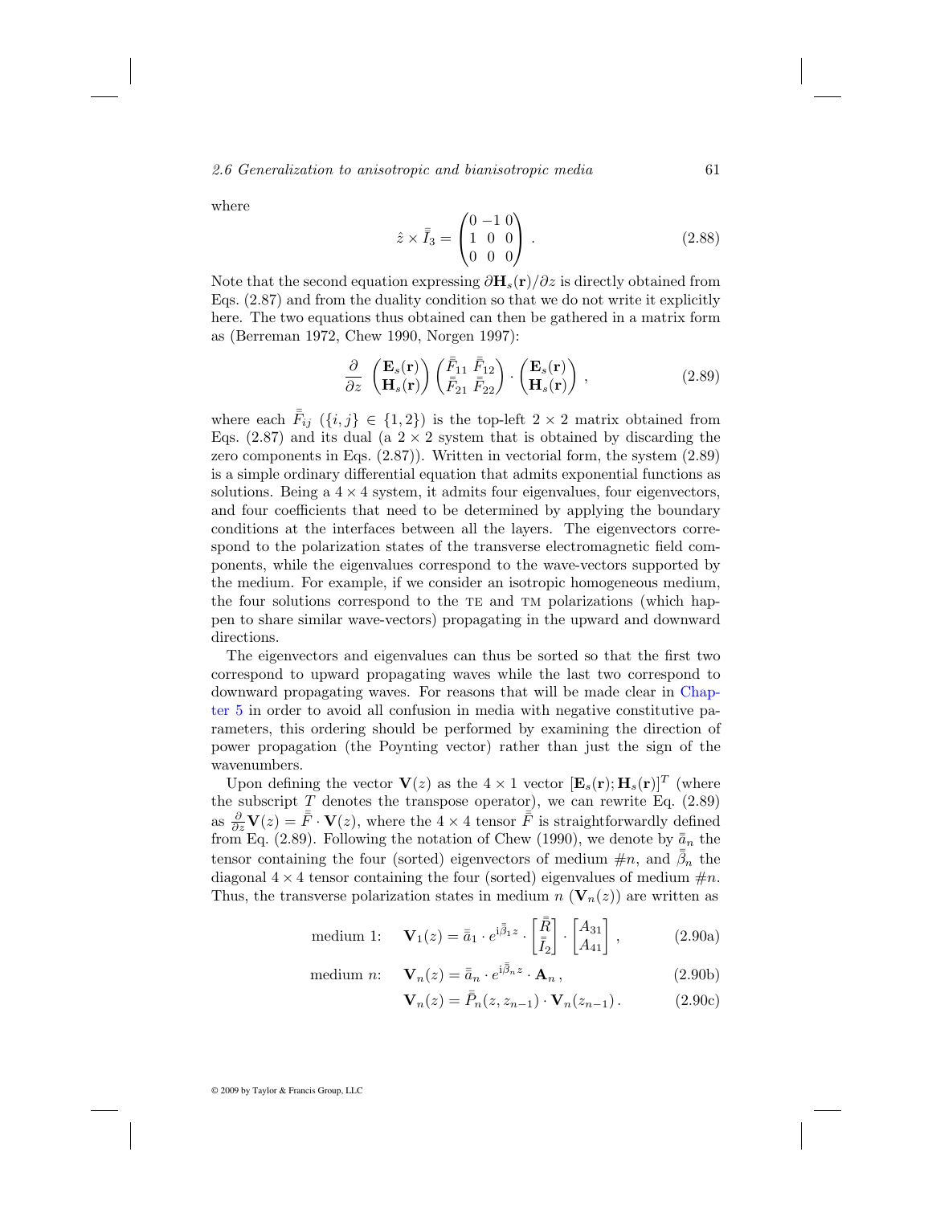where

$$\hat{z} \times \bar{\bar{I}}_3 = \begin{pmatrix} 0 & -1 & 0 \\ 1 & 0 & 0 \\ 0 & 0 & 0 \end{pmatrix} . \tag{2.88}$$

Note that the second equation expressing $\partial \mathbf{H}_s(\mathbf{r})/\partial z$ is directly obtained from Eqs. (2.87) and from the duality condition so that we do not write it explicitly here. The two equations thus obtained can then be gathered in a matrix form as (Berreman 1972, Chew 1990, Norgen 1997):

$$\frac{\partial}{\partial z} \begin{pmatrix} \mathbf{E}_s(\mathbf{r}) \\ \mathbf{H}_s(\mathbf{r}) \end{pmatrix} \begin{pmatrix} \bar{\bar{F}}_{11} & \bar{\bar{F}}_{12} \\ \bar{\bar{F}}_{21} & \bar{\bar{F}}_{22} \end{pmatrix} \cdot \begin{pmatrix} \mathbf{E}_s(\mathbf{r}) \\ \mathbf{H}_s(\mathbf{r}) \end{pmatrix} , \tag{2.89}$$

where each $\bar{\bar{F}}_{ij}$ ($\{i, j\} \in \{1, 2\}$) is the top-left $2 \times 2$ matrix obtained from Eqs. (2.87) and its dual (a $2 \times 2$ system that is obtained by discarding the zero components in Eqs. (2.87)). Written in vectorial form, the system (2.89) is a simple ordinary differential equation that admits exponential functions as solutions. Being a $4 \times 4$ system, it admits four eigenvalues, four eigenvectors, and four coefficients that need to be determined by applying the boundary conditions at the interfaces between all the layers. The eigenvectors correspond to the polarization states of the transverse electromagnetic field components, while the eigenvalues correspond to the wave-vectors supported by the medium. For example, if we consider an isotropic homogeneous medium, the four solutions correspond to the TE and TM polarizations (which happen to share similar wave-vectors) propagating in the upward and downward directions.

The eigenvectors and eigenvalues can thus be sorted so that the first two correspond to upward propagating waves while the last two correspond to downward propagating waves. For reasons that will be made clear in Chapter 5 in order to avoid all confusion in media with negative constitutive parameters, this ordering should be performed by examining the direction of power propagation (the Poynting vector) rather than just the sign of the wavenumbers.

Upon defining the vector $\mathbf{V}(z)$ as the $4 \times 1$ vector $[\mathbf{E}_s(\mathbf{r}); \mathbf{H}_s(\mathbf{r})]^T$ (where the subscript $T$ denotes the transpose operator), we can rewrite Eq. (2.89) as $\frac{\partial}{\partial z}\mathbf{V}(z) = \bar{\bar{F}} \cdot \mathbf{V}(z)$, where the $4 \times 4$ tensor $\bar{\bar{F}}$ is straightforwardly defined from Eq. (2.89). Following the notation of Chew (1990), we denote by $\bar{\bar{a}}_n$ the tensor containing the four (sorted) eigenvectors of medium $\#n$, and $\bar{\bar{\beta}}_n$ the diagonal $4 \times 4$ tensor containing the four (sorted) eigenvalues of medium $\#n$. Thus, the transverse polarization states in medium $n$ ($\mathbf{V}_n(z)$) are written as

$$\text{medium 1:} \quad \mathbf{V}_1(z) = \bar{\bar{a}}_1 \cdot e^{\mathrm{i}\bar{\bar{\beta}}_1 z} \cdot \begin{bmatrix} \bar{\bar{R}} \\ \bar{\bar{I}}_2 \end{bmatrix} \cdot \begin{bmatrix} A_{31} \\ A_{41} \end{bmatrix} , \tag{2.90a}$$

$$\text{medium } n\text{:} \quad \mathbf{V}_n(z) = \bar{\bar{a}}_n \cdot e^{\mathrm{i}\bar{\bar{\beta}}_n z} \cdot \mathbf{A}_n , \tag{2.90b}$$

$$\mathbf{V}_n(z) = \bar{\bar{P}}_n(z, z_{n-1}) \cdot \mathbf{V}_n(z_{n-1}) . \tag{2.90c}$$

© 2009 by Taylor & Francis Group, LLC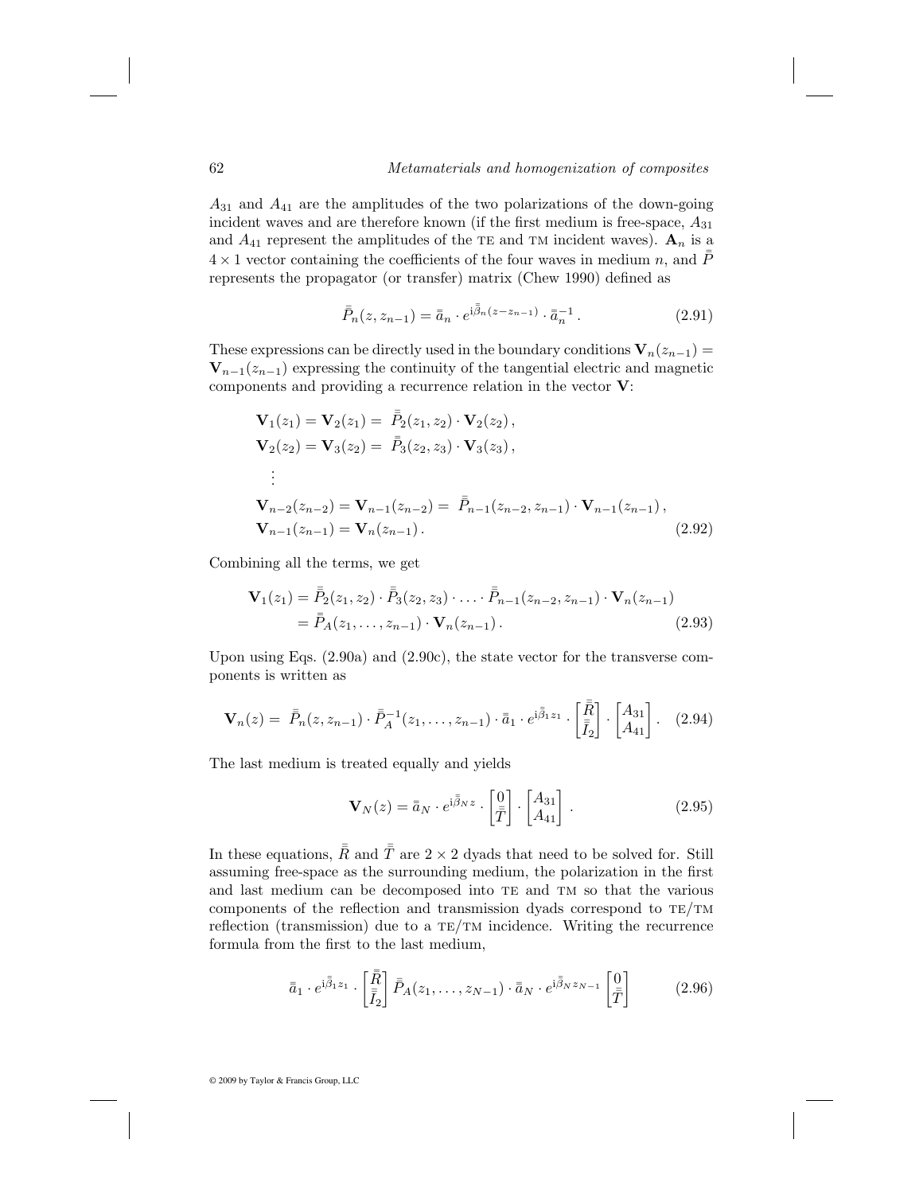$A_{31}$ and $A_{41}$ are the amplitudes of the two polarizations of the down-going incident waves and are therefore known (if the first medium is free-space, $A_{31}$ and $A_{41}$ represent the amplitudes of the TE and TM incident waves). $\mathbf{A}_n$ is a $4 \times 1$ vector containing the coefficients of the four waves in medium $n$, and $\bar{\bar{P}}$ represents the propagator (or transfer) matrix (Chew 1990) defined as

$$\bar{\bar{P}}_n(z, z_{n-1}) = \bar{\bar{a}}_n \cdot e^{\mathrm{i}\bar{\bar{\beta}}_n(z - z_{n-1})} \cdot \bar{\bar{a}}_n^{-1} \, . \tag{2.91}$$

These expressions can be directly used in the boundary conditions $\mathbf{V}_n(z_{n-1}) = \mathbf{V}_{n-1}(z_{n-1})$ expressing the continuity of the tangential electric and magnetic components and providing a recurrence relation in the vector $\mathbf{V}$:

$$\begin{aligned}
&\mathbf{V}_1(z_1) = \mathbf{V}_2(z_1) = \bar{\bar{P}}_2(z_1, z_2) \cdot \mathbf{V}_2(z_2) \, , \\
&\mathbf{V}_2(z_2) = \mathbf{V}_3(z_2) = \bar{\bar{P}}_3(z_2, z_3) \cdot \mathbf{V}_3(z_3) \, , \\
&\quad \vdots \\
&\mathbf{V}_{n-2}(z_{n-2}) = \mathbf{V}_{n-1}(z_{n-2}) = \bar{\bar{P}}_{n-1}(z_{n-2}, z_{n-1}) \cdot \mathbf{V}_{n-1}(z_{n-1}) \, , \\
&\mathbf{V}_{n-1}(z_{n-1}) = \mathbf{V}_n(z_{n-1}) \, .
\end{aligned} \tag{2.92}$$

Combining all the terms, we get

$$\begin{aligned}
\mathbf{V}_1(z_1) &= \bar{\bar{P}}_2(z_1, z_2) \cdot \bar{\bar{P}}_3(z_2, z_3) \cdot \ldots \cdot \bar{\bar{P}}_{n-1}(z_{n-2}, z_{n-1}) \cdot \mathbf{V}_n(z_{n-1}) \\
&= \bar{\bar{P}}_A(z_1, \ldots, z_{n-1}) \cdot \mathbf{V}_n(z_{n-1}) \, .
\end{aligned} \tag{2.93}$$

Upon using Eqs. (2.90a) and (2.90c), the state vector for the transverse components is written as

$$\mathbf{V}_n(z) = \bar{\bar{P}}_n(z, z_{n-1}) \cdot \bar{\bar{P}}_A^{-1}(z_1, \ldots, z_{n-1}) \cdot \bar{\bar{a}}_1 \cdot e^{\mathrm{i}\bar{\bar{\beta}}_1 z_1} \cdot \begin{bmatrix} \bar{\bar{R}} \\ \bar{\bar{I}}_2 \end{bmatrix} \cdot \begin{bmatrix} A_{31} \\ A_{41} \end{bmatrix} . \tag{2.94}$$

The last medium is treated equally and yields

$$\mathbf{V}_N(z) = \bar{\bar{a}}_N \cdot e^{\mathrm{i}\bar{\bar{\beta}}_N z} \cdot \begin{bmatrix} 0 \\ \bar{\bar{T}} \end{bmatrix} \cdot \begin{bmatrix} A_{31} \\ A_{41} \end{bmatrix} . \tag{2.95}$$

In these equations, $\bar{\bar{R}}$ and $\bar{\bar{T}}$ are $2 \times 2$ dyads that need to be solved for. Still assuming free-space as the surrounding medium, the polarization in the first and last medium can be decomposed into TE and TM so that the various components of the reflection and transmission dyads correspond to TE/TM reflection (transmission) due to a TE/TM incidence. Writing the recurrence formula from the first to the last medium,

$$\bar{\bar{a}}_1 \cdot e^{\mathrm{i}\bar{\bar{\beta}}_1 z_1} \cdot \begin{bmatrix} \bar{\bar{R}} \\ \bar{\bar{I}}_2 \end{bmatrix} \bar{\bar{P}}_A(z_1, \ldots, z_{N-1}) \cdot \bar{\bar{a}}_N \cdot e^{\mathrm{i}\bar{\bar{\beta}}_N z_{N-1}} \begin{bmatrix} 0 \\ \bar{\bar{T}} \end{bmatrix} \tag{2.96}$$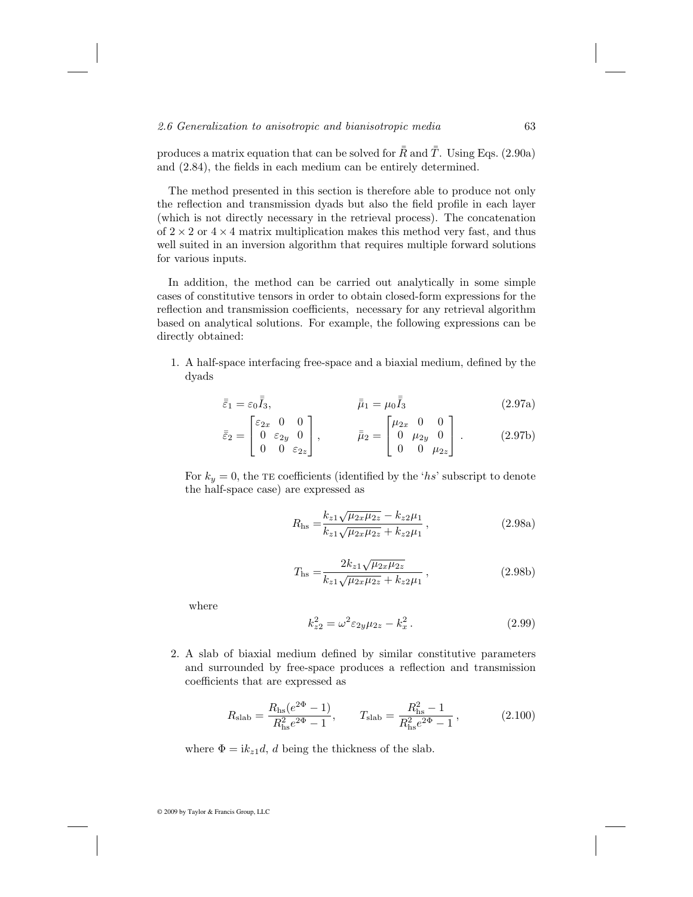produces a matrix equation that can be solved for $\bar{\bar{R}}$ and $\bar{\bar{T}}$. Using Eqs. (2.90a) and (2.84), the fields in each medium can be entirely determined.

The method presented in this section is therefore able to produce not only the reflection and transmission dyads but also the field profile in each layer (which is not directly necessary in the retrieval process). The concatenation of $2 \times 2$ or $4 \times 4$ matrix multiplication makes this method very fast, and thus well suited in an inversion algorithm that requires multiple forward solutions for various inputs.

In addition, the method can be carried out analytically in some simple cases of constitutive tensors in order to obtain closed-form expressions for the reflection and transmission coefficients, necessary for any retrieval algorithm based on analytical solutions. For example, the following expressions can be directly obtained:

1. A half-space interfacing free-space and a biaxial medium, defined by the dyads

$$\bar{\bar{\varepsilon}}_1 = \varepsilon_0 \bar{\bar{I}}_3, \qquad \bar{\bar{\mu}}_1 = \mu_0 \bar{\bar{I}}_3 \tag{2.97a}$$

$$\bar{\bar{\varepsilon}}_2 = \begin{bmatrix} \varepsilon_{2x} & 0 & 0 \\ 0 & \varepsilon_{2y} & 0 \\ 0 & 0 & \varepsilon_{2z} \end{bmatrix}, \qquad \bar{\bar{\mu}}_2 = \begin{bmatrix} \mu_{2x} & 0 & 0 \\ 0 & \mu_{2y} & 0 \\ 0 & 0 & \mu_{2z} \end{bmatrix}. \tag{2.97b}$$

For $k_y = 0$, the TE coefficients (identified by the '$hs$' subscript to denote the half-space case) are expressed as

$$R_{\text{hs}} = \frac{k_{z1}\sqrt{\mu_{2x}\mu_{2z}} - k_{z2}\mu_1}{k_{z1}\sqrt{\mu_{2x}\mu_{2z}} + k_{z2}\mu_1}, \tag{2.98a}$$

$$T_{\text{hs}} = \frac{2k_{z1}\sqrt{\mu_{2x}\mu_{2z}}}{k_{z1}\sqrt{\mu_{2x}\mu_{2z}} + k_{z2}\mu_1}, \tag{2.98b}$$

where

$$k_{z2}^2 = \omega^2 \varepsilon_{2y}\mu_{2z} - k_x^2. \tag{2.99}$$

2. A slab of biaxial medium defined by similar constitutive parameters and surrounded by free-space produces a reflection and transmission coefficients that are expressed as

$$R_{\text{slab}} = \frac{R_{\text{hs}}(e^{2\Phi} - 1)}{R_{\text{hs}}^2 e^{2\Phi} - 1}, \qquad T_{\text{slab}} = \frac{R_{\text{hs}}^2 - 1}{R_{\text{hs}}^2 e^{2\Phi} - 1}, \tag{2.100}$$

where $\Phi = \mathrm{i}k_{z1}d$, $d$ being the thickness of the slab.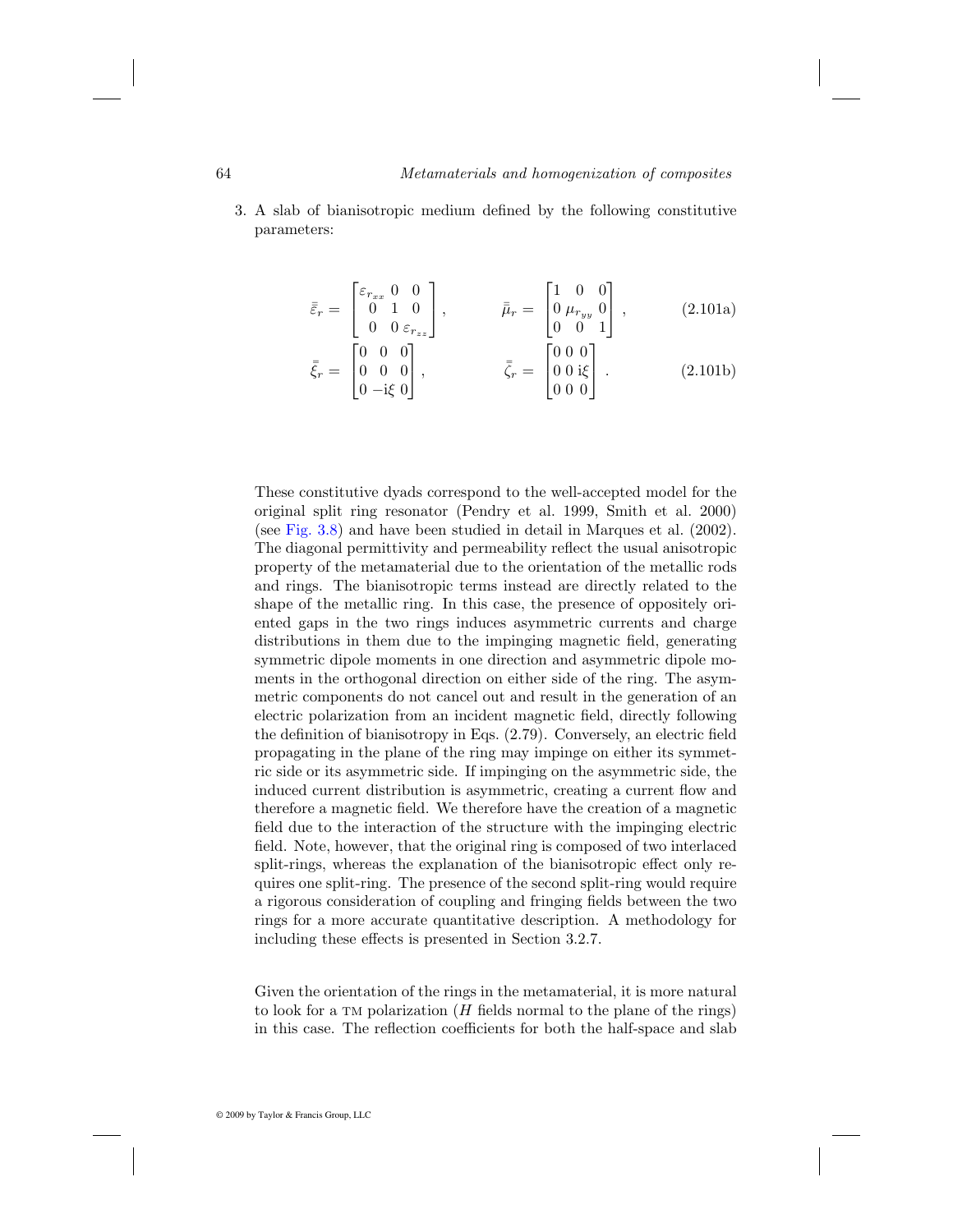3. A slab of bianisotropic medium defined by the following constitutive parameters:

$$\bar{\bar{\varepsilon}}_r = \begin{bmatrix} \varepsilon_{r_{xx}} & 0 & 0 \\ 0 & 1 & 0 \\ 0 & 0 & \varepsilon_{r_{zz}} \end{bmatrix}, \qquad \bar{\bar{\mu}}_r = \begin{bmatrix} 1 & 0 & 0 \\ 0 & \mu_{r_{yy}} & 0 \\ 0 & 0 & 1 \end{bmatrix}, \tag{2.101a}$$

$$\bar{\bar{\xi}}_r = \begin{bmatrix} 0 & 0 & 0 \\ 0 & 0 & 0 \\ 0 & -\mathrm{i}\xi & 0 \end{bmatrix}, \qquad \bar{\bar{\zeta}}_r = \begin{bmatrix} 0 & 0 & 0 \\ 0 & 0 & \mathrm{i}\xi \\ 0 & 0 & 0 \end{bmatrix}. \tag{2.101b}$$

These constitutive dyads correspond to the well-accepted model for the original split ring resonator (Pendry et al. 1999, Smith et al. 2000) (see Fig. 3.8) and have been studied in detail in Marques et al. (2002). The diagonal permittivity and permeability reflect the usual anisotropic property of the metamaterial due to the orientation of the metallic rods and rings. The bianisotropic terms instead are directly related to the shape of the metallic ring. In this case, the presence of oppositely oriented gaps in the two rings induces asymmetric currents and charge distributions in them due to the impinging magnetic field, generating symmetric dipole moments in one direction and asymmetric dipole moments in the orthogonal direction on either side of the ring. The asymmetric components do not cancel out and result in the generation of an electric polarization from an incident magnetic field, directly following the definition of bianisotropy in Eqs. (2.79). Conversely, an electric field propagating in the plane of the ring may impinge on either its symmetric side or its asymmetric side. If impinging on the asymmetric side, the induced current distribution is asymmetric, creating a current flow and therefore a magnetic field. We therefore have the creation of a magnetic field due to the interaction of the structure with the impinging electric field. Note, however, that the original ring is composed of two interlaced split-rings, whereas the explanation of the bianisotropic effect only requires one split-ring. The presence of the second split-ring would require a rigorous consideration of coupling and fringing fields between the two rings for a more accurate quantitative description. A methodology for including these effects is presented in Section 3.2.7.

Given the orientation of the rings in the metamaterial, it is more natural to look for a TM polarization ($H$ fields normal to the plane of the rings) in this case. The reflection coefficients for both the half-space and slab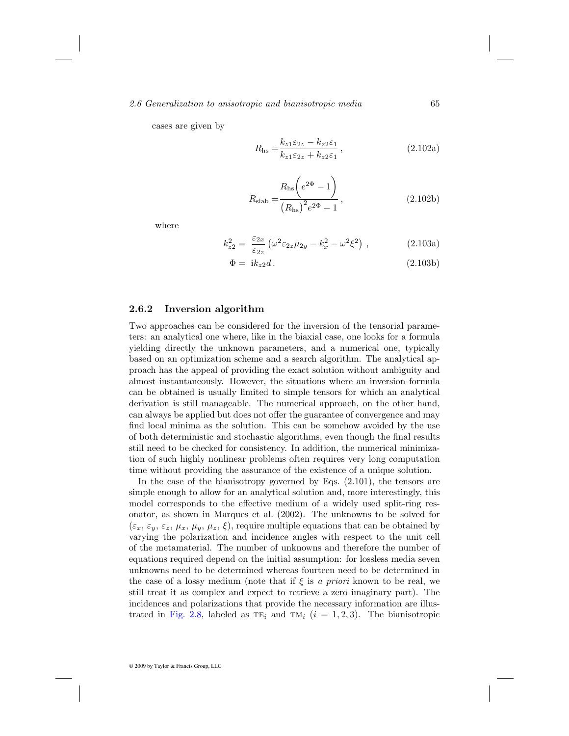cases are given by

$$R_{\mathrm{hs}} = \frac{k_{z1}\varepsilon_{2z} - k_{z2}\varepsilon_1}{k_{z1}\varepsilon_{2z} + k_{z2}\varepsilon_1}\,, \tag{2.102a}$$

$$R_{\mathrm{slab}} = \frac{R_{\mathrm{hs}}\left(e^{2\Phi} - 1\right)}{\left(R_{\mathrm{hs}}\right)^2 e^{2\Phi} - 1}\,, \tag{2.102b}$$

where

$$k_{z2}^2 = \frac{\varepsilon_{2x}}{\varepsilon_{2z}}\left(\omega^2\varepsilon_{2z}\mu_{2y} - k_x^2 - \omega^2\xi^2\right)\,, \tag{2.103a}$$

$$\Phi = \mathrm{i}k_{z2}d\,. \tag{2.103b}$$

### 2.6.2 Inversion algorithm

Two approaches can be considered for the inversion of the tensorial parameters: an analytical one where, like in the biaxial case, one looks for a formula yielding directly the unknown parameters, and a numerical one, typically based on an optimization scheme and a search algorithm. The analytical approach has the appeal of providing the exact solution without ambiguity and almost instantaneously. However, the situations where an inversion formula can be obtained is usually limited to simple tensors for which an analytical derivation is still manageable. The numerical approach, on the other hand, can always be applied but does not offer the guarantee of convergence and may find local minima as the solution. This can be somehow avoided by the use of both deterministic and stochastic algorithms, even though the final results still need to be checked for consistency. In addition, the numerical minimization of such highly nonlinear problems often requires very long computation time without providing the assurance of the existence of a unique solution.

In the case of the bianisotropy governed by Eqs. (2.101), the tensors are simple enough to allow for an analytical solution and, more interestingly, this model corresponds to the effective medium of a widely used split-ring resonator, as shown in Marques et al. (2002). The unknowns to be solved for ($\varepsilon_x$, $\varepsilon_y$, $\varepsilon_z$, $\mu_x$, $\mu_y$, $\mu_z$, $\xi$), require multiple equations that can be obtained by varying the polarization and incidence angles with respect to the unit cell of the metamaterial. The number of unknowns and therefore the number of equations required depend on the initial assumption: for lossless media seven unknowns need to be determined whereas fourteen need to be determined in the case of a lossy medium (note that if $\xi$ is *a priori* known to be real, we still treat it as complex and expect to retrieve a zero imaginary part). The incidences and polarizations that provide the necessary information are illustrated in Fig. 2.8, labeled as $\mathrm{TE}_i$ and $\mathrm{TM}_i$ ($i = 1, 2, 3$). The bianisotropic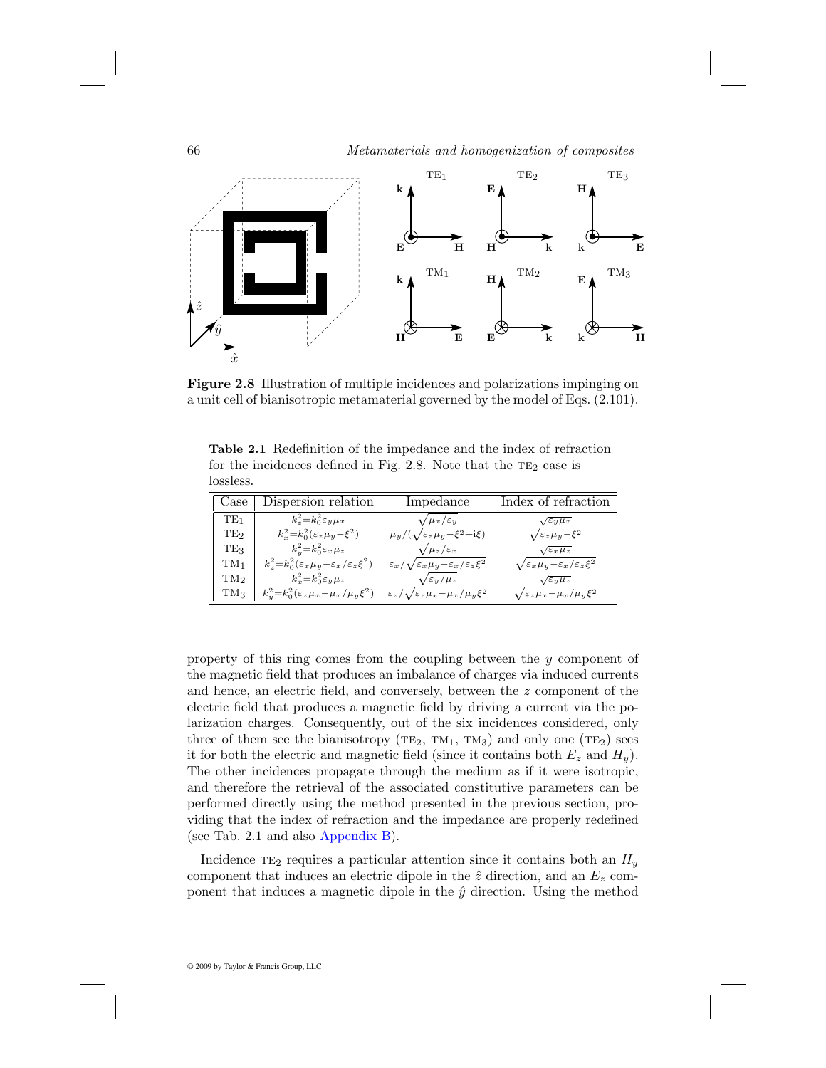**Figure 2.8** Illustration of multiple incidences and polarizations impinging on a unit cell of bianisotropic metamaterial governed by the model of Eqs. (2.101).

**Table 2.1** Redefinition of the impedance and the index of refraction for the incidences defined in Fig. 2.8. Note that the TE$_2$ case is lossless.

| Case | Dispersion relation | Impedance | Index of refraction |
|---|---|---|---|
| TE$_1$ | $k_z^2 = k_0^2 \varepsilon_y \mu_x$ | $\sqrt{\mu_x/\varepsilon_y}$ | $\sqrt{\varepsilon_y \mu_x}$ |
| TE$_2$ | $k_x^2 = k_0^2 (\varepsilon_z \mu_y - \xi^2)$ | $\mu_y / (\sqrt{\varepsilon_z \mu_y - \xi^2} + \mathrm{i}\xi)$ | $\sqrt{\varepsilon_z \mu_y - \xi^2}$ |
| TE$_3$ | $k_y^2 = k_0^2 \varepsilon_x \mu_z$ | $\sqrt{\mu_z/\varepsilon_x}$ | $\sqrt{\varepsilon_x \mu_z}$ |
| TM$_1$ | $k_z^2 = k_0^2 (\varepsilon_x \mu_y - \varepsilon_x/\varepsilon_z \xi^2)$ | $\varepsilon_x / \sqrt{\varepsilon_x \mu_y - \varepsilon_x/\varepsilon_z \xi^2}$ | $\sqrt{\varepsilon_x \mu_y - \varepsilon_x/\varepsilon_z \xi^2}$ |
| TM$_2$ | $k_x^2 = k_0^2 \varepsilon_y \mu_z$ | $\sqrt{\varepsilon_y/\mu_z}$ | $\sqrt{\varepsilon_y \mu_z}$ |
| TM$_3$ | $k_y^2 = k_0^2 (\varepsilon_z \mu_x - \mu_x/\mu_y \xi^2)$ | $\varepsilon_z / \sqrt{\varepsilon_z \mu_x - \mu_x/\mu_y \xi^2}$ | $\sqrt{\varepsilon_z \mu_x - \mu_x/\mu_y \xi^2}$ |

property of this ring comes from the coupling between the $y$ component of the magnetic field that produces an imbalance of charges via induced currents and hence, an electric field, and conversely, between the $z$ component of the electric field that produces a magnetic field by driving a current via the polarization charges. Consequently, out of the six incidences considered, only three of them see the bianisotropy (TE$_2$, TM$_1$, TM$_3$) and only one (TE$_2$) sees it for both the electric and magnetic field (since it contains both $E_z$ and $H_y$). The other incidences propagate through the medium as if it were isotropic, and therefore the retrieval of the associated constitutive parameters can be performed directly using the method presented in the previous section, providing that the index of refraction and the impedance are properly redefined (see Tab. 2.1 and also Appendix B).

Incidence TE$_2$ requires a particular attention since it contains both an $H_y$ component that induces an electric dipole in the $\hat{z}$ direction, and an $E_z$ component that induces a magnetic dipole in the $\hat{y}$ direction. Using the method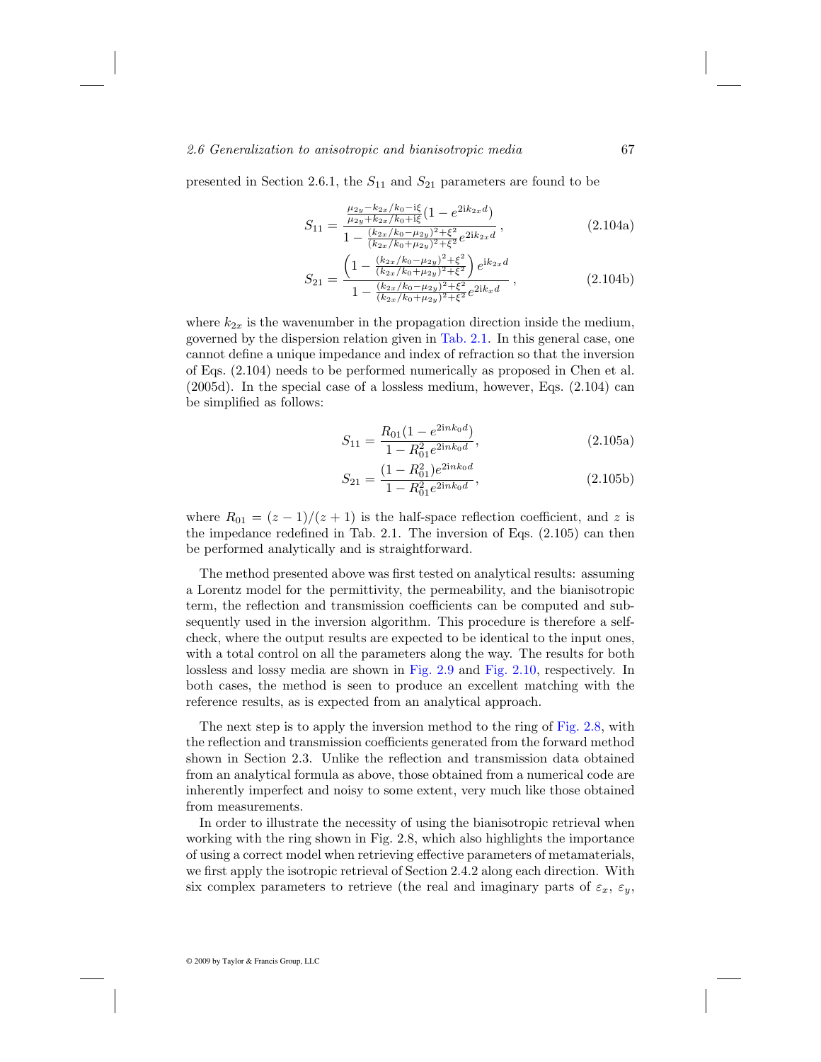presented in Section 2.6.1, the $S_{11}$ and $S_{21}$ parameters are found to be

$$S_{11} = \frac{\frac{\mu_{2y} - k_{2x}/k_0 - \mathrm{i}\xi}{\mu_{2y} + k_{2x}/k_0 + \mathrm{i}\xi}(1 - e^{2\mathrm{i}k_{2x}d})}{1 - \frac{(k_{2x}/k_0 - \mu_{2y})^2 + \xi^2}{(k_{2x}/k_0 + \mu_{2y})^2 + \xi^2} e^{2\mathrm{i}k_{2x}d}}\,, \tag{2.104a}$$

$$S_{21} = \frac{\left(1 - \frac{(k_{2x}/k_0 - \mu_{2y})^2 + \xi^2}{(k_{2x}/k_0 + \mu_{2y})^2 + \xi^2}\right) e^{\mathrm{i}k_{2x}d}}{1 - \frac{(k_{2x}/k_0 - \mu_{2y})^2 + \xi^2}{(k_{2x}/k_0 + \mu_{2y})^2 + \xi^2} e^{2\mathrm{i}k_x d}}\,, \tag{2.104b}$$

where $k_{2x}$ is the wavenumber in the propagation direction inside the medium, governed by the dispersion relation given in Tab. 2.1. In this general case, one cannot define a unique impedance and index of refraction so that the inversion of Eqs. (2.104) needs to be performed numerically as proposed in Chen et al. (2005d). In the special case of a lossless medium, however, Eqs. (2.104) can be simplified as follows:

$$S_{11} = \frac{R_{01}(1 - e^{2\mathrm{i}nk_0 d})}{1 - R_{01}^2 e^{2\mathrm{i}nk_0 d}}, \tag{2.105a}$$

$$S_{21} = \frac{(1 - R_{01}^2) e^{2\mathrm{i}nk_0 d}}{1 - R_{01}^2 e^{2\mathrm{i}nk_0 d}}, \tag{2.105b}$$

where $R_{01} = (z-1)/(z+1)$ is the half-space reflection coefficient, and $z$ is the impedance redefined in Tab. 2.1. The inversion of Eqs. (2.105) can then be performed analytically and is straightforward.

The method presented above was first tested on analytical results: assuming a Lorentz model for the permittivity, the permeability, and the bianisotropic term, the reflection and transmission coefficients can be computed and subsequently used in the inversion algorithm. This procedure is therefore a self-check, where the output results are expected to be identical to the input ones, with a total control on all the parameters along the way. The results for both lossless and lossy media are shown in Fig. 2.9 and Fig. 2.10, respectively. In both cases, the method is seen to produce an excellent matching with the reference results, as is expected from an analytical approach.

The next step is to apply the inversion method to the ring of Fig. 2.8, with the reflection and transmission coefficients generated from the forward method shown in Section 2.3. Unlike the reflection and transmission data obtained from an analytical formula as above, those obtained from a numerical code are inherently imperfect and noisy to some extent, very much like those obtained from measurements.

In order to illustrate the necessity of using the bianisotropic retrieval when working with the ring shown in Fig. 2.8, which also highlights the importance of using a correct model when retrieving effective parameters of metamaterials, we first apply the isotropic retrieval of Section 2.4.2 along each direction. With six complex parameters to retrieve (the real and imaginary parts of $\varepsilon_x$, $\varepsilon_y$,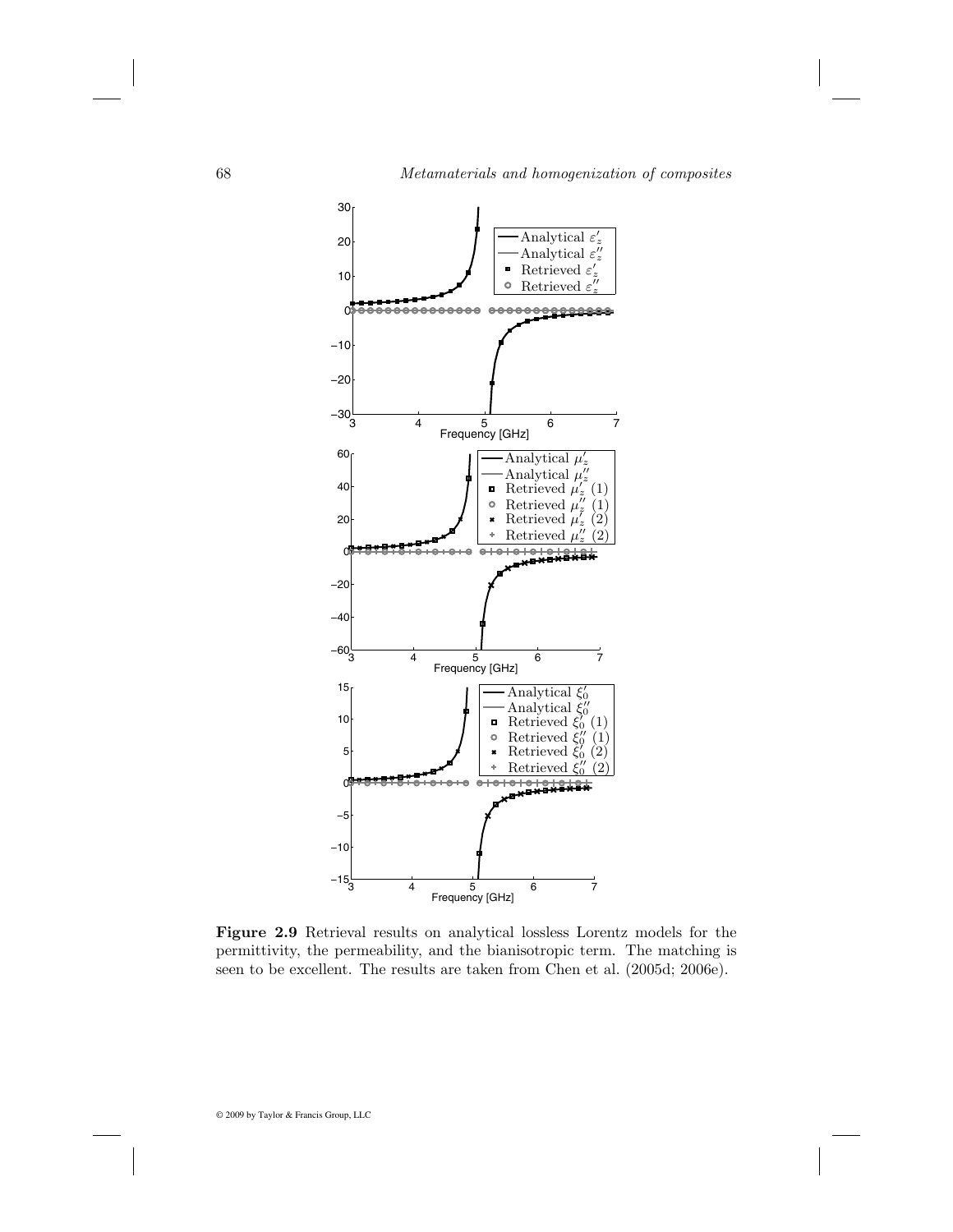**Figure 2.9** Retrieval results on analytical lossless Lorentz models for the permittivity, the permeability, and the bianisotropic term. The matching is seen to be excellent. The results are taken from Chen et al. (2005d; 2006e).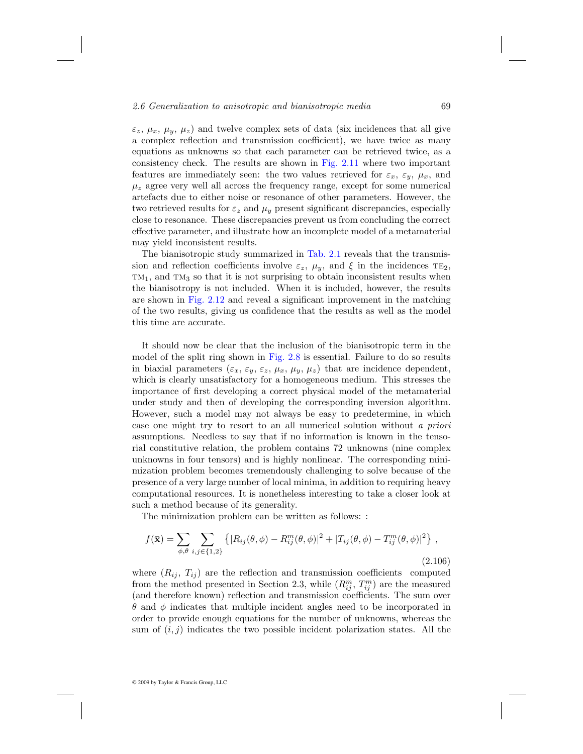$\varepsilon_z$, $\mu_x$, $\mu_y$, $\mu_z$) and twelve complex sets of data (six incidences that all give a complex reflection and transmission coefficient), we have twice as many equations as unknowns so that each parameter can be retrieved twice, as a consistency check. The results are shown in Fig. 2.11 where two important features are immediately seen: the two values retrieved for $\varepsilon_x$, $\varepsilon_y$, $\mu_x$, and $\mu_z$ agree very well all across the frequency range, except for some numerical artefacts due to either noise or resonance of other parameters. However, the two retrieved results for $\varepsilon_z$ and $\mu_y$ present significant discrepancies, especially close to resonance. These discrepancies prevent us from concluding the correct effective parameter, and illustrate how an incomplete model of a metamaterial may yield inconsistent results.

The bianisotropic study summarized in Tab. 2.1 reveals that the transmission and reflection coefficients involve $\varepsilon_z$, $\mu_y$, and $\xi$ in the incidences $\text{TE}_2$, $\text{TM}_1$, and $\text{TM}_3$ so that it is not surprising to obtain inconsistent results when the bianisotropy is not included. When it is included, however, the results are shown in Fig. 2.12 and reveal a significant improvement in the matching of the two results, giving us confidence that the results as well as the model this time are accurate.

It should now be clear that the inclusion of the bianisotropic term in the model of the split ring shown in Fig. 2.8 is essential. Failure to do so results in biaxial parameters ($\varepsilon_x$, $\varepsilon_y$, $\varepsilon_z$, $\mu_x$, $\mu_y$, $\mu_z$) that are incidence dependent, which is clearly unsatisfactory for a homogeneous medium. This stresses the importance of first developing a correct physical model of the metamaterial under study and then of developing the corresponding inversion algorithm. However, such a model may not always be easy to predetermine, in which case one might try to resort to an all numerical solution without *a priori* assumptions. Needless to say that if no information is known in the tensorial constitutive relation, the problem contains 72 unknowns (nine complex unknowns in four tensors) and is highly nonlinear. The corresponding minimization problem becomes tremendously challenging to solve because of the presence of a very large number of local minima, in addition to requiring heavy computational resources. It is nonetheless interesting to take a closer look at such a method because of its generality.

The minimization problem can be written as follows: :

$$f(\bar{\mathbf{x}}) = \sum_{\phi,\theta} \sum_{i,j\in\{1,2\}} \left\{ |R_{ij}(\theta,\phi) - R_{ij}^m(\theta,\phi)|^2 + |T_{ij}(\theta,\phi) - T_{ij}^m(\theta,\phi)|^2 \right\} , \tag{2.106}$$

where ($R_{ij}$, $T_{ij}$) are the reflection and transmission coefficients computed from the method presented in Section 2.3, while ($R_{ij}^m$, $T_{ij}^m$) are the measured (and therefore known) reflection and transmission coefficients. The sum over $\theta$ and $\phi$ indicates that multiple incident angles need to be incorporated in order to provide enough equations for the number of unknowns, whereas the sum of $(i,j)$ indicates the two possible incident polarization states. All the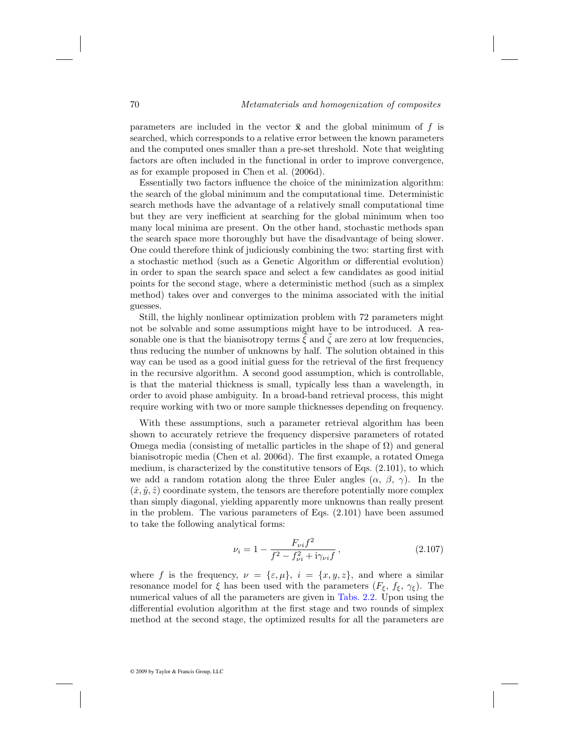parameters are included in the vector $\bar{\mathbf{x}}$ and the global minimum of $f$ is searched, which corresponds to a relative error between the known parameters and the computed ones smaller than a pre-set threshold. Note that weighting factors are often included in the functional in order to improve convergence, as for example proposed in Chen et al. (2006d).

Essentially two factors influence the choice of the minimization algorithm: the search of the global minimum and the computational time. Deterministic search methods have the advantage of a relatively small computational time but they are very inefficient at searching for the global minimum when too many local minima are present. On the other hand, stochastic methods span the search space more thoroughly but have the disadvantage of being slower. One could therefore think of judiciously combining the two: starting first with a stochastic method (such as a Genetic Algorithm or differential evolution) in order to span the search space and select a few candidates as good initial points for the second stage, where a deterministic method (such as a simplex method) takes over and converges to the minima associated with the initial guesses.

Still, the highly nonlinear optimization problem with 72 parameters might not be solvable and some assumptions might have to be introduced. A reasonable one is that the bianisotropy terms $\bar{\bar{\xi}}$ and $\bar{\bar{\zeta}}$ are zero at low frequencies, thus reducing the number of unknowns by half. The solution obtained in this way can be used as a good initial guess for the retrieval of the first frequency in the recursive algorithm. A second good assumption, which is controllable, is that the material thickness is small, typically less than a wavelength, in order to avoid phase ambiguity. In a broad-band retrieval process, this might require working with two or more sample thicknesses depending on frequency.

With these assumptions, such a parameter retrieval algorithm has been shown to accurately retrieve the frequency dispersive parameters of rotated Omega media (consisting of metallic particles in the shape of $\Omega$) and general bianisotropic media (Chen et al. 2006d). The first example, a rotated Omega medium, is characterized by the constitutive tensors of Eqs. (2.101), to which we add a random rotation along the three Euler angles ($\alpha$, $\beta$, $\gamma$). In the $(\hat{x}, \hat{y}, \hat{z})$ coordinate system, the tensors are therefore potentially more complex than simply diagonal, yielding apparently more unknowns than really present in the problem. The various parameters of Eqs. (2.101) have been assumed to take the following analytical forms:

$$\nu_i = 1 - \frac{F_{\nu i} f^2}{f^2 - f_{\nu i}^2 + \mathrm{i}\gamma_{\nu i} f}\,, \tag{2.107}$$

where $f$ is the frequency, $\nu = \{\varepsilon, \mu\}$, $i = \{x, y, z\}$, and where a similar resonance model for $\xi$ has been used with the parameters ($F_\xi$, $f_\xi$, $\gamma_\xi$). The numerical values of all the parameters are given in Tabs. 2.2. Upon using the differential evolution algorithm at the first stage and two rounds of simplex method at the second stage, the optimized results for all the parameters are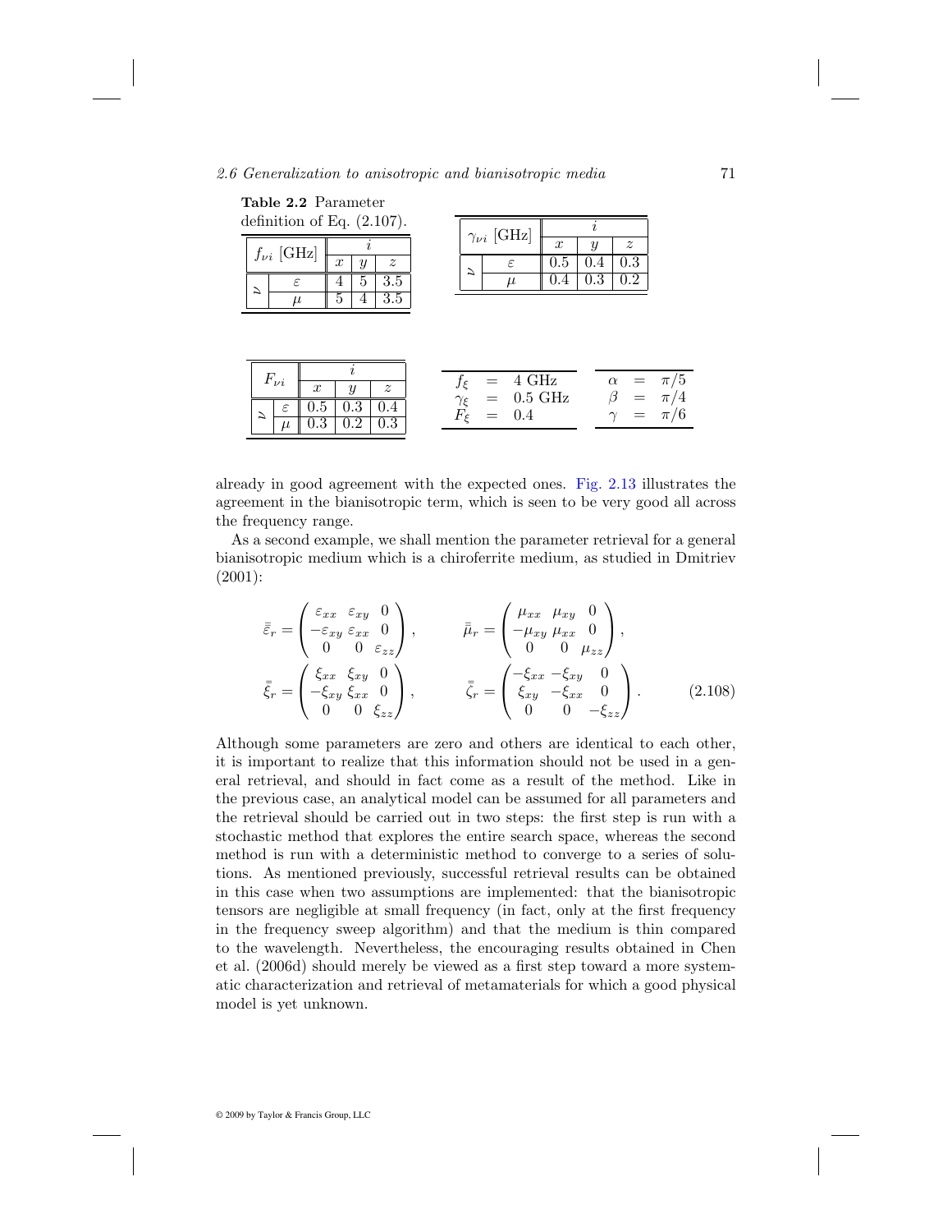**Table 2.2** Parameter definition of Eq. (2.107).

| $f_{\nu i}$ [GHz] | | $i$ | | |
|---|---|---|---|---|
| | | $x$ | $y$ | $z$ |
| $\nu$ | $\varepsilon$ | 4 | 5 | 3.5 |
| | $\mu$ | 5 | 4 | 3.5 |

| $\gamma_{\nu i}$ [GHz] | | $i$ | | |
|---|---|---|---|---|
| | | $x$ | $y$ | $z$ |
| $\nu$ | $\varepsilon$ | 0.5 | 0.4 | 0.3 |
| | $\mu$ | 0.4 | 0.3 | 0.2 |

| $F_{\nu i}$ | | $i$ | | |
|---|---|---|---|---|
| | | $x$ | $y$ | $z$ |
| $\nu$ | $\varepsilon$ | 0.5 | 0.3 | 0.4 |
| | $\mu$ | 0.3 | 0.2 | 0.3 |

$$f_\xi = 4 \text{ GHz}, \quad \gamma_\xi = 0.5 \text{ GHz}, \quad F_\xi = 0.4$$

$$\alpha = \pi/5, \quad \beta = \pi/4, \quad \gamma = \pi/6$$

already in good agreement with the expected ones. Fig. 2.13 illustrates the agreement in the bianisotropic term, which is seen to be very good all across the frequency range.

As a second example, we shall mention the parameter retrieval for a general bianisotropic medium which is a chiroferrite medium, as studied in Dmitriev (2001):

$$\bar{\bar{\varepsilon}}_r = \begin{pmatrix} \varepsilon_{xx} & \varepsilon_{xy} & 0 \\ -\varepsilon_{xy} & \varepsilon_{xx} & 0 \\ 0 & 0 & \varepsilon_{zz} \end{pmatrix}, \qquad \bar{\bar{\mu}}_r = \begin{pmatrix} \mu_{xx} & \mu_{xy} & 0 \\ -\mu_{xy} & \mu_{xx} & 0 \\ 0 & 0 & \mu_{zz} \end{pmatrix},$$
$$\bar{\bar{\xi}}_r = \begin{pmatrix} \xi_{xx} & \xi_{xy} & 0 \\ -\xi_{xy} & \xi_{xx} & 0 \\ 0 & 0 & \xi_{zz} \end{pmatrix}, \qquad \bar{\bar{\zeta}}_r = \begin{pmatrix} -\xi_{xx} & -\xi_{xy} & 0 \\ \xi_{xy} & -\xi_{xx} & 0 \\ 0 & 0 & -\xi_{zz} \end{pmatrix}. \tag{2.108}$$

Although some parameters are zero and others are identical to each other, it is important to realize that this information should not be used in a general retrieval, and should in fact come as a result of the method. Like in the previous case, an analytical model can be assumed for all parameters and the retrieval should be carried out in two steps: the first step is run with a stochastic method that explores the entire search space, whereas the second method is run with a deterministic method to converge to a series of solutions. As mentioned previously, successful retrieval results can be obtained in this case when two assumptions are implemented: that the bianisotropic tensors are negligible at small frequency (in fact, only at the first frequency in the frequency sweep algorithm) and that the medium is thin compared to the wavelength. Nevertheless, the encouraging results obtained in Chen et al. (2006d) should merely be viewed as a first step toward a more systematic characterization and retrieval of metamaterials for which a good physical model is yet unknown.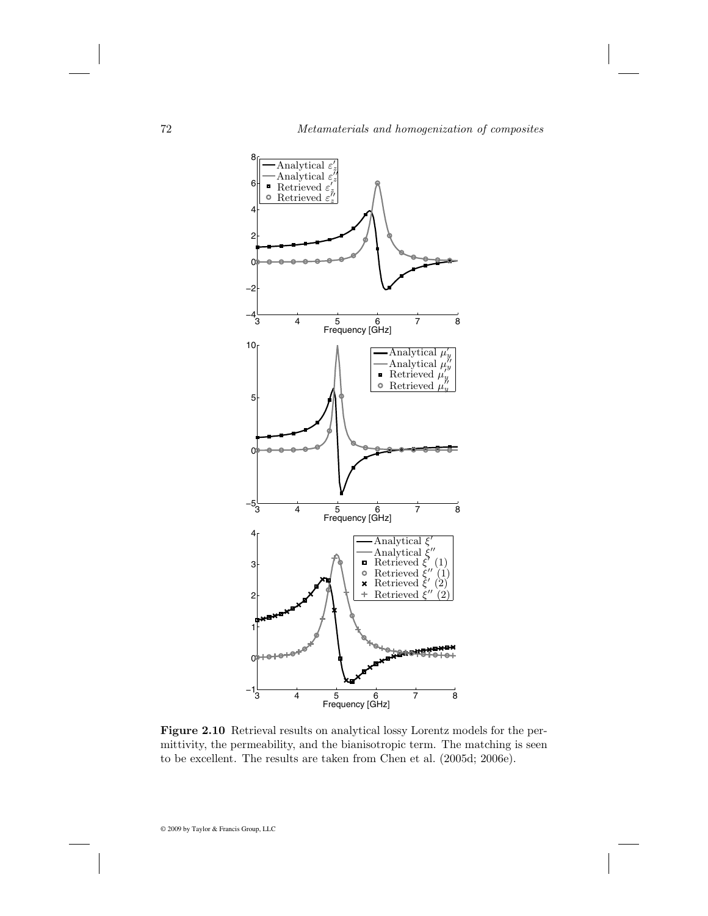**Figure 2.10** Retrieval results on analytical lossy Lorentz models for the permittivity, the permeability, and the bianisotropic term. The matching is seen to be excellent. The results are taken from Chen et al. (2005d; 2006e).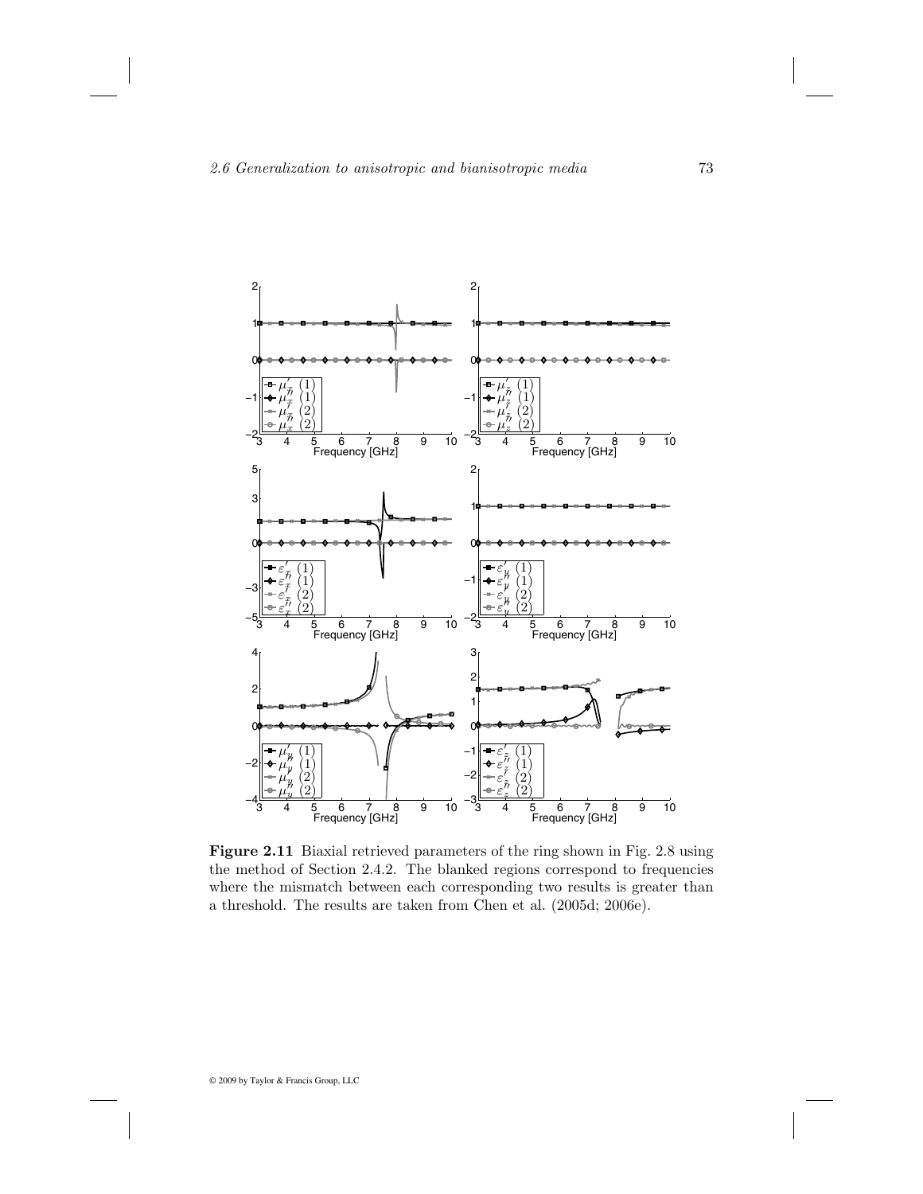**Figure 2.11** Biaxial retrieved parameters of the ring shown in Fig. 2.8 using the method of Section 2.4.2. The blanked regions correspond to frequencies where the mismatch between each corresponding two results is greater than a threshold. The results are taken from Chen et al. (2005d; 2006e).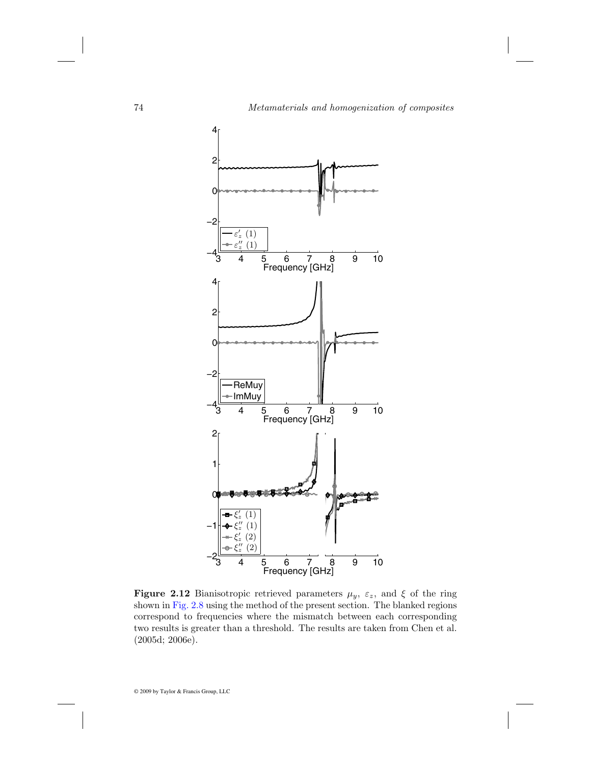**Figure 2.12** Bianisotropic retrieved parameters $\mu_y$, $\varepsilon_z$, and $\xi$ of the ring shown in Fig. 2.8 using the method of the present section. The blanked regions correspond to frequencies where the mismatch between each corresponding two results is greater than a threshold. The results are taken from Chen et al. (2005d; 2006e).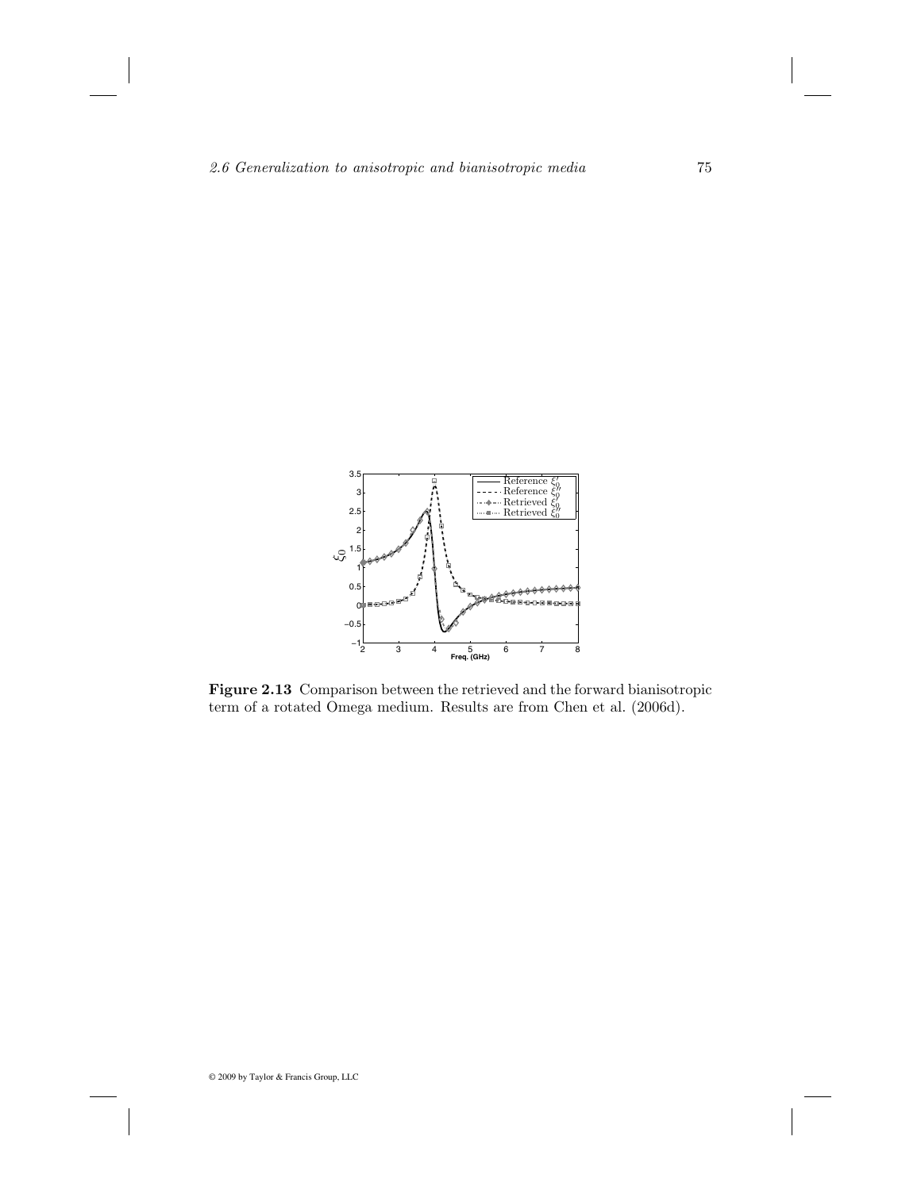3.5

3

2.5

2

1.5

1

0.5

0

−0.5

−1

2 3 4 5 6 7 8

Freq. (GHz)

$\xi_0$

Reference $\xi_0'$

Reference $\xi_0''$

Retrieved $\xi_0'$

Retrieved $\xi_0''$

**Figure 2.13** Comparison between the retrieved and the forward bianisotropic term of a rotated Omega medium. Results are from Chen et al. (2006d).

© 2009 by Taylor & Francis Group, LLC